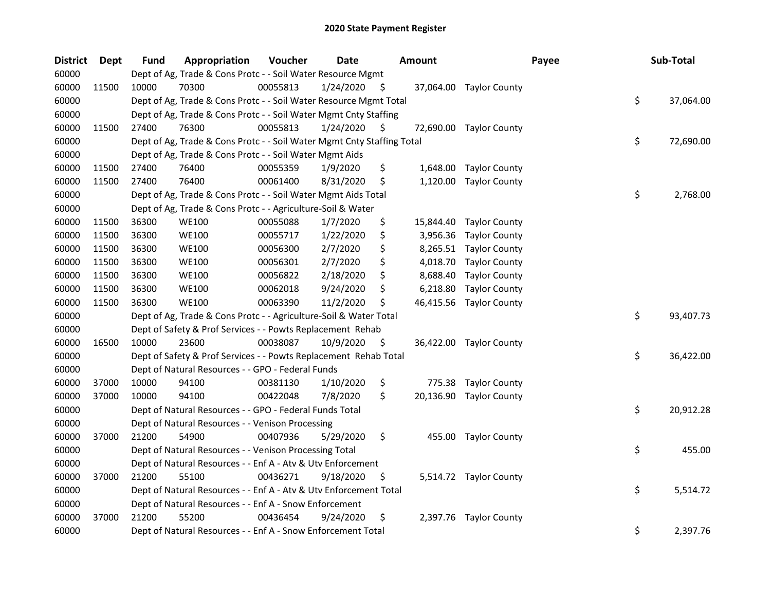# 2020 State Payment Register

| District | Dept | Fund | Appropriation | Voucher | Date | Amount | Payee | Sub-Total |
|---|---|---|---|---|---|---|---|---|
| 60000 | | Dept of Ag, Trade & Cons Protc - - Soil Water Resource Mgmt | | | | | | |
| 60000 | 11500 | 10000 | 70300 | 00055813 | 1/24/2020 | $ 37,064.00 | Taylor County | |
| 60000 | | Dept of Ag, Trade & Cons Protc - - Soil Water Resource Mgmt Total | | | | | | $ 37,064.00 |
| 60000 | | Dept of Ag, Trade & Cons Protc - - Soil Water Mgmt Cnty Staffing | | | | | | |
| 60000 | 11500 | 27400 | 76300 | 00055813 | 1/24/2020 | $ 72,690.00 | Taylor County | |
| 60000 | | Dept of Ag, Trade & Cons Protc - - Soil Water Mgmt Cnty Staffing Total | | | | | | $ 72,690.00 |
| 60000 | | Dept of Ag, Trade & Cons Protc - - Soil Water Mgmt Aids | | | | | | |
| 60000 | 11500 | 27400 | 76400 | 00055359 | 1/9/2020 | $ 1,648.00 | Taylor County | |
| 60000 | 11500 | 27400 | 76400 | 00061400 | 8/31/2020 | $ 1,120.00 | Taylor County | |
| 60000 | | Dept of Ag, Trade & Cons Protc - - Soil Water Mgmt Aids Total | | | | | | $ 2,768.00 |
| 60000 | | Dept of Ag, Trade & Cons Protc - - Agriculture-Soil & Water | | | | | | |
| 60000 | 11500 | 36300 | WE100 | 00055088 | 1/7/2020 | $ 15,844.40 | Taylor County | |
| 60000 | 11500 | 36300 | WE100 | 00055717 | 1/22/2020 | $ 3,956.36 | Taylor County | |
| 60000 | 11500 | 36300 | WE100 | 00056300 | 2/7/2020 | $ 8,265.51 | Taylor County | |
| 60000 | 11500 | 36300 | WE100 | 00056301 | 2/7/2020 | $ 4,018.70 | Taylor County | |
| 60000 | 11500 | 36300 | WE100 | 00056822 | 2/18/2020 | $ 8,688.40 | Taylor County | |
| 60000 | 11500 | 36300 | WE100 | 00062018 | 9/24/2020 | $ 6,218.80 | Taylor County | |
| 60000 | 11500 | 36300 | WE100 | 00063390 | 11/2/2020 | $ 46,415.56 | Taylor County | |
| 60000 | | Dept of Ag, Trade & Cons Protc - - Agriculture-Soil & Water Total | | | | | | $ 93,407.73 |
| 60000 | | Dept of Safety & Prof Services - - Powts Replacement Rehab | | | | | | |
| 60000 | 16500 | 10000 | 23600 | 00038087 | 10/9/2020 | $ 36,422.00 | Taylor County | |
| 60000 | | Dept of Safety & Prof Services - - Powts Replacement Rehab Total | | | | | | $ 36,422.00 |
| 60000 | | Dept of Natural Resources - - GPO - Federal Funds | | | | | | |
| 60000 | 37000 | 10000 | 94100 | 00381130 | 1/10/2020 | $ 775.38 | Taylor County | |
| 60000 | 37000 | 10000 | 94100 | 00422048 | 7/8/2020 | $ 20,136.90 | Taylor County | |
| 60000 | | Dept of Natural Resources - - GPO - Federal Funds Total | | | | | | $ 20,912.28 |
| 60000 | | Dept of Natural Resources - - Venison Processing | | | | | | |
| 60000 | 37000 | 21200 | 54900 | 00407936 | 5/29/2020 | $ 455.00 | Taylor County | |
| 60000 | | Dept of Natural Resources - - Venison Processing Total | | | | | | $ 455.00 |
| 60000 | | Dept of Natural Resources - - Enf A - Atv & Utv Enforcement | | | | | | |
| 60000 | 37000 | 21200 | 55100 | 00436271 | 9/18/2020 | $ 5,514.72 | Taylor County | |
| 60000 | | Dept of Natural Resources - - Enf A - Atv & Utv Enforcement Total | | | | | | $ 5,514.72 |
| 60000 | | Dept of Natural Resources - - Enf A - Snow Enforcement | | | | | | |
| 60000 | 37000 | 21200 | 55200 | 00436454 | 9/24/2020 | $ 2,397.76 | Taylor County | |
| 60000 | | Dept of Natural Resources - - Enf A - Snow Enforcement Total | | | | | | $ 2,397.76 |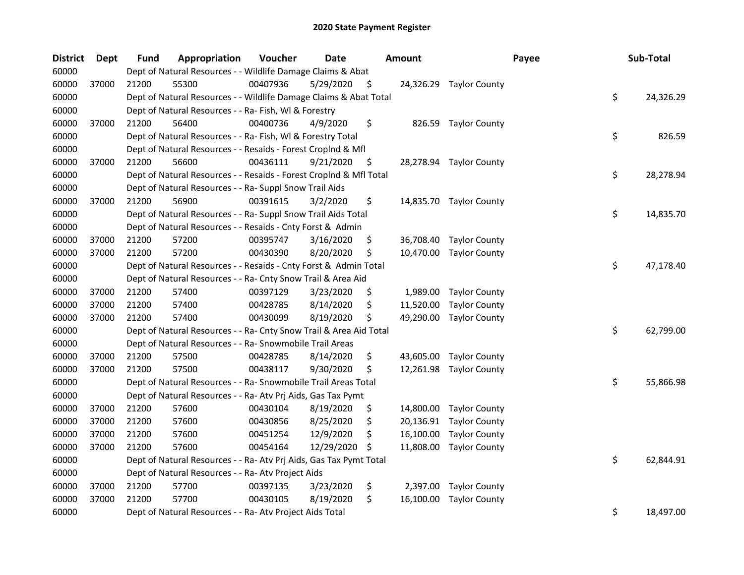## 2020 State Payment Register

| District | Dept | Fund | Appropriation | Voucher | Date | Amount | Payee | Sub-Total |
|---|---|---|---|---|---|---|---|---|
| 60000 | | Dept of Natural Resources - - Wildlife Damage Claims & Abat | | | | | | |
| 60000 | 37000 | 21200 | 55300 | 00407936 | 5/29/2020 | $ 24,326.29 | Taylor County | |
| 60000 | | Dept of Natural Resources - - Wildlife Damage Claims & Abat Total | | | | | | $ 24,326.29 |
| 60000 | | Dept of Natural Resources - - Ra- Fish, Wl & Forestry | | | | | | |
| 60000 | 37000 | 21200 | 56400 | 00400736 | 4/9/2020 | $ 826.59 | Taylor County | |
| 60000 | | Dept of Natural Resources - - Ra- Fish, Wl & Forestry Total | | | | | | $ 826.59 |
| 60000 | | Dept of Natural Resources - - Resaids - Forest Croplnd & Mfl | | | | | | |
| 60000 | 37000 | 21200 | 56600 | 00436111 | 9/21/2020 | $ 28,278.94 | Taylor County | |
| 60000 | | Dept of Natural Resources - - Resaids - Forest Croplnd & Mfl Total | | | | | | $ 28,278.94 |
| 60000 | | Dept of Natural Resources - - Ra- Suppl Snow Trail Aids | | | | | | |
| 60000 | 37000 | 21200 | 56900 | 00391615 | 3/2/2020 | $ 14,835.70 | Taylor County | |
| 60000 | | Dept of Natural Resources - - Ra- Suppl Snow Trail Aids Total | | | | | | $ 14,835.70 |
| 60000 | | Dept of Natural Resources - - Resaids - Cnty Forst & Admin | | | | | | |
| 60000 | 37000 | 21200 | 57200 | 00395747 | 3/16/2020 | $ 36,708.40 | Taylor County | |
| 60000 | 37000 | 21200 | 57200 | 00430390 | 8/20/2020 | $ 10,470.00 | Taylor County | |
| 60000 | | Dept of Natural Resources - - Resaids - Cnty Forst & Admin Total | | | | | | $ 47,178.40 |
| 60000 | | Dept of Natural Resources - - Ra- Cnty Snow Trail & Area Aid | | | | | | |
| 60000 | 37000 | 21200 | 57400 | 00397129 | 3/23/2020 | $ 1,989.00 | Taylor County | |
| 60000 | 37000 | 21200 | 57400 | 00428785 | 8/14/2020 | $ 11,520.00 | Taylor County | |
| 60000 | 37000 | 21200 | 57400 | 00430099 | 8/19/2020 | $ 49,290.00 | Taylor County | |
| 60000 | | Dept of Natural Resources - - Ra- Cnty Snow Trail & Area Aid Total | | | | | | $ 62,799.00 |
| 60000 | | Dept of Natural Resources - - Ra- Snowmobile Trail Areas | | | | | | |
| 60000 | 37000 | 21200 | 57500 | 00428785 | 8/14/2020 | $ 43,605.00 | Taylor County | |
| 60000 | 37000 | 21200 | 57500 | 00438117 | 9/30/2020 | $ 12,261.98 | Taylor County | |
| 60000 | | Dept of Natural Resources - - Ra- Snowmobile Trail Areas Total | | | | | | $ 55,866.98 |
| 60000 | | Dept of Natural Resources - - Ra- Atv Prj Aids, Gas Tax Pymt | | | | | | |
| 60000 | 37000 | 21200 | 57600 | 00430104 | 8/19/2020 | $ 14,800.00 | Taylor County | |
| 60000 | 37000 | 21200 | 57600 | 00430856 | 8/25/2020 | $ 20,136.91 | Taylor County | |
| 60000 | 37000 | 21200 | 57600 | 00451254 | 12/9/2020 | $ 16,100.00 | Taylor County | |
| 60000 | 37000 | 21200 | 57600 | 00454164 | 12/29/2020 | $ 11,808.00 | Taylor County | |
| 60000 | | Dept of Natural Resources - - Ra- Atv Prj Aids, Gas Tax Pymt Total | | | | | | $ 62,844.91 |
| 60000 | | Dept of Natural Resources - - Ra- Atv Project Aids | | | | | | |
| 60000 | 37000 | 21200 | 57700 | 00397135 | 3/23/2020 | $ 2,397.00 | Taylor County | |
| 60000 | 37000 | 21200 | 57700 | 00430105 | 8/19/2020 | $ 16,100.00 | Taylor County | |
| 60000 | | Dept of Natural Resources - - Ra- Atv Project Aids Total | | | | | | $ 18,497.00 |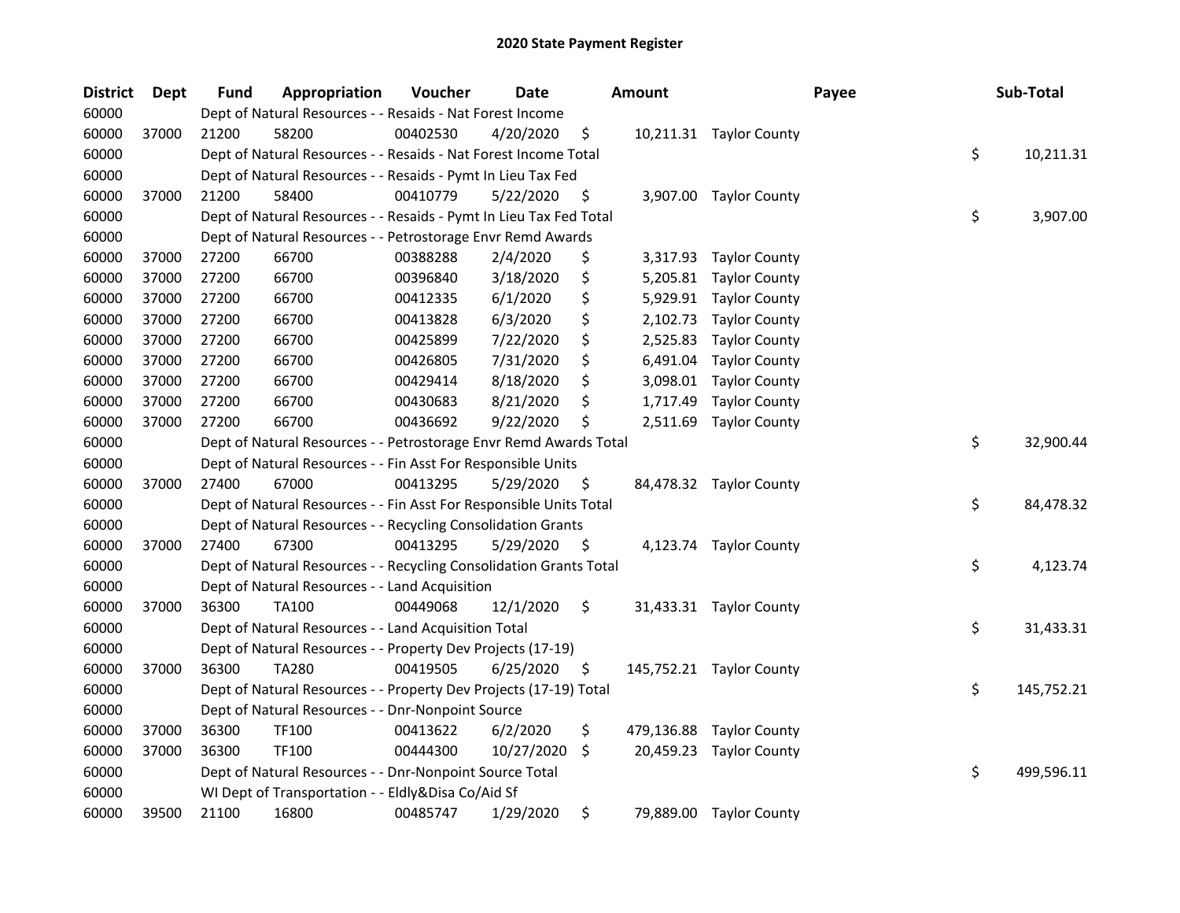# 2020 State Payment Register

| District | Dept | Fund | Appropriation | Voucher | Date | Amount | Payee | Sub-Total |
|---|---|---|---|---|---|---|---|---|
| 60000 | | Dept of Natural Resources - - Resaids - Nat Forest Income | | | | | | |
| 60000 | 37000 | 21200 | 58200 | 00402530 | 4/20/2020 | $ 10,211.31 | Taylor County | |
| 60000 | | Dept of Natural Resources - - Resaids - Nat Forest Income Total | | | | | | $ 10,211.31 |
| 60000 | | Dept of Natural Resources - - Resaids - Pymt In Lieu Tax Fed | | | | | | |
| 60000 | 37000 | 21200 | 58400 | 00410779 | 5/22/2020 | $ 3,907.00 | Taylor County | |
| 60000 | | Dept of Natural Resources - - Resaids - Pymt In Lieu Tax Fed Total | | | | | | $ 3,907.00 |
| 60000 | | Dept of Natural Resources - - Petrostorage Envr Remd Awards | | | | | | |
| 60000 | 37000 | 27200 | 66700 | 00388288 | 2/4/2020 | $ 3,317.93 | Taylor County | |
| 60000 | 37000 | 27200 | 66700 | 00396840 | 3/18/2020 | $ 5,205.81 | Taylor County | |
| 60000 | 37000 | 27200 | 66700 | 00412335 | 6/1/2020 | $ 5,929.91 | Taylor County | |
| 60000 | 37000 | 27200 | 66700 | 00413828 | 6/3/2020 | $ 2,102.73 | Taylor County | |
| 60000 | 37000 | 27200 | 66700 | 00425899 | 7/22/2020 | $ 2,525.83 | Taylor County | |
| 60000 | 37000 | 27200 | 66700 | 00426805 | 7/31/2020 | $ 6,491.04 | Taylor County | |
| 60000 | 37000 | 27200 | 66700 | 00429414 | 8/18/2020 | $ 3,098.01 | Taylor County | |
| 60000 | 37000 | 27200 | 66700 | 00430683 | 8/21/2020 | $ 1,717.49 | Taylor County | |
| 60000 | 37000 | 27200 | 66700 | 00436692 | 9/22/2020 | $ 2,511.69 | Taylor County | |
| 60000 | | Dept of Natural Resources - - Petrostorage Envr Remd Awards Total | | | | | | $ 32,900.44 |
| 60000 | | Dept of Natural Resources - - Fin Asst For Responsible Units | | | | | | |
| 60000 | 37000 | 27400 | 67000 | 00413295 | 5/29/2020 | $ 84,478.32 | Taylor County | |
| 60000 | | Dept of Natural Resources - - Fin Asst For Responsible Units Total | | | | | | $ 84,478.32 |
| 60000 | | Dept of Natural Resources - - Recycling Consolidation Grants | | | | | | |
| 60000 | 37000 | 27400 | 67300 | 00413295 | 5/29/2020 | $ 4,123.74 | Taylor County | |
| 60000 | | Dept of Natural Resources - - Recycling Consolidation Grants Total | | | | | | $ 4,123.74 |
| 60000 | | Dept of Natural Resources - - Land Acquisition | | | | | | |
| 60000 | 37000 | 36300 | TA100 | 00449068 | 12/1/2020 | $ 31,433.31 | Taylor County | |
| 60000 | | Dept of Natural Resources - - Land Acquisition Total | | | | | | $ 31,433.31 |
| 60000 | | Dept of Natural Resources - - Property Dev Projects (17-19) | | | | | | |
| 60000 | 37000 | 36300 | TA280 | 00419505 | 6/25/2020 | $ 145,752.21 | Taylor County | |
| 60000 | | Dept of Natural Resources - - Property Dev Projects (17-19) Total | | | | | | $ 145,752.21 |
| 60000 | | Dept of Natural Resources - - Dnr-Nonpoint Source | | | | | | |
| 60000 | 37000 | 36300 | TF100 | 00413622 | 6/2/2020 | $ 479,136.88 | Taylor County | |
| 60000 | 37000 | 36300 | TF100 | 00444300 | 10/27/2020 | $ 20,459.23 | Taylor County | |
| 60000 | | Dept of Natural Resources - - Dnr-Nonpoint Source Total | | | | | | $ 499,596.11 |
| 60000 | | WI Dept of Transportation - - Eldly&Disa Co/Aid Sf | | | | | | |
| 60000 | 39500 | 21100 | 16800 | 00485747 | 1/29/2020 | $ 79,889.00 | Taylor County | |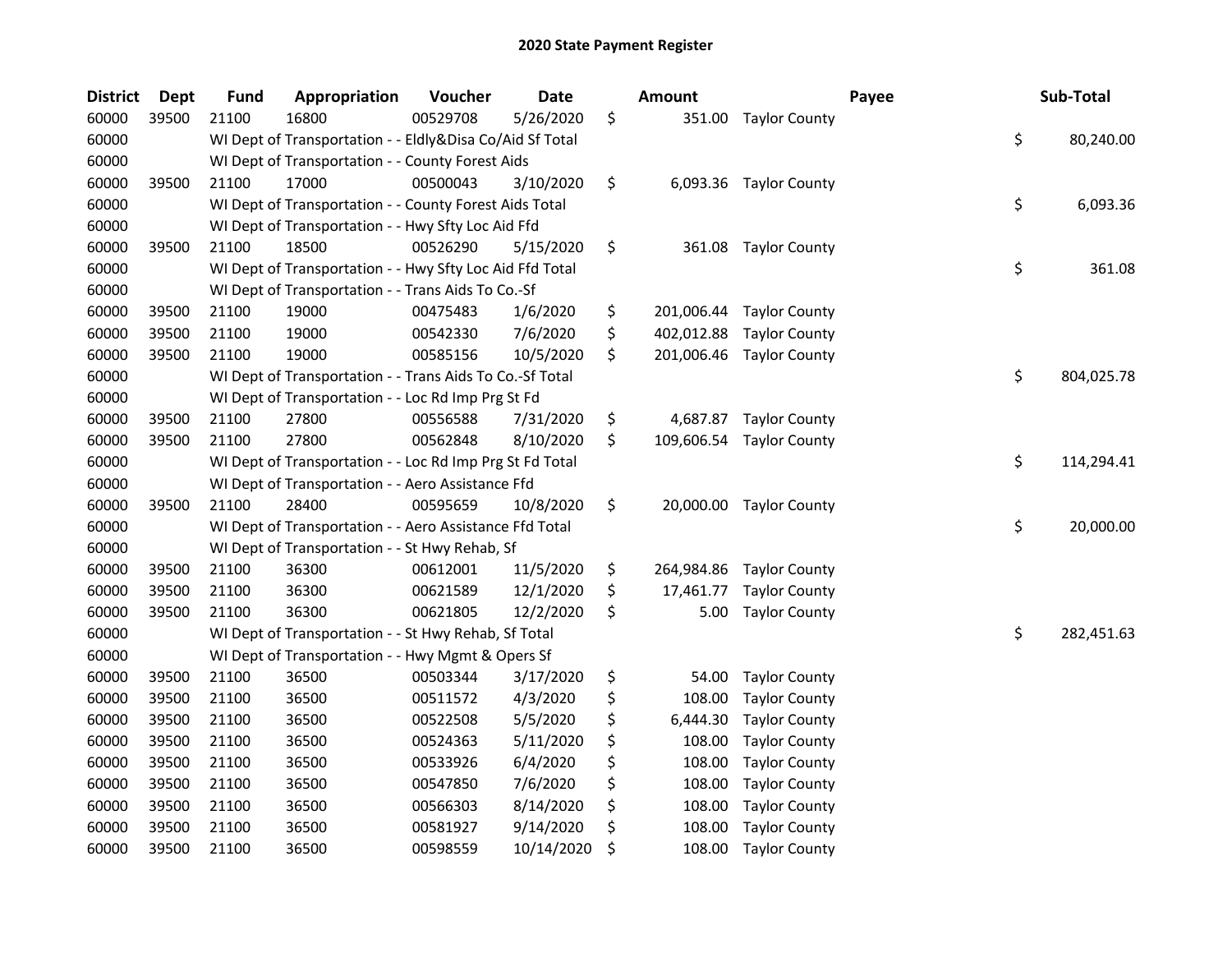# 2020 State Payment Register

| District | Dept | Fund | Appropriation | Voucher | Date | Amount | Payee | Sub-Total |
|---|---|---|---|---|---|---|---|---|
| 60000 | 39500 | 21100 | 16800 | 00529708 | 5/26/2020 | $ 351.00 | Taylor County | |
| 60000 | | WI Dept of Transportation - - Eldly&Disa Co/Aid Sf Total | | | | | | $ 80,240.00 |
| 60000 | | WI Dept of Transportation - - County Forest Aids | | | | | | |
| 60000 | 39500 | 21100 | 17000 | 00500043 | 3/10/2020 | $ 6,093.36 | Taylor County | |
| 60000 | | WI Dept of Transportation - - County Forest Aids Total | | | | | | $ 6,093.36 |
| 60000 | | WI Dept of Transportation - - Hwy Sfty Loc Aid Ffd | | | | | | |
| 60000 | 39500 | 21100 | 18500 | 00526290 | 5/15/2020 | $ 361.08 | Taylor County | |
| 60000 | | WI Dept of Transportation - - Hwy Sfty Loc Aid Ffd Total | | | | | | $ 361.08 |
| 60000 | | WI Dept of Transportation - - Trans Aids To Co.-Sf | | | | | | |
| 60000 | 39500 | 21100 | 19000 | 00475483 | 1/6/2020 | $ 201,006.44 | Taylor County | |
| 60000 | 39500 | 21100 | 19000 | 00542330 | 7/6/2020 | $ 402,012.88 | Taylor County | |
| 60000 | 39500 | 21100 | 19000 | 00585156 | 10/5/2020 | $ 201,006.46 | Taylor County | |
| 60000 | | WI Dept of Transportation - - Trans Aids To Co.-Sf Total | | | | | | $ 804,025.78 |
| 60000 | | WI Dept of Transportation - - Loc Rd Imp Prg St Fd | | | | | | |
| 60000 | 39500 | 21100 | 27800 | 00556588 | 7/31/2020 | $ 4,687.87 | Taylor County | |
| 60000 | 39500 | 21100 | 27800 | 00562848 | 8/10/2020 | $ 109,606.54 | Taylor County | |
| 60000 | | WI Dept of Transportation - - Loc Rd Imp Prg St Fd Total | | | | | | $ 114,294.41 |
| 60000 | | WI Dept of Transportation - - Aero Assistance Ffd | | | | | | |
| 60000 | 39500 | 21100 | 28400 | 00595659 | 10/8/2020 | $ 20,000.00 | Taylor County | |
| 60000 | | WI Dept of Transportation - - Aero Assistance Ffd Total | | | | | | $ 20,000.00 |
| 60000 | | WI Dept of Transportation - - St Hwy Rehab, Sf | | | | | | |
| 60000 | 39500 | 21100 | 36300 | 00612001 | 11/5/2020 | $ 264,984.86 | Taylor County | |
| 60000 | 39500 | 21100 | 36300 | 00621589 | 12/1/2020 | $ 17,461.77 | Taylor County | |
| 60000 | 39500 | 21100 | 36300 | 00621805 | 12/2/2020 | $ 5.00 | Taylor County | |
| 60000 | | WI Dept of Transportation - - St Hwy Rehab, Sf Total | | | | | | $ 282,451.63 |
| 60000 | | WI Dept of Transportation - - Hwy Mgmt & Opers Sf | | | | | | |
| 60000 | 39500 | 21100 | 36500 | 00503344 | 3/17/2020 | $ 54.00 | Taylor County | |
| 60000 | 39500 | 21100 | 36500 | 00511572 | 4/3/2020 | $ 108.00 | Taylor County | |
| 60000 | 39500 | 21100 | 36500 | 00522508 | 5/5/2020 | $ 6,444.30 | Taylor County | |
| 60000 | 39500 | 21100 | 36500 | 00524363 | 5/11/2020 | $ 108.00 | Taylor County | |
| 60000 | 39500 | 21100 | 36500 | 00533926 | 6/4/2020 | $ 108.00 | Taylor County | |
| 60000 | 39500 | 21100 | 36500 | 00547850 | 7/6/2020 | $ 108.00 | Taylor County | |
| 60000 | 39500 | 21100 | 36500 | 00566303 | 8/14/2020 | $ 108.00 | Taylor County | |
| 60000 | 39500 | 21100 | 36500 | 00581927 | 9/14/2020 | $ 108.00 | Taylor County | |
| 60000 | 39500 | 21100 | 36500 | 00598559 | 10/14/2020 | $ 108.00 | Taylor County | |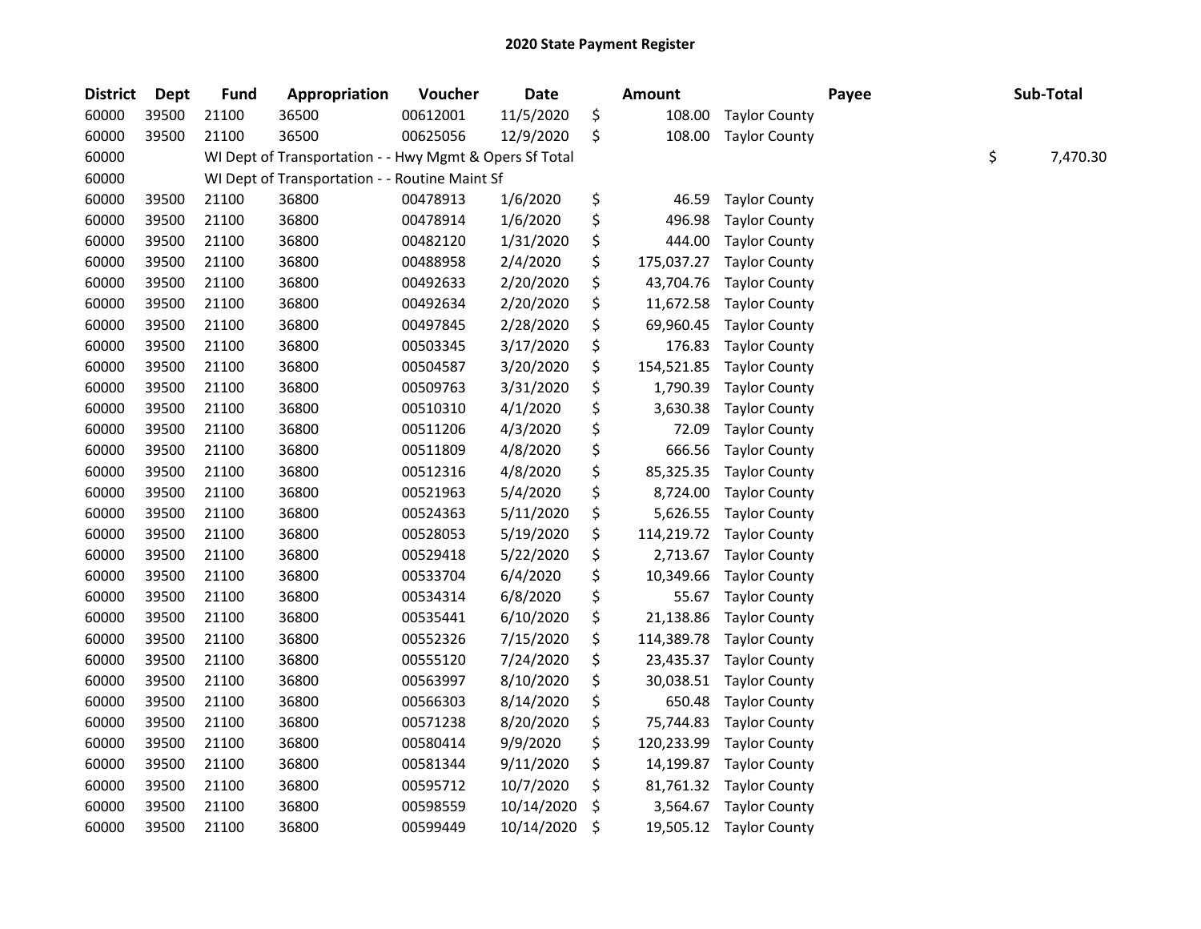## 2020 State Payment Register

| District | Dept | Fund | Appropriation | Voucher | Date | Amount | Payee | Sub-Total |
|---|---|---|---|---|---|---|---|---|
| 60000 | 39500 | 21100 | 36500 | 00612001 | 11/5/2020 | $ 108.00 | Taylor County | |
| 60000 | 39500 | 21100 | 36500 | 00625056 | 12/9/2020 | $ 108.00 | Taylor County | |
| 60000 | | WI Dept of Transportation - - Hwy Mgmt & Opers Sf Total | | | | | | $ 7,470.30 |
| 60000 | | WI Dept of Transportation - - Routine Maint Sf | | | | | | |
| 60000 | 39500 | 21100 | 36800 | 00478913 | 1/6/2020 | $ 46.59 | Taylor County | |
| 60000 | 39500 | 21100 | 36800 | 00478914 | 1/6/2020 | $ 496.98 | Taylor County | |
| 60000 | 39500 | 21100 | 36800 | 00482120 | 1/31/2020 | $ 444.00 | Taylor County | |
| 60000 | 39500 | 21100 | 36800 | 00488958 | 2/4/2020 | $ 175,037.27 | Taylor County | |
| 60000 | 39500 | 21100 | 36800 | 00492633 | 2/20/2020 | $ 43,704.76 | Taylor County | |
| 60000 | 39500 | 21100 | 36800 | 00492634 | 2/20/2020 | $ 11,672.58 | Taylor County | |
| 60000 | 39500 | 21100 | 36800 | 00497845 | 2/28/2020 | $ 69,960.45 | Taylor County | |
| 60000 | 39500 | 21100 | 36800 | 00503345 | 3/17/2020 | $ 176.83 | Taylor County | |
| 60000 | 39500 | 21100 | 36800 | 00504587 | 3/20/2020 | $ 154,521.85 | Taylor County | |
| 60000 | 39500 | 21100 | 36800 | 00509763 | 3/31/2020 | $ 1,790.39 | Taylor County | |
| 60000 | 39500 | 21100 | 36800 | 00510310 | 4/1/2020 | $ 3,630.38 | Taylor County | |
| 60000 | 39500 | 21100 | 36800 | 00511206 | 4/3/2020 | $ 72.09 | Taylor County | |
| 60000 | 39500 | 21100 | 36800 | 00511809 | 4/8/2020 | $ 666.56 | Taylor County | |
| 60000 | 39500 | 21100 | 36800 | 00512316 | 4/8/2020 | $ 85,325.35 | Taylor County | |
| 60000 | 39500 | 21100 | 36800 | 00521963 | 5/4/2020 | $ 8,724.00 | Taylor County | |
| 60000 | 39500 | 21100 | 36800 | 00524363 | 5/11/2020 | $ 5,626.55 | Taylor County | |
| 60000 | 39500 | 21100 | 36800 | 00528053 | 5/19/2020 | $ 114,219.72 | Taylor County | |
| 60000 | 39500 | 21100 | 36800 | 00529418 | 5/22/2020 | $ 2,713.67 | Taylor County | |
| 60000 | 39500 | 21100 | 36800 | 00533704 | 6/4/2020 | $ 10,349.66 | Taylor County | |
| 60000 | 39500 | 21100 | 36800 | 00534314 | 6/8/2020 | $ 55.67 | Taylor County | |
| 60000 | 39500 | 21100 | 36800 | 00535441 | 6/10/2020 | $ 21,138.86 | Taylor County | |
| 60000 | 39500 | 21100 | 36800 | 00552326 | 7/15/2020 | $ 114,389.78 | Taylor County | |
| 60000 | 39500 | 21100 | 36800 | 00555120 | 7/24/2020 | $ 23,435.37 | Taylor County | |
| 60000 | 39500 | 21100 | 36800 | 00563997 | 8/10/2020 | $ 30,038.51 | Taylor County | |
| 60000 | 39500 | 21100 | 36800 | 00566303 | 8/14/2020 | $ 650.48 | Taylor County | |
| 60000 | 39500 | 21100 | 36800 | 00571238 | 8/20/2020 | $ 75,744.83 | Taylor County | |
| 60000 | 39500 | 21100 | 36800 | 00580414 | 9/9/2020 | $ 120,233.99 | Taylor County | |
| 60000 | 39500 | 21100 | 36800 | 00581344 | 9/11/2020 | $ 14,199.87 | Taylor County | |
| 60000 | 39500 | 21100 | 36800 | 00595712 | 10/7/2020 | $ 81,761.32 | Taylor County | |
| 60000 | 39500 | 21100 | 36800 | 00598559 | 10/14/2020 | $ 3,564.67 | Taylor County | |
| 60000 | 39500 | 21100 | 36800 | 00599449 | 10/14/2020 | $ 19,505.12 | Taylor County | |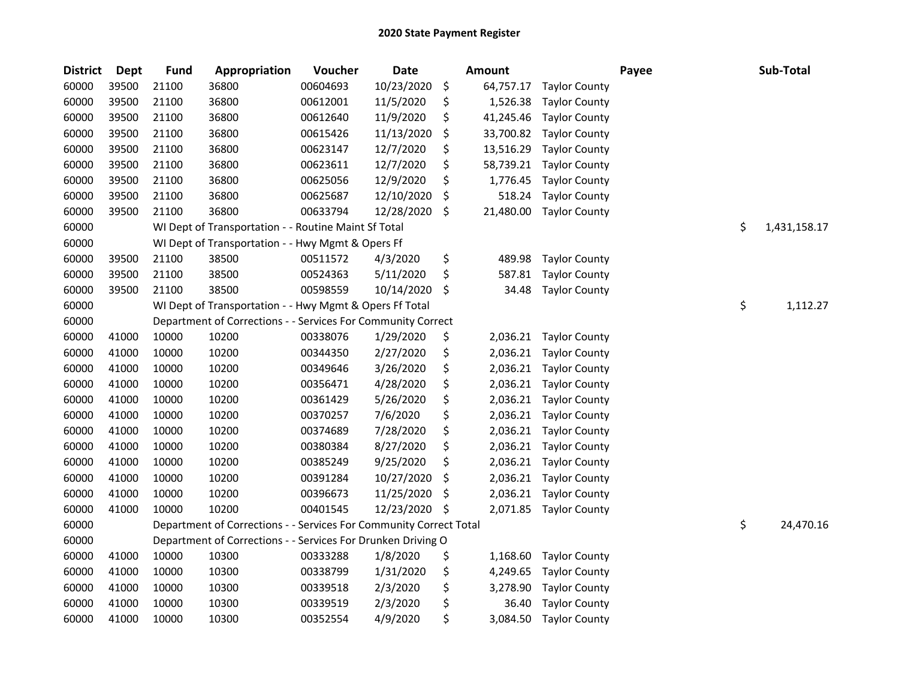# 2020 State Payment Register

| District | Dept | Fund | Appropriation | Voucher | Date | Amount | Payee | Sub-Total |
|---|---|---|---|---|---|---|---|---|
| 60000 | 39500 | 21100 | 36800 | 00604693 | 10/23/2020 | $ 64,757.17 | Taylor County | |
| 60000 | 39500 | 21100 | 36800 | 00612001 | 11/5/2020 | $ 1,526.38 | Taylor County | |
| 60000 | 39500 | 21100 | 36800 | 00612640 | 11/9/2020 | $ 41,245.46 | Taylor County | |
| 60000 | 39500 | 21100 | 36800 | 00615426 | 11/13/2020 | $ 33,700.82 | Taylor County | |
| 60000 | 39500 | 21100 | 36800 | 00623147 | 12/7/2020 | $ 13,516.29 | Taylor County | |
| 60000 | 39500 | 21100 | 36800 | 00623611 | 12/7/2020 | $ 58,739.21 | Taylor County | |
| 60000 | 39500 | 21100 | 36800 | 00625056 | 12/9/2020 | $ 1,776.45 | Taylor County | |
| 60000 | 39500 | 21100 | 36800 | 00625687 | 12/10/2020 | $ 518.24 | Taylor County | |
| 60000 | 39500 | 21100 | 36800 | 00633794 | 12/28/2020 | $ 21,480.00 | Taylor County | |
| 60000 | | WI Dept of Transportation - - Routine Maint Sf Total | | | | | | $ 1,431,158.17 |
| 60000 | | WI Dept of Transportation - - Hwy Mgmt & Opers Ff | | | | | | |
| 60000 | 39500 | 21100 | 38500 | 00511572 | 4/3/2020 | $ 489.98 | Taylor County | |
| 60000 | 39500 | 21100 | 38500 | 00524363 | 5/11/2020 | $ 587.81 | Taylor County | |
| 60000 | 39500 | 21100 | 38500 | 00598559 | 10/14/2020 | $ 34.48 | Taylor County | |
| 60000 | | WI Dept of Transportation - - Hwy Mgmt & Opers Ff Total | | | | | | $ 1,112.27 |
| 60000 | | Department of Corrections - - Services For Community Correct | | | | | | |
| 60000 | 41000 | 10000 | 10200 | 00338076 | 1/29/2020 | $ 2,036.21 | Taylor County | |
| 60000 | 41000 | 10000 | 10200 | 00344350 | 2/27/2020 | $ 2,036.21 | Taylor County | |
| 60000 | 41000 | 10000 | 10200 | 00349646 | 3/26/2020 | $ 2,036.21 | Taylor County | |
| 60000 | 41000 | 10000 | 10200 | 00356471 | 4/28/2020 | $ 2,036.21 | Taylor County | |
| 60000 | 41000 | 10000 | 10200 | 00361429 | 5/26/2020 | $ 2,036.21 | Taylor County | |
| 60000 | 41000 | 10000 | 10200 | 00370257 | 7/6/2020 | $ 2,036.21 | Taylor County | |
| 60000 | 41000 | 10000 | 10200 | 00374689 | 7/28/2020 | $ 2,036.21 | Taylor County | |
| 60000 | 41000 | 10000 | 10200 | 00380384 | 8/27/2020 | $ 2,036.21 | Taylor County | |
| 60000 | 41000 | 10000 | 10200 | 00385249 | 9/25/2020 | $ 2,036.21 | Taylor County | |
| 60000 | 41000 | 10000 | 10200 | 00391284 | 10/27/2020 | $ 2,036.21 | Taylor County | |
| 60000 | 41000 | 10000 | 10200 | 00396673 | 11/25/2020 | $ 2,036.21 | Taylor County | |
| 60000 | 41000 | 10000 | 10200 | 00401545 | 12/23/2020 | $ 2,071.85 | Taylor County | |
| 60000 | | Department of Corrections - - Services For Community Correct Total | | | | | | $ 24,470.16 |
| 60000 | | Department of Corrections - - Services For Drunken Driving O | | | | | | |
| 60000 | 41000 | 10000 | 10300 | 00333288 | 1/8/2020 | $ 1,168.60 | Taylor County | |
| 60000 | 41000 | 10000 | 10300 | 00338799 | 1/31/2020 | $ 4,249.65 | Taylor County | |
| 60000 | 41000 | 10000 | 10300 | 00339518 | 2/3/2020 | $ 3,278.90 | Taylor County | |
| 60000 | 41000 | 10000 | 10300 | 00339519 | 2/3/2020 | $ 36.40 | Taylor County | |
| 60000 | 41000 | 10000 | 10300 | 00352554 | 4/9/2020 | $ 3,084.50 | Taylor County | |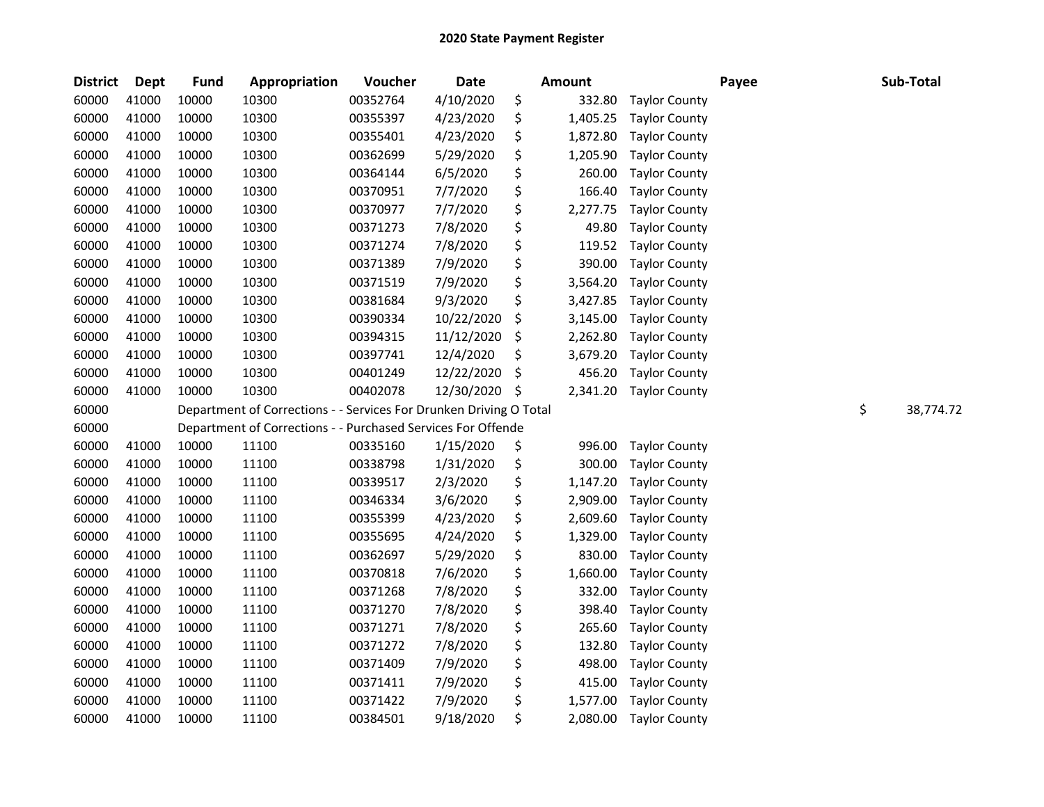# 2020 State Payment Register

| District | Dept | Fund | Appropriation | Voucher | Date | Amount | Payee | Sub-Total |
|---|---|---|---|---|---|---|---|---|
| 60000 | 41000 | 10000 | 10300 | 00352764 | 4/10/2020 | $ 332.80 | Taylor County | |
| 60000 | 41000 | 10000 | 10300 | 00355397 | 4/23/2020 | $ 1,405.25 | Taylor County | |
| 60000 | 41000 | 10000 | 10300 | 00355401 | 4/23/2020 | $ 1,872.80 | Taylor County | |
| 60000 | 41000 | 10000 | 10300 | 00362699 | 5/29/2020 | $ 1,205.90 | Taylor County | |
| 60000 | 41000 | 10000 | 10300 | 00364144 | 6/5/2020 | $ 260.00 | Taylor County | |
| 60000 | 41000 | 10000 | 10300 | 00370951 | 7/7/2020 | $ 166.40 | Taylor County | |
| 60000 | 41000 | 10000 | 10300 | 00370977 | 7/7/2020 | $ 2,277.75 | Taylor County | |
| 60000 | 41000 | 10000 | 10300 | 00371273 | 7/8/2020 | $ 49.80 | Taylor County | |
| 60000 | 41000 | 10000 | 10300 | 00371274 | 7/8/2020 | $ 119.52 | Taylor County | |
| 60000 | 41000 | 10000 | 10300 | 00371389 | 7/9/2020 | $ 390.00 | Taylor County | |
| 60000 | 41000 | 10000 | 10300 | 00371519 | 7/9/2020 | $ 3,564.20 | Taylor County | |
| 60000 | 41000 | 10000 | 10300 | 00381684 | 9/3/2020 | $ 3,427.85 | Taylor County | |
| 60000 | 41000 | 10000 | 10300 | 00390334 | 10/22/2020 | $ 3,145.00 | Taylor County | |
| 60000 | 41000 | 10000 | 10300 | 00394315 | 11/12/2020 | $ 2,262.80 | Taylor County | |
| 60000 | 41000 | 10000 | 10300 | 00397741 | 12/4/2020 | $ 3,679.20 | Taylor County | |
| 60000 | 41000 | 10000 | 10300 | 00401249 | 12/22/2020 | $ 456.20 | Taylor County | |
| 60000 | 41000 | 10000 | 10300 | 00402078 | 12/30/2020 | $ 2,341.20 | Taylor County | |
| 60000 | | Department of Corrections - - Services For Drunken Driving O Total | | | | | | $ 38,774.72 |
| 60000 | | Department of Corrections - - Purchased Services For Offende | | | | | | |
| 60000 | 41000 | 10000 | 11100 | 00335160 | 1/15/2020 | $ 996.00 | Taylor County | |
| 60000 | 41000 | 10000 | 11100 | 00338798 | 1/31/2020 | $ 300.00 | Taylor County | |
| 60000 | 41000 | 10000 | 11100 | 00339517 | 2/3/2020 | $ 1,147.20 | Taylor County | |
| 60000 | 41000 | 10000 | 11100 | 00346334 | 3/6/2020 | $ 2,909.00 | Taylor County | |
| 60000 | 41000 | 10000 | 11100 | 00355399 | 4/23/2020 | $ 2,609.60 | Taylor County | |
| 60000 | 41000 | 10000 | 11100 | 00355695 | 4/24/2020 | $ 1,329.00 | Taylor County | |
| 60000 | 41000 | 10000 | 11100 | 00362697 | 5/29/2020 | $ 830.00 | Taylor County | |
| 60000 | 41000 | 10000 | 11100 | 00370818 | 7/6/2020 | $ 1,660.00 | Taylor County | |
| 60000 | 41000 | 10000 | 11100 | 00371268 | 7/8/2020 | $ 332.00 | Taylor County | |
| 60000 | 41000 | 10000 | 11100 | 00371270 | 7/8/2020 | $ 398.40 | Taylor County | |
| 60000 | 41000 | 10000 | 11100 | 00371271 | 7/8/2020 | $ 265.60 | Taylor County | |
| 60000 | 41000 | 10000 | 11100 | 00371272 | 7/8/2020 | $ 132.80 | Taylor County | |
| 60000 | 41000 | 10000 | 11100 | 00371409 | 7/9/2020 | $ 498.00 | Taylor County | |
| 60000 | 41000 | 10000 | 11100 | 00371411 | 7/9/2020 | $ 415.00 | Taylor County | |
| 60000 | 41000 | 10000 | 11100 | 00371422 | 7/9/2020 | $ 1,577.00 | Taylor County | |
| 60000 | 41000 | 10000 | 11100 | 00384501 | 9/18/2020 | $ 2,080.00 | Taylor County | |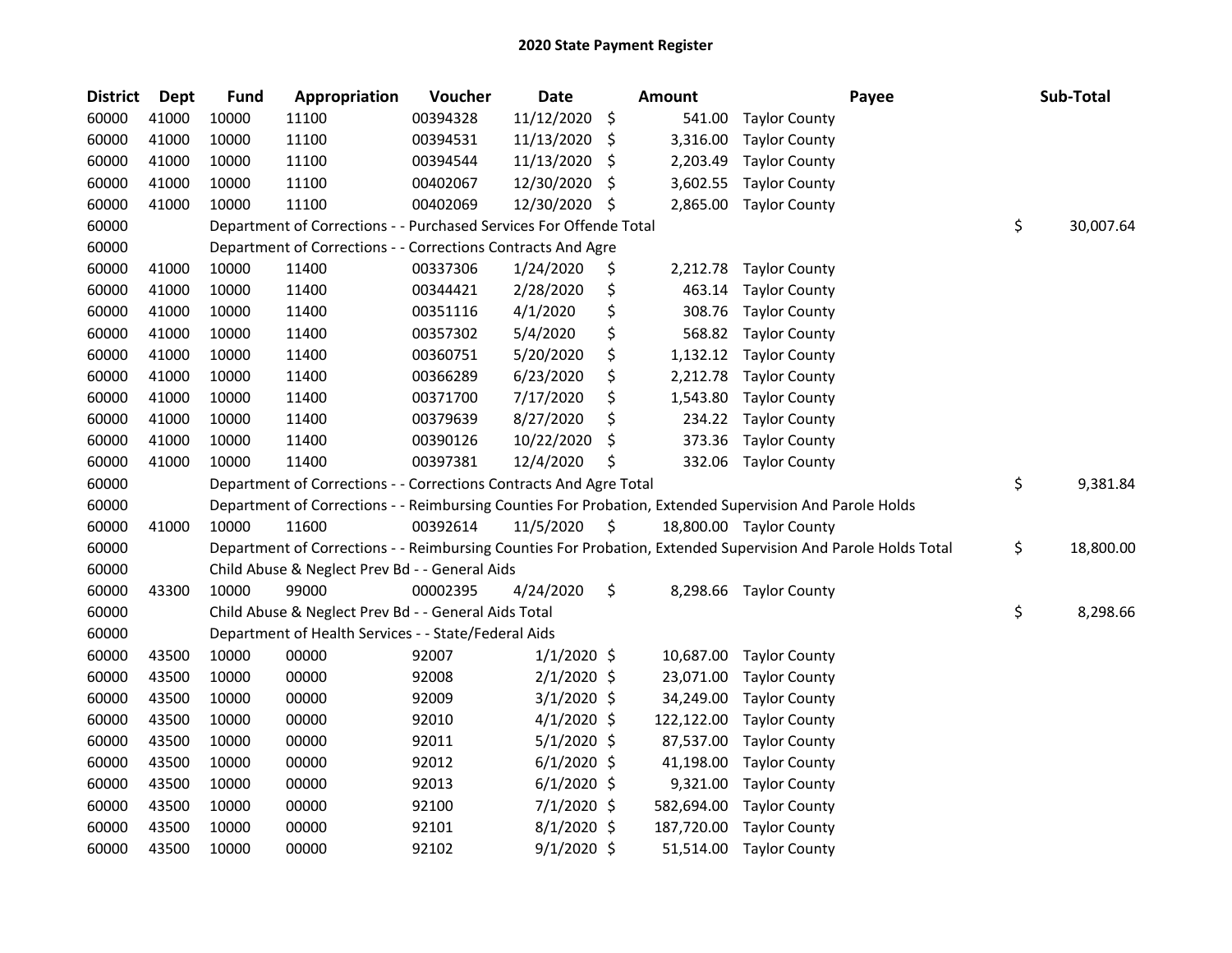# 2020 State Payment Register

| District | Dept | Fund | Appropriation | Voucher | Date | Amount | Payee | Sub-Total |
|---|---|---|---|---|---|---|---|---|
| 60000 | 41000 | 10000 | 11100 | 00394328 | 11/12/2020 | $ 541.00 | Taylor County | |
| 60000 | 41000 | 10000 | 11100 | 00394531 | 11/13/2020 | $ 3,316.00 | Taylor County | |
| 60000 | 41000 | 10000 | 11100 | 00394544 | 11/13/2020 | $ 2,203.49 | Taylor County | |
| 60000 | 41000 | 10000 | 11100 | 00402067 | 12/30/2020 | $ 3,602.55 | Taylor County | |
| 60000 | 41000 | 10000 | 11100 | 00402069 | 12/30/2020 | $ 2,865.00 | Taylor County | |
| 60000 | | Department of Corrections - - Purchased Services For Offende Total | | | | | | $ 30,007.64 |
| 60000 | | Department of Corrections - - Corrections Contracts And Agre | | | | | | |
| 60000 | 41000 | 10000 | 11400 | 00337306 | 1/24/2020 | $ 2,212.78 | Taylor County | |
| 60000 | 41000 | 10000 | 11400 | 00344421 | 2/28/2020 | $ 463.14 | Taylor County | |
| 60000 | 41000 | 10000 | 11400 | 00351116 | 4/1/2020 | $ 308.76 | Taylor County | |
| 60000 | 41000 | 10000 | 11400 | 00357302 | 5/4/2020 | $ 568.82 | Taylor County | |
| 60000 | 41000 | 10000 | 11400 | 00360751 | 5/20/2020 | $ 1,132.12 | Taylor County | |
| 60000 | 41000 | 10000 | 11400 | 00366289 | 6/23/2020 | $ 2,212.78 | Taylor County | |
| 60000 | 41000 | 10000 | 11400 | 00371700 | 7/17/2020 | $ 1,543.80 | Taylor County | |
| 60000 | 41000 | 10000 | 11400 | 00379639 | 8/27/2020 | $ 234.22 | Taylor County | |
| 60000 | 41000 | 10000 | 11400 | 00390126 | 10/22/2020 | $ 373.36 | Taylor County | |
| 60000 | 41000 | 10000 | 11400 | 00397381 | 12/4/2020 | $ 332.06 | Taylor County | |
| 60000 | | Department of Corrections - - Corrections Contracts And Agre Total | | | | | | $ 9,381.84 |
| 60000 | | Department of Corrections - - Reimbursing Counties For Probation, Extended Supervision And Parole Holds | | | | | | |
| 60000 | 41000 | 10000 | 11600 | 00392614 | 11/5/2020 | $ 18,800.00 | Taylor County | |
| 60000 | | Department of Corrections - - Reimbursing Counties For Probation, Extended Supervision And Parole Holds Total | | | | | | $ 18,800.00 |
| 60000 | | Child Abuse & Neglect Prev Bd - - General Aids | | | | | | |
| 60000 | 43300 | 10000 | 99000 | 00002395 | 4/24/2020 | $ 8,298.66 | Taylor County | |
| 60000 | | Child Abuse & Neglect Prev Bd - - General Aids Total | | | | | | $ 8,298.66 |
| 60000 | | Department of Health Services - - State/Federal Aids | | | | | | |
| 60000 | 43500 | 10000 | 00000 | 92007 | 1/1/2020 | $ 10,687.00 | Taylor County | |
| 60000 | 43500 | 10000 | 00000 | 92008 | 2/1/2020 | $ 23,071.00 | Taylor County | |
| 60000 | 43500 | 10000 | 00000 | 92009 | 3/1/2020 | $ 34,249.00 | Taylor County | |
| 60000 | 43500 | 10000 | 00000 | 92010 | 4/1/2020 | $ 122,122.00 | Taylor County | |
| 60000 | 43500 | 10000 | 00000 | 92011 | 5/1/2020 | $ 87,537.00 | Taylor County | |
| 60000 | 43500 | 10000 | 00000 | 92012 | 6/1/2020 | $ 41,198.00 | Taylor County | |
| 60000 | 43500 | 10000 | 00000 | 92013 | 6/1/2020 | $ 9,321.00 | Taylor County | |
| 60000 | 43500 | 10000 | 00000 | 92100 | 7/1/2020 | $ 582,694.00 | Taylor County | |
| 60000 | 43500 | 10000 | 00000 | 92101 | 8/1/2020 | $ 187,720.00 | Taylor County | |
| 60000 | 43500 | 10000 | 00000 | 92102 | 9/1/2020 | $ 51,514.00 | Taylor County | |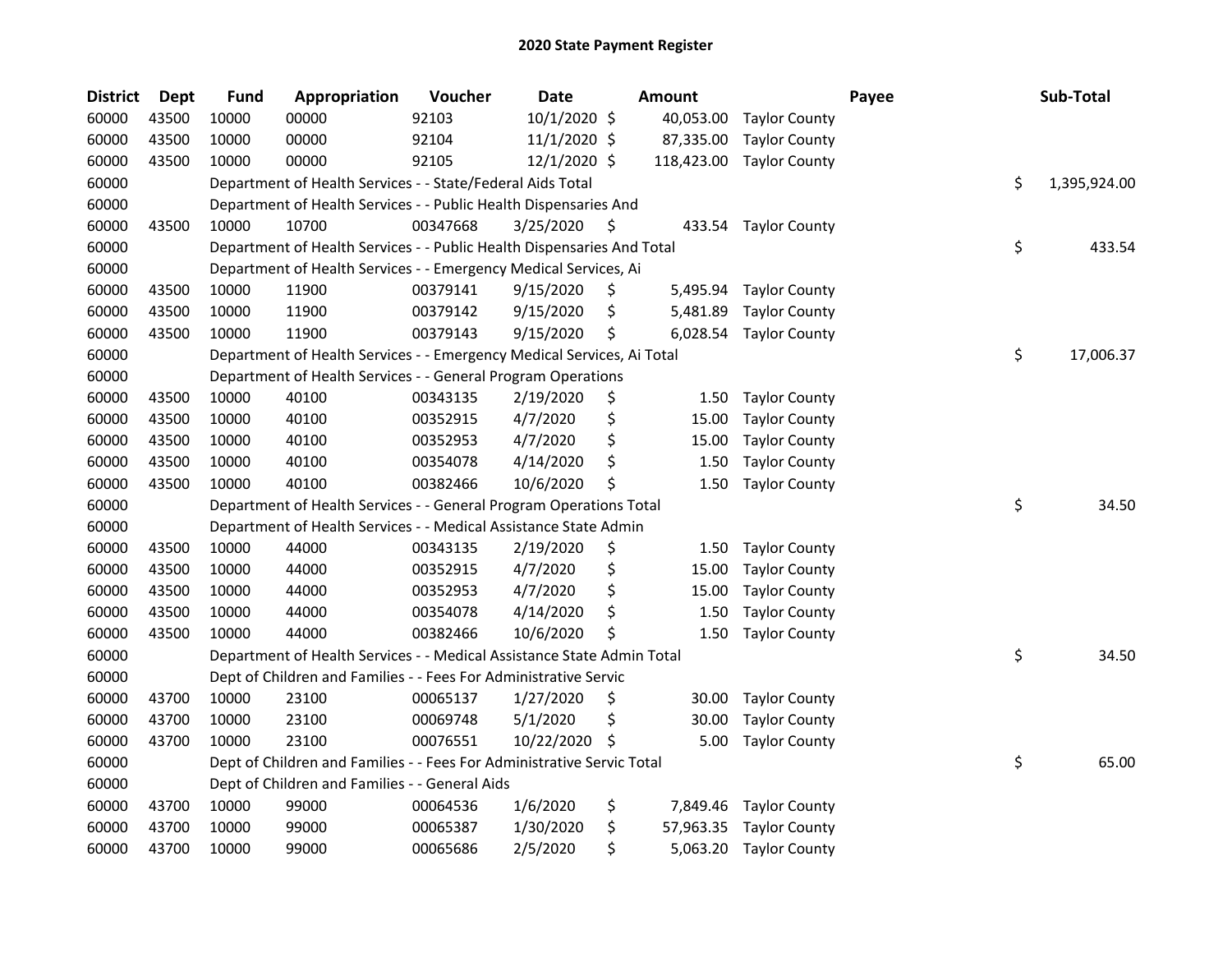# 2020 State Payment Register

| District | Dept | Fund | Appropriation | Voucher | Date | Amount | Payee | Sub-Total |
|---|---|---|---|---|---|---|---|---|
| 60000 | 43500 | 10000 | 00000 | 92103 | 10/1/2020 | $ 40,053.00 | Taylor County | |
| 60000 | 43500 | 10000 | 00000 | 92104 | 11/1/2020 | $ 87,335.00 | Taylor County | |
| 60000 | 43500 | 10000 | 00000 | 92105 | 12/1/2020 | $ 118,423.00 | Taylor County | |
| 60000 | | Department of Health Services - - State/Federal Aids Total | | | | | | $ 1,395,924.00 |
| 60000 | | Department of Health Services - - Public Health Dispensaries And | | | | | | |
| 60000 | 43500 | 10000 | 10700 | 00347668 | 3/25/2020 | $ 433.54 | Taylor County | |
| 60000 | | Department of Health Services - - Public Health Dispensaries And Total | | | | | | $ 433.54 |
| 60000 | | Department of Health Services - - Emergency Medical Services, Ai | | | | | | |
| 60000 | 43500 | 10000 | 11900 | 00379141 | 9/15/2020 | $ 5,495.94 | Taylor County | |
| 60000 | 43500 | 10000 | 11900 | 00379142 | 9/15/2020 | $ 5,481.89 | Taylor County | |
| 60000 | 43500 | 10000 | 11900 | 00379143 | 9/15/2020 | $ 6,028.54 | Taylor County | |
| 60000 | | Department of Health Services - - Emergency Medical Services, Ai Total | | | | | | $ 17,006.37 |
| 60000 | | Department of Health Services - - General Program Operations | | | | | | |
| 60000 | 43500 | 10000 | 40100 | 00343135 | 2/19/2020 | $ 1.50 | Taylor County | |
| 60000 | 43500 | 10000 | 40100 | 00352915 | 4/7/2020 | $ 15.00 | Taylor County | |
| 60000 | 43500 | 10000 | 40100 | 00352953 | 4/7/2020 | $ 15.00 | Taylor County | |
| 60000 | 43500 | 10000 | 40100 | 00354078 | 4/14/2020 | $ 1.50 | Taylor County | |
| 60000 | 43500 | 10000 | 40100 | 00382466 | 10/6/2020 | $ 1.50 | Taylor County | |
| 60000 | | Department of Health Services - - General Program Operations Total | | | | | | $ 34.50 |
| 60000 | | Department of Health Services - - Medical Assistance State Admin | | | | | | |
| 60000 | 43500 | 10000 | 44000 | 00343135 | 2/19/2020 | $ 1.50 | Taylor County | |
| 60000 | 43500 | 10000 | 44000 | 00352915 | 4/7/2020 | $ 15.00 | Taylor County | |
| 60000 | 43500 | 10000 | 44000 | 00352953 | 4/7/2020 | $ 15.00 | Taylor County | |
| 60000 | 43500 | 10000 | 44000 | 00354078 | 4/14/2020 | $ 1.50 | Taylor County | |
| 60000 | 43500 | 10000 | 44000 | 00382466 | 10/6/2020 | $ 1.50 | Taylor County | |
| 60000 | | Department of Health Services - - Medical Assistance State Admin Total | | | | | | $ 34.50 |
| 60000 | | Dept of Children and Families - - Fees For Administrative Servic | | | | | | |
| 60000 | 43700 | 10000 | 23100 | 00065137 | 1/27/2020 | $ 30.00 | Taylor County | |
| 60000 | 43700 | 10000 | 23100 | 00069748 | 5/1/2020 | $ 30.00 | Taylor County | |
| 60000 | 43700 | 10000 | 23100 | 00076551 | 10/22/2020 | $ 5.00 | Taylor County | |
| 60000 | | Dept of Children and Families - - Fees For Administrative Servic Total | | | | | | $ 65.00 |
| 60000 | | Dept of Children and Families - - General Aids | | | | | | |
| 60000 | 43700 | 10000 | 99000 | 00064536 | 1/6/2020 | $ 7,849.46 | Taylor County | |
| 60000 | 43700 | 10000 | 99000 | 00065387 | 1/30/2020 | $ 57,963.35 | Taylor County | |
| 60000 | 43700 | 10000 | 99000 | 00065686 | 2/5/2020 | $ 5,063.20 | Taylor County | |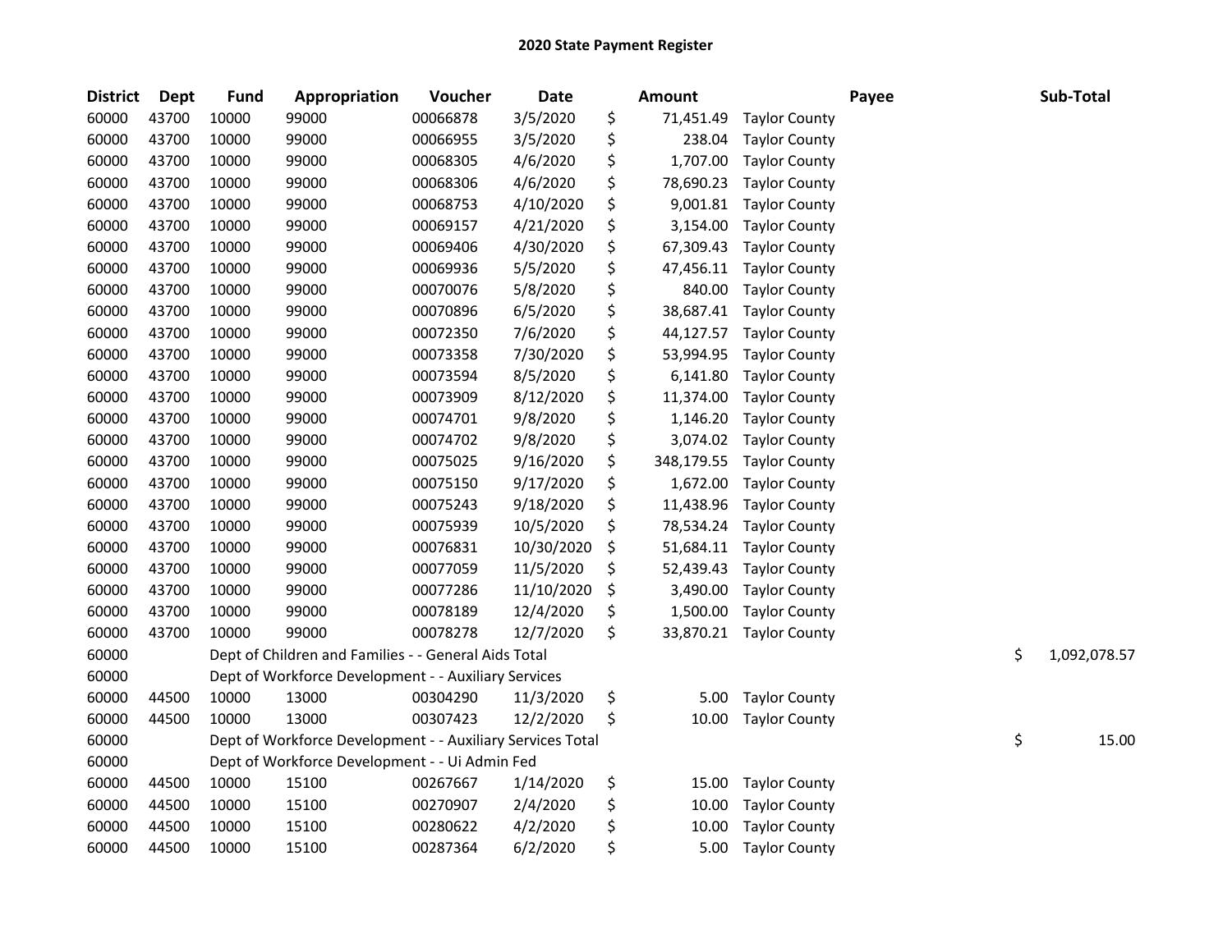# 2020 State Payment Register

| District | Dept | Fund | Appropriation | Voucher | Date | Amount | Payee | Sub-Total |
|---|---|---|---|---|---|---|---|---|
| 60000 | 43700 | 10000 | 99000 | 00066878 | 3/5/2020 | $ 71,451.49 | Taylor County | |
| 60000 | 43700 | 10000 | 99000 | 00066955 | 3/5/2020 | $ 238.04 | Taylor County | |
| 60000 | 43700 | 10000 | 99000 | 00068305 | 4/6/2020 | $ 1,707.00 | Taylor County | |
| 60000 | 43700 | 10000 | 99000 | 00068306 | 4/6/2020 | $ 78,690.23 | Taylor County | |
| 60000 | 43700 | 10000 | 99000 | 00068753 | 4/10/2020 | $ 9,001.81 | Taylor County | |
| 60000 | 43700 | 10000 | 99000 | 00069157 | 4/21/2020 | $ 3,154.00 | Taylor County | |
| 60000 | 43700 | 10000 | 99000 | 00069406 | 4/30/2020 | $ 67,309.43 | Taylor County | |
| 60000 | 43700 | 10000 | 99000 | 00069936 | 5/5/2020 | $ 47,456.11 | Taylor County | |
| 60000 | 43700 | 10000 | 99000 | 00070076 | 5/8/2020 | $ 840.00 | Taylor County | |
| 60000 | 43700 | 10000 | 99000 | 00070896 | 6/5/2020 | $ 38,687.41 | Taylor County | |
| 60000 | 43700 | 10000 | 99000 | 00072350 | 7/6/2020 | $ 44,127.57 | Taylor County | |
| 60000 | 43700 | 10000 | 99000 | 00073358 | 7/30/2020 | $ 53,994.95 | Taylor County | |
| 60000 | 43700 | 10000 | 99000 | 00073594 | 8/5/2020 | $ 6,141.80 | Taylor County | |
| 60000 | 43700 | 10000 | 99000 | 00073909 | 8/12/2020 | $ 11,374.00 | Taylor County | |
| 60000 | 43700 | 10000 | 99000 | 00074701 | 9/8/2020 | $ 1,146.20 | Taylor County | |
| 60000 | 43700 | 10000 | 99000 | 00074702 | 9/8/2020 | $ 3,074.02 | Taylor County | |
| 60000 | 43700 | 10000 | 99000 | 00075025 | 9/16/2020 | $ 348,179.55 | Taylor County | |
| 60000 | 43700 | 10000 | 99000 | 00075150 | 9/17/2020 | $ 1,672.00 | Taylor County | |
| 60000 | 43700 | 10000 | 99000 | 00075243 | 9/18/2020 | $ 11,438.96 | Taylor County | |
| 60000 | 43700 | 10000 | 99000 | 00075939 | 10/5/2020 | $ 78,534.24 | Taylor County | |
| 60000 | 43700 | 10000 | 99000 | 00076831 | 10/30/2020 | $ 51,684.11 | Taylor County | |
| 60000 | 43700 | 10000 | 99000 | 00077059 | 11/5/2020 | $ 52,439.43 | Taylor County | |
| 60000 | 43700 | 10000 | 99000 | 00077286 | 11/10/2020 | $ 3,490.00 | Taylor County | |
| 60000 | 43700 | 10000 | 99000 | 00078189 | 12/4/2020 | $ 1,500.00 | Taylor County | |
| 60000 | 43700 | 10000 | 99000 | 00078278 | 12/7/2020 | $ 33,870.21 | Taylor County | |
| 60000 | | Dept of Children and Families - - General Aids Total | | | | | | $ 1,092,078.57 |
| 60000 | | Dept of Workforce Development - - Auxiliary Services | | | | | | |
| 60000 | 44500 | 10000 | 13000 | 00304290 | 11/3/2020 | $ 5.00 | Taylor County | |
| 60000 | 44500 | 10000 | 13000 | 00307423 | 12/2/2020 | $ 10.00 | Taylor County | |
| 60000 | | Dept of Workforce Development - - Auxiliary Services Total | | | | | | $ 15.00 |
| 60000 | | Dept of Workforce Development - - Ui Admin Fed | | | | | | |
| 60000 | 44500 | 10000 | 15100 | 00267667 | 1/14/2020 | $ 15.00 | Taylor County | |
| 60000 | 44500 | 10000 | 15100 | 00270907 | 2/4/2020 | $ 10.00 | Taylor County | |
| 60000 | 44500 | 10000 | 15100 | 00280622 | 4/2/2020 | $ 10.00 | Taylor County | |
| 60000 | 44500 | 10000 | 15100 | 00287364 | 6/2/2020 | $ 5.00 | Taylor County | |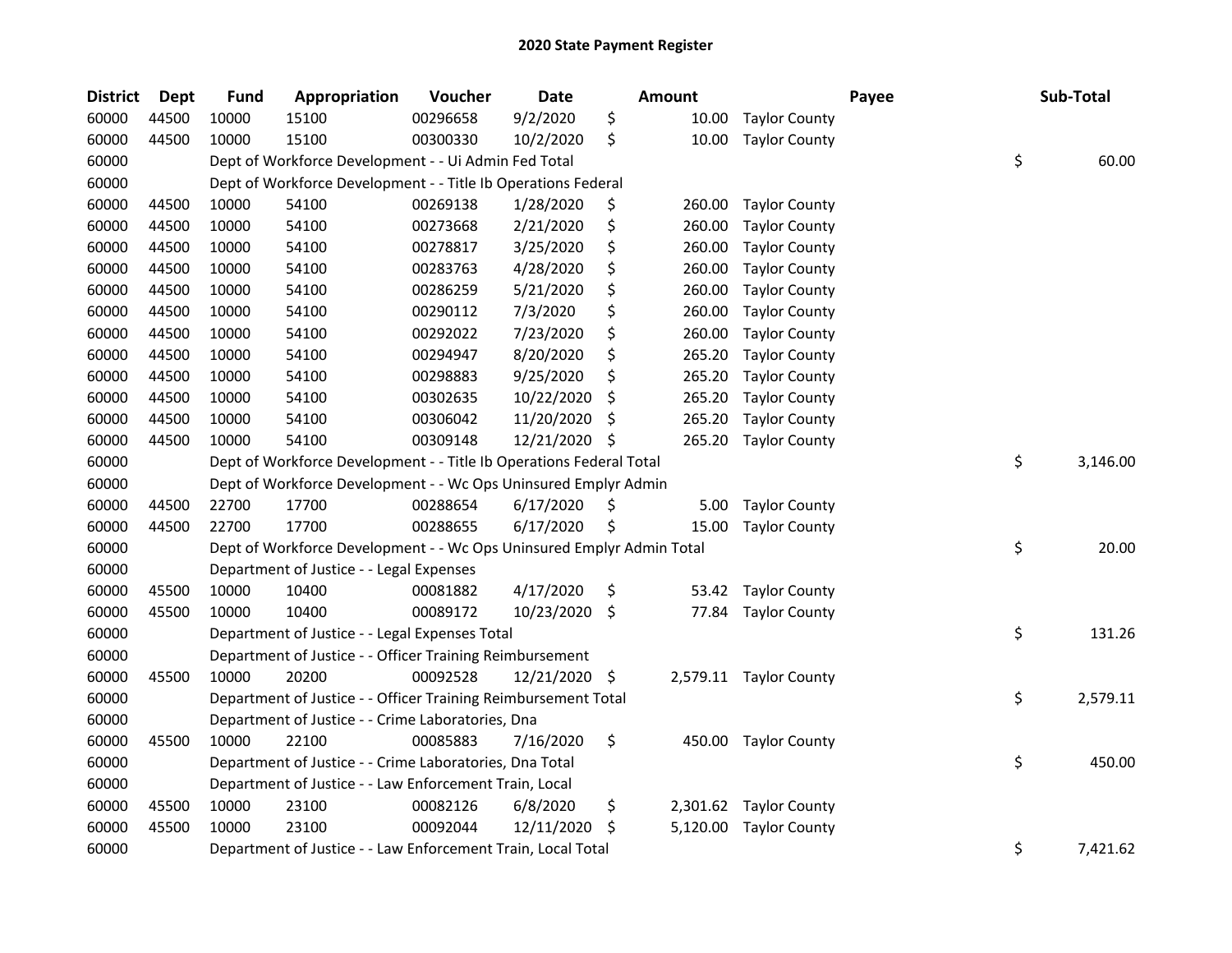# 2020 State Payment Register

| District | Dept | Fund | Appropriation | Voucher | Date | Amount | Payee | Sub-Total |
|---|---|---|---|---|---|---|---|---|
| 60000 | 44500 | 10000 | 15100 | 00296658 | 9/2/2020 | $ 10.00 | Taylor County | |
| 60000 | 44500 | 10000 | 15100 | 00300330 | 10/2/2020 | $ 10.00 | Taylor County | |
| 60000 | | Dept of Workforce Development - - Ui Admin Fed Total | | | | | | $ 60.00 |
| 60000 | | Dept of Workforce Development - - Title Ib Operations Federal | | | | | | |
| 60000 | 44500 | 10000 | 54100 | 00269138 | 1/28/2020 | $ 260.00 | Taylor County | |
| 60000 | 44500 | 10000 | 54100 | 00273668 | 2/21/2020 | $ 260.00 | Taylor County | |
| 60000 | 44500 | 10000 | 54100 | 00278817 | 3/25/2020 | $ 260.00 | Taylor County | |
| 60000 | 44500 | 10000 | 54100 | 00283763 | 4/28/2020 | $ 260.00 | Taylor County | |
| 60000 | 44500 | 10000 | 54100 | 00286259 | 5/21/2020 | $ 260.00 | Taylor County | |
| 60000 | 44500 | 10000 | 54100 | 00290112 | 7/3/2020 | $ 260.00 | Taylor County | |
| 60000 | 44500 | 10000 | 54100 | 00292022 | 7/23/2020 | $ 260.00 | Taylor County | |
| 60000 | 44500 | 10000 | 54100 | 00294947 | 8/20/2020 | $ 265.20 | Taylor County | |
| 60000 | 44500 | 10000 | 54100 | 00298883 | 9/25/2020 | $ 265.20 | Taylor County | |
| 60000 | 44500 | 10000 | 54100 | 00302635 | 10/22/2020 | $ 265.20 | Taylor County | |
| 60000 | 44500 | 10000 | 54100 | 00306042 | 11/20/2020 | $ 265.20 | Taylor County | |
| 60000 | 44500 | 10000 | 54100 | 00309148 | 12/21/2020 | $ 265.20 | Taylor County | |
| 60000 | | Dept of Workforce Development - - Title Ib Operations Federal Total | | | | | | $ 3,146.00 |
| 60000 | | Dept of Workforce Development - - Wc Ops Uninsured Emplyr Admin | | | | | | |
| 60000 | 44500 | 22700 | 17700 | 00288654 | 6/17/2020 | $ 5.00 | Taylor County | |
| 60000 | 44500 | 22700 | 17700 | 00288655 | 6/17/2020 | $ 15.00 | Taylor County | |
| 60000 | | Dept of Workforce Development - - Wc Ops Uninsured Emplyr Admin Total | | | | | | $ 20.00 |
| 60000 | | Department of Justice - - Legal Expenses | | | | | | |
| 60000 | 45500 | 10000 | 10400 | 00081882 | 4/17/2020 | $ 53.42 | Taylor County | |
| 60000 | 45500 | 10000 | 10400 | 00089172 | 10/23/2020 | $ 77.84 | Taylor County | |
| 60000 | | Department of Justice - - Legal Expenses Total | | | | | | $ 131.26 |
| 60000 | | Department of Justice - - Officer Training Reimbursement | | | | | | |
| 60000 | 45500 | 10000 | 20200 | 00092528 | 12/21/2020 | $ 2,579.11 | Taylor County | |
| 60000 | | Department of Justice - - Officer Training Reimbursement Total | | | | | | $ 2,579.11 |
| 60000 | | Department of Justice - - Crime Laboratories, Dna | | | | | | |
| 60000 | 45500 | 10000 | 22100 | 00085883 | 7/16/2020 | $ 450.00 | Taylor County | |
| 60000 | | Department of Justice - - Crime Laboratories, Dna Total | | | | | | $ 450.00 |
| 60000 | | Department of Justice - - Law Enforcement Train, Local | | | | | | |
| 60000 | 45500 | 10000 | 23100 | 00082126 | 6/8/2020 | $ 2,301.62 | Taylor County | |
| 60000 | 45500 | 10000 | 23100 | 00092044 | 12/11/2020 | $ 5,120.00 | Taylor County | |
| 60000 | | Department of Justice - - Law Enforcement Train, Local Total | | | | | | $ 7,421.62 |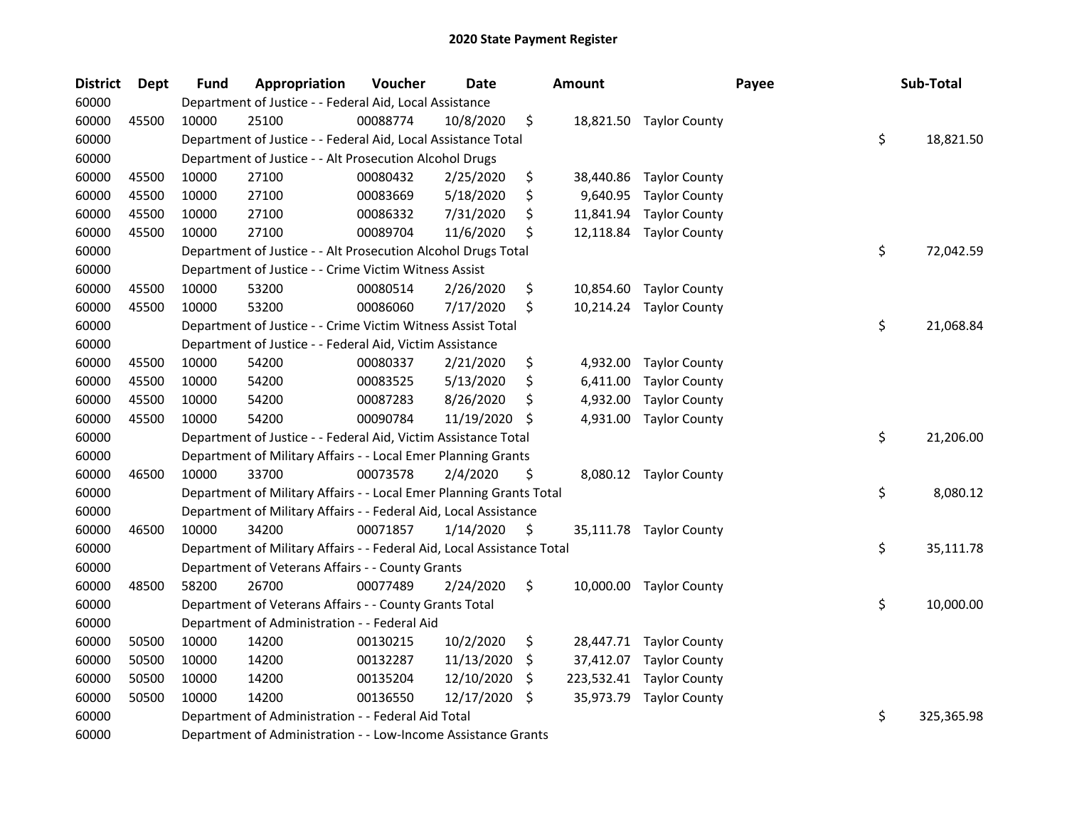# 2020 State Payment Register

| District | Dept | Fund | Appropriation | Voucher | Date | Amount | Payee | Sub-Total |
|---|---|---|---|---|---|---|---|---|
| 60000 | | Department of Justice - - Federal Aid, Local Assistance | | | | | | |
| 60000 | 45500 | 10000 | 25100 | 00088774 | 10/8/2020 | $ 18,821.50 | Taylor County | |
| 60000 | | Department of Justice - - Federal Aid, Local Assistance Total | | | | | | $ 18,821.50 |
| 60000 | | Department of Justice - - Alt Prosecution Alcohol Drugs | | | | | | |
| 60000 | 45500 | 10000 | 27100 | 00080432 | 2/25/2020 | $ 38,440.86 | Taylor County | |
| 60000 | 45500 | 10000 | 27100 | 00083669 | 5/18/2020 | $ 9,640.95 | Taylor County | |
| 60000 | 45500 | 10000 | 27100 | 00086332 | 7/31/2020 | $ 11,841.94 | Taylor County | |
| 60000 | 45500 | 10000 | 27100 | 00089704 | 11/6/2020 | $ 12,118.84 | Taylor County | |
| 60000 | | Department of Justice - - Alt Prosecution Alcohol Drugs Total | | | | | | $ 72,042.59 |
| 60000 | | Department of Justice - - Crime Victim Witness Assist | | | | | | |
| 60000 | 45500 | 10000 | 53200 | 00080514 | 2/26/2020 | $ 10,854.60 | Taylor County | |
| 60000 | 45500 | 10000 | 53200 | 00086060 | 7/17/2020 | $ 10,214.24 | Taylor County | |
| 60000 | | Department of Justice - - Crime Victim Witness Assist Total | | | | | | $ 21,068.84 |
| 60000 | | Department of Justice - - Federal Aid, Victim Assistance | | | | | | |
| 60000 | 45500 | 10000 | 54200 | 00080337 | 2/21/2020 | $ 4,932.00 | Taylor County | |
| 60000 | 45500 | 10000 | 54200 | 00083525 | 5/13/2020 | $ 6,411.00 | Taylor County | |
| 60000 | 45500 | 10000 | 54200 | 00087283 | 8/26/2020 | $ 4,932.00 | Taylor County | |
| 60000 | 45500 | 10000 | 54200 | 00090784 | 11/19/2020 | $ 4,931.00 | Taylor County | |
| 60000 | | Department of Justice - - Federal Aid, Victim Assistance Total | | | | | | $ 21,206.00 |
| 60000 | | Department of Military Affairs - - Local Emer Planning Grants | | | | | | |
| 60000 | 46500 | 10000 | 33700 | 00073578 | 2/4/2020 | $ 8,080.12 | Taylor County | |
| 60000 | | Department of Military Affairs - - Local Emer Planning Grants Total | | | | | | $ 8,080.12 |
| 60000 | | Department of Military Affairs - - Federal Aid, Local Assistance | | | | | | |
| 60000 | 46500 | 10000 | 34200 | 00071857 | 1/14/2020 | $ 35,111.78 | Taylor County | |
| 60000 | | Department of Military Affairs - - Federal Aid, Local Assistance Total | | | | | | $ 35,111.78 |
| 60000 | | Department of Veterans Affairs - - County Grants | | | | | | |
| 60000 | 48500 | 58200 | 26700 | 00077489 | 2/24/2020 | $ 10,000.00 | Taylor County | |
| 60000 | | Department of Veterans Affairs - - County Grants Total | | | | | | $ 10,000.00 |
| 60000 | | Department of Administration - - Federal Aid | | | | | | |
| 60000 | 50500 | 10000 | 14200 | 00130215 | 10/2/2020 | $ 28,447.71 | Taylor County | |
| 60000 | 50500 | 10000 | 14200 | 00132287 | 11/13/2020 | $ 37,412.07 | Taylor County | |
| 60000 | 50500 | 10000 | 14200 | 00135204 | 12/10/2020 | $ 223,532.41 | Taylor County | |
| 60000 | 50500 | 10000 | 14200 | 00136550 | 12/17/2020 | $ 35,973.79 | Taylor County | |
| 60000 | | Department of Administration - - Federal Aid Total | | | | | | $ 325,365.98 |
| 60000 | | Department of Administration - - Low-Income Assistance Grants | | | | | | |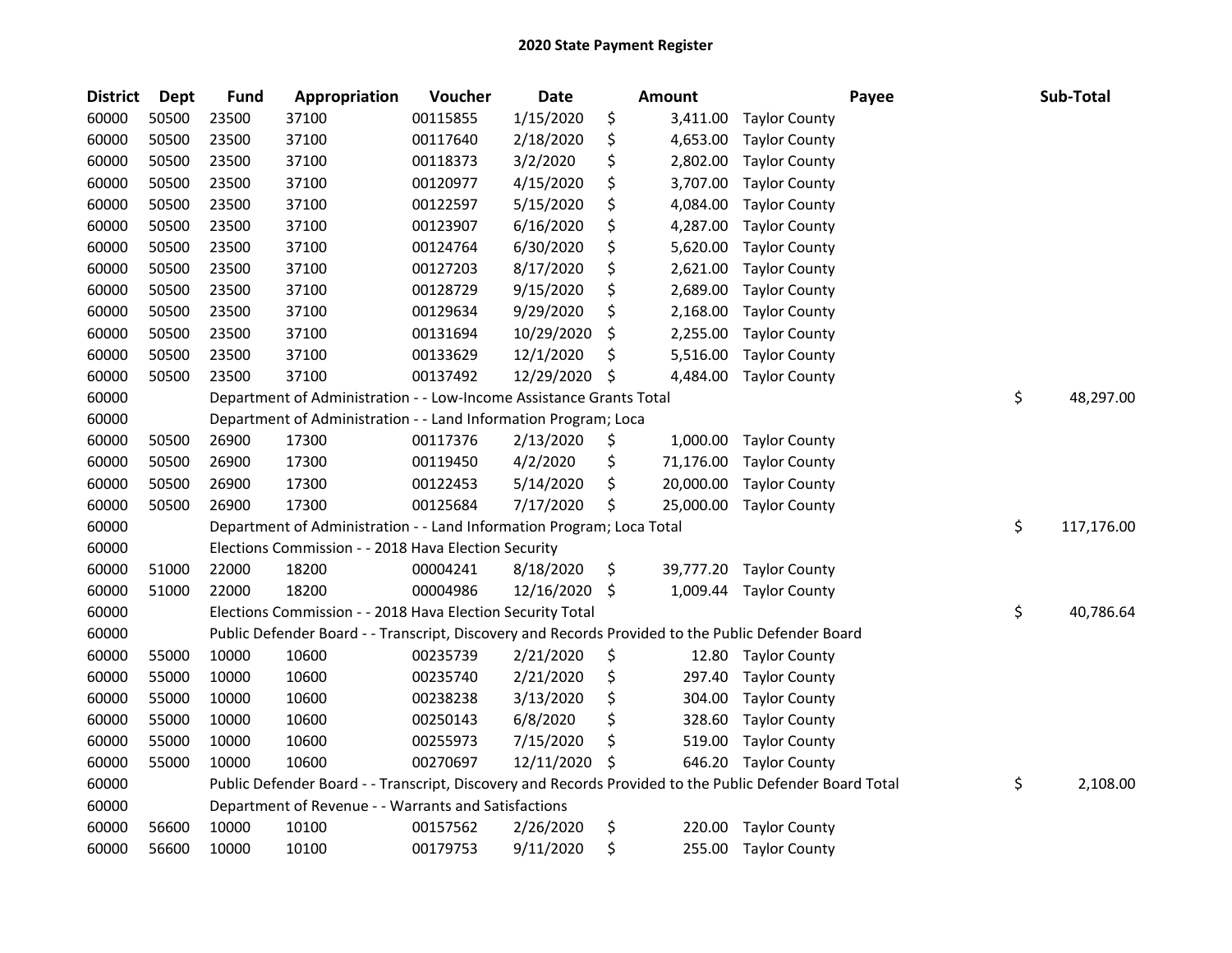# 2020 State Payment Register

| District | Dept | Fund | Appropriation | Voucher | Date | Amount | Payee | Sub-Total |
|---|---|---|---|---|---|---|---|---|
| 60000 | 50500 | 23500 | 37100 | 00115855 | 1/15/2020 | $ 3,411.00 | Taylor County | |
| 60000 | 50500 | 23500 | 37100 | 00117640 | 2/18/2020 | $ 4,653.00 | Taylor County | |
| 60000 | 50500 | 23500 | 37100 | 00118373 | 3/2/2020 | $ 2,802.00 | Taylor County | |
| 60000 | 50500 | 23500 | 37100 | 00120977 | 4/15/2020 | $ 3,707.00 | Taylor County | |
| 60000 | 50500 | 23500 | 37100 | 00122597 | 5/15/2020 | $ 4,084.00 | Taylor County | |
| 60000 | 50500 | 23500 | 37100 | 00123907 | 6/16/2020 | $ 4,287.00 | Taylor County | |
| 60000 | 50500 | 23500 | 37100 | 00124764 | 6/30/2020 | $ 5,620.00 | Taylor County | |
| 60000 | 50500 | 23500 | 37100 | 00127203 | 8/17/2020 | $ 2,621.00 | Taylor County | |
| 60000 | 50500 | 23500 | 37100 | 00128729 | 9/15/2020 | $ 2,689.00 | Taylor County | |
| 60000 | 50500 | 23500 | 37100 | 00129634 | 9/29/2020 | $ 2,168.00 | Taylor County | |
| 60000 | 50500 | 23500 | 37100 | 00131694 | 10/29/2020 | $ 2,255.00 | Taylor County | |
| 60000 | 50500 | 23500 | 37100 | 00133629 | 12/1/2020 | $ 5,516.00 | Taylor County | |
| 60000 | 50500 | 23500 | 37100 | 00137492 | 12/29/2020 | $ 4,484.00 | Taylor County | |
| 60000 | | Department of Administration - - Low-Income Assistance Grants Total | | | | | | $ 48,297.00 |
| 60000 | | Department of Administration - - Land Information Program; Loca | | | | | | |
| 60000 | 50500 | 26900 | 17300 | 00117376 | 2/13/2020 | $ 1,000.00 | Taylor County | |
| 60000 | 50500 | 26900 | 17300 | 00119450 | 4/2/2020 | $ 71,176.00 | Taylor County | |
| 60000 | 50500 | 26900 | 17300 | 00122453 | 5/14/2020 | $ 20,000.00 | Taylor County | |
| 60000 | 50500 | 26900 | 17300 | 00125684 | 7/17/2020 | $ 25,000.00 | Taylor County | |
| 60000 | | Department of Administration - - Land Information Program; Loca Total | | | | | | $ 117,176.00 |
| 60000 | | Elections Commission - - 2018 Hava Election Security | | | | | | |
| 60000 | 51000 | 22000 | 18200 | 00004241 | 8/18/2020 | $ 39,777.20 | Taylor County | |
| 60000 | 51000 | 22000 | 18200 | 00004986 | 12/16/2020 | $ 1,009.44 | Taylor County | |
| 60000 | | Elections Commission - - 2018 Hava Election Security Total | | | | | | $ 40,786.64 |
| 60000 | | Public Defender Board - - Transcript, Discovery and Records Provided to the Public Defender Board | | | | | | |
| 60000 | 55000 | 10000 | 10600 | 00235739 | 2/21/2020 | $ 12.80 | Taylor County | |
| 60000 | 55000 | 10000 | 10600 | 00235740 | 2/21/2020 | $ 297.40 | Taylor County | |
| 60000 | 55000 | 10000 | 10600 | 00238238 | 3/13/2020 | $ 304.00 | Taylor County | |
| 60000 | 55000 | 10000 | 10600 | 00250143 | 6/8/2020 | $ 328.60 | Taylor County | |
| 60000 | 55000 | 10000 | 10600 | 00255973 | 7/15/2020 | $ 519.00 | Taylor County | |
| 60000 | 55000 | 10000 | 10600 | 00270697 | 12/11/2020 | $ 646.20 | Taylor County | |
| 60000 | | Public Defender Board - - Transcript, Discovery and Records Provided to the Public Defender Board Total | | | | | | $ 2,108.00 |
| 60000 | | Department of Revenue - - Warrants and Satisfactions | | | | | | |
| 60000 | 56600 | 10000 | 10100 | 00157562 | 2/26/2020 | $ 220.00 | Taylor County | |
| 60000 | 56600 | 10000 | 10100 | 00179753 | 9/11/2020 | $ 255.00 | Taylor County | |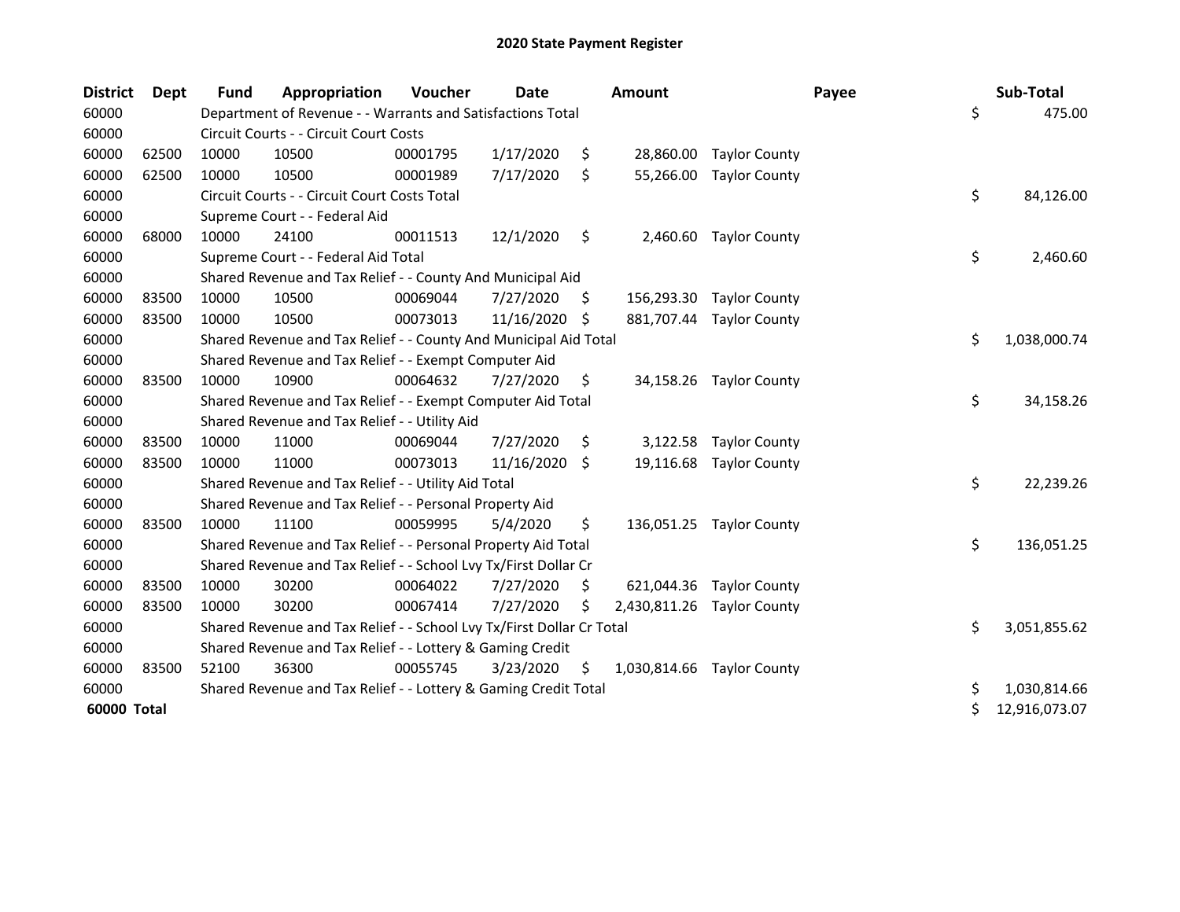# 2020 State Payment Register

| District | Dept | Fund | Appropriation | Voucher | Date | Amount | Payee | Sub-Total |
|---|---|---|---|---|---|---|---|---|
| 60000 | | Department of Revenue - - Warrants and Satisfactions Total | | | | | | $ 475.00 |
| 60000 | | Circuit Courts - - Circuit Court Costs | | | | | | |
| 60000 | 62500 | 10000 | 10500 | 00001795 | 1/17/2020 | $ 28,860.00 | Taylor County | |
| 60000 | 62500 | 10000 | 10500 | 00001989 | 7/17/2020 | $ 55,266.00 | Taylor County | |
| 60000 | | Circuit Courts - - Circuit Court Costs Total | | | | | | $ 84,126.00 |
| 60000 | | Supreme Court - - Federal Aid | | | | | | |
| 60000 | 68000 | 10000 | 24100 | 00011513 | 12/1/2020 | $ 2,460.60 | Taylor County | |
| 60000 | | Supreme Court - - Federal Aid Total | | | | | | $ 2,460.60 |
| 60000 | | Shared Revenue and Tax Relief - - County And Municipal Aid | | | | | | |
| 60000 | 83500 | 10000 | 10500 | 00069044 | 7/27/2020 | $ 156,293.30 | Taylor County | |
| 60000 | 83500 | 10000 | 10500 | 00073013 | 11/16/2020 | $ 881,707.44 | Taylor County | |
| 60000 | | Shared Revenue and Tax Relief - - County And Municipal Aid Total | | | | | | $ 1,038,000.74 |
| 60000 | | Shared Revenue and Tax Relief - - Exempt Computer Aid | | | | | | |
| 60000 | 83500 | 10000 | 10900 | 00064632 | 7/27/2020 | $ 34,158.26 | Taylor County | |
| 60000 | | Shared Revenue and Tax Relief - - Exempt Computer Aid Total | | | | | | $ 34,158.26 |
| 60000 | | Shared Revenue and Tax Relief - - Utility Aid | | | | | | |
| 60000 | 83500 | 10000 | 11000 | 00069044 | 7/27/2020 | $ 3,122.58 | Taylor County | |
| 60000 | 83500 | 10000 | 11000 | 00073013 | 11/16/2020 | $ 19,116.68 | Taylor County | |
| 60000 | | Shared Revenue and Tax Relief - - Utility Aid Total | | | | | | $ 22,239.26 |
| 60000 | | Shared Revenue and Tax Relief - - Personal Property Aid | | | | | | |
| 60000 | 83500 | 10000 | 11100 | 00059995 | 5/4/2020 | $ 136,051.25 | Taylor County | |
| 60000 | | Shared Revenue and Tax Relief - - Personal Property Aid Total | | | | | | $ 136,051.25 |
| 60000 | | Shared Revenue and Tax Relief - - School Lvy Tx/First Dollar Cr | | | | | | |
| 60000 | 83500 | 10000 | 30200 | 00064022 | 7/27/2020 | $ 621,044.36 | Taylor County | |
| 60000 | 83500 | 10000 | 30200 | 00067414 | 7/27/2020 | $ 2,430,811.26 | Taylor County | |
| 60000 | | Shared Revenue and Tax Relief - - School Lvy Tx/First Dollar Cr Total | | | | | | $ 3,051,855.62 |
| 60000 | | Shared Revenue and Tax Relief - - Lottery & Gaming Credit | | | | | | |
| 60000 | 83500 | 52100 | 36300 | 00055745 | 3/23/2020 | $ 1,030,814.66 | Taylor County | |
| 60000 | | Shared Revenue and Tax Relief - - Lottery & Gaming Credit Total | | | | | | $ 1,030,814.66 |
| **60000 Total** | | | | | | | | $ 12,916,073.07 |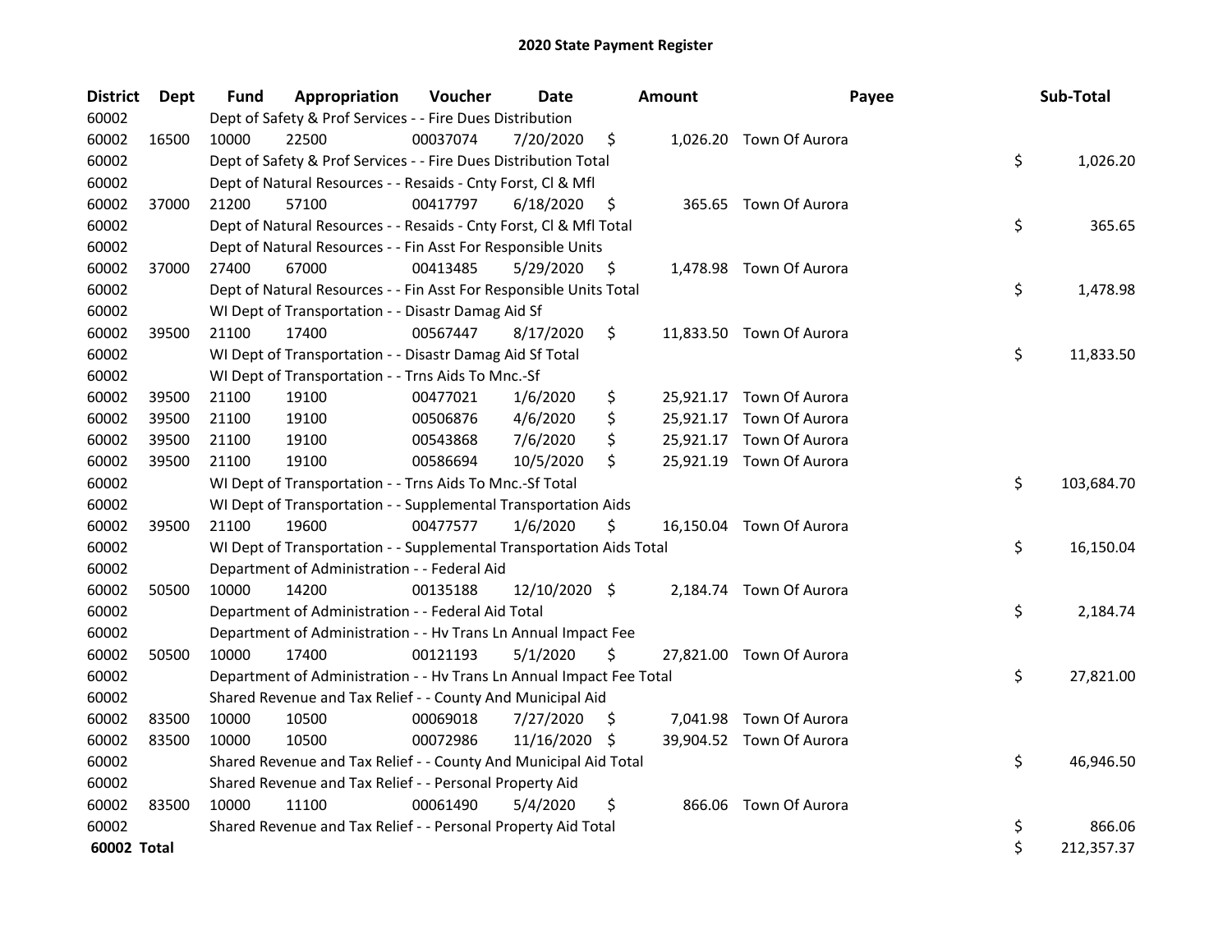# 2020 State Payment Register

| District | Dept | Fund | Appropriation | Voucher | Date | Amount | Payee | Sub-Total |
|---|---|---|---|---|---|---|---|---|
| 60002 | | Dept of Safety & Prof Services - - Fire Dues Distribution | | | | | | |
| 60002 | 16500 | 10000 | 22500 | 00037074 | 7/20/2020 | $ 1,026.20 | Town Of Aurora | |
| 60002 | | Dept of Safety & Prof Services - - Fire Dues Distribution Total | | | | | | $ 1,026.20 |
| 60002 | | Dept of Natural Resources - - Resaids - Cnty Forst, Cl & Mfl | | | | | | |
| 60002 | 37000 | 21200 | 57100 | 00417797 | 6/18/2020 | $ 365.65 | Town Of Aurora | |
| 60002 | | Dept of Natural Resources - - Resaids - Cnty Forst, Cl & Mfl Total | | | | | | $ 365.65 |
| 60002 | | Dept of Natural Resources - - Fin Asst For Responsible Units | | | | | | |
| 60002 | 37000 | 27400 | 67000 | 00413485 | 5/29/2020 | $ 1,478.98 | Town Of Aurora | |
| 60002 | | Dept of Natural Resources - - Fin Asst For Responsible Units Total | | | | | | $ 1,478.98 |
| 60002 | | WI Dept of Transportation - - Disastr Damag Aid Sf | | | | | | |
| 60002 | 39500 | 21100 | 17400 | 00567447 | 8/17/2020 | $ 11,833.50 | Town Of Aurora | |
| 60002 | | WI Dept of Transportation - - Disastr Damag Aid Sf Total | | | | | | $ 11,833.50 |
| 60002 | | WI Dept of Transportation - - Trns Aids To Mnc.-Sf | | | | | | |
| 60002 | 39500 | 21100 | 19100 | 00477021 | 1/6/2020 | $ 25,921.17 | Town Of Aurora | |
| 60002 | 39500 | 21100 | 19100 | 00506876 | 4/6/2020 | $ 25,921.17 | Town Of Aurora | |
| 60002 | 39500 | 21100 | 19100 | 00543868 | 7/6/2020 | $ 25,921.17 | Town Of Aurora | |
| 60002 | 39500 | 21100 | 19100 | 00586694 | 10/5/2020 | $ 25,921.19 | Town Of Aurora | |
| 60002 | | WI Dept of Transportation - - Trns Aids To Mnc.-Sf Total | | | | | | $ 103,684.70 |
| 60002 | | WI Dept of Transportation - - Supplemental Transportation Aids | | | | | | |
| 60002 | 39500 | 21100 | 19600 | 00477577 | 1/6/2020 | $ 16,150.04 | Town Of Aurora | |
| 60002 | | WI Dept of Transportation - - Supplemental Transportation Aids Total | | | | | | $ 16,150.04 |
| 60002 | | Department of Administration - - Federal Aid | | | | | | |
| 60002 | 50500 | 10000 | 14200 | 00135188 | 12/10/2020 | $ 2,184.74 | Town Of Aurora | |
| 60002 | | Department of Administration - - Federal Aid Total | | | | | | $ 2,184.74 |
| 60002 | | Department of Administration - - Hv Trans Ln Annual Impact Fee | | | | | | |
| 60002 | 50500 | 10000 | 17400 | 00121193 | 5/1/2020 | $ 27,821.00 | Town Of Aurora | |
| 60002 | | Department of Administration - - Hv Trans Ln Annual Impact Fee Total | | | | | | $ 27,821.00 |
| 60002 | | Shared Revenue and Tax Relief - - County And Municipal Aid | | | | | | |
| 60002 | 83500 | 10000 | 10500 | 00069018 | 7/27/2020 | $ 7,041.98 | Town Of Aurora | |
| 60002 | 83500 | 10000 | 10500 | 00072986 | 11/16/2020 | $ 39,904.52 | Town Of Aurora | |
| 60002 | | Shared Revenue and Tax Relief - - County And Municipal Aid Total | | | | | | $ 46,946.50 |
| 60002 | | Shared Revenue and Tax Relief - - Personal Property Aid | | | | | | |
| 60002 | 83500 | 10000 | 11100 | 00061490 | 5/4/2020 | $ 866.06 | Town Of Aurora | |
| 60002 | | Shared Revenue and Tax Relief - - Personal Property Aid Total | | | | | | $ 866.06 |
| **60002 Total** | | | | | | | | $ 212,357.37 |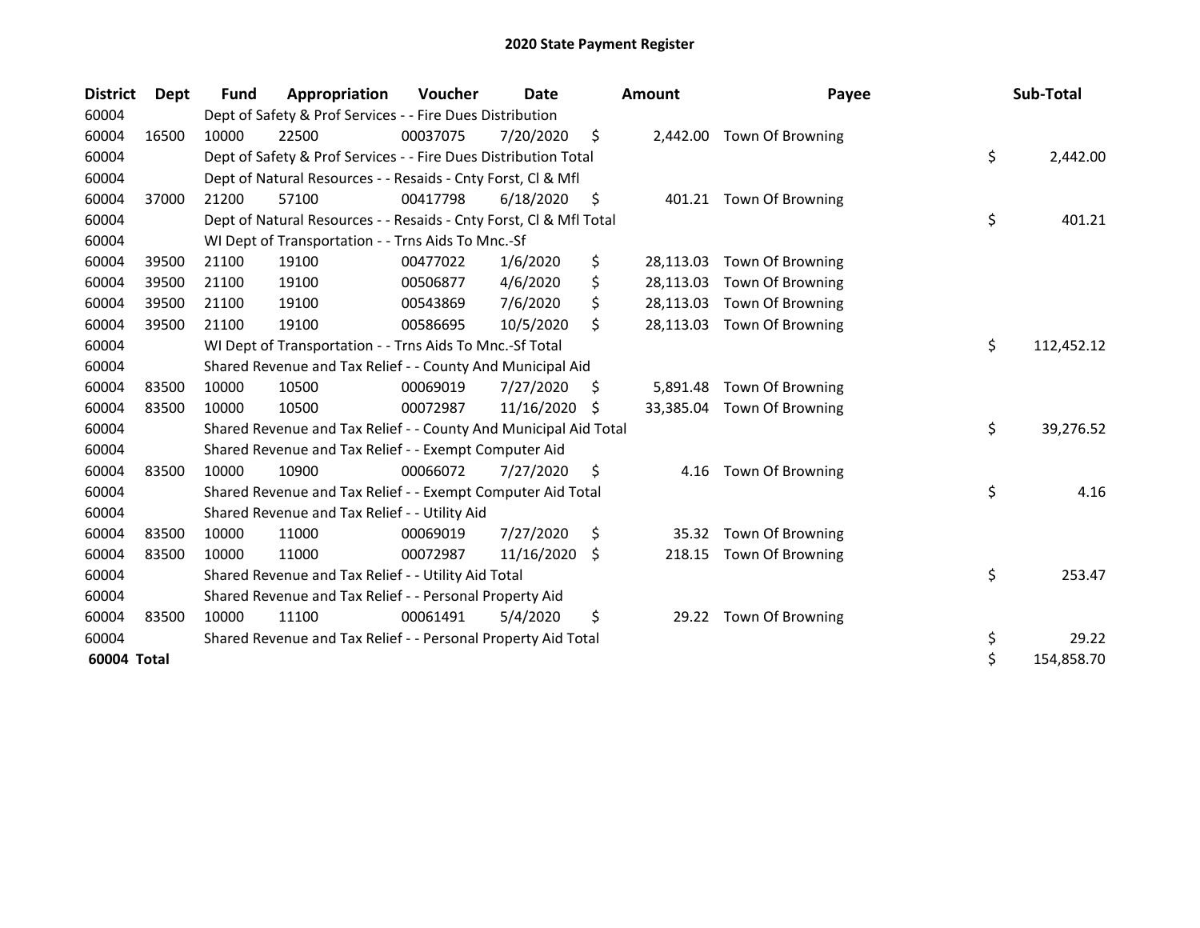# 2020 State Payment Register

| District | Dept | Fund | Appropriation | Voucher | Date | Amount | Payee | Sub-Total |
|---|---|---|---|---|---|---|---|---|
| 60004 | | Dept of Safety & Prof Services - - Fire Dues Distribution | | | | | | |
| 60004 | 16500 | 10000 | 22500 | 00037075 | 7/20/2020 | $ 2,442.00 | Town Of Browning | |
| 60004 | | Dept of Safety & Prof Services - - Fire Dues Distribution Total | | | | | | $ 2,442.00 |
| 60004 | | Dept of Natural Resources - - Resaids - Cnty Forst, Cl & Mfl | | | | | | |
| 60004 | 37000 | 21200 | 57100 | 00417798 | 6/18/2020 | $ 401.21 | Town Of Browning | |
| 60004 | | Dept of Natural Resources - - Resaids - Cnty Forst, Cl & Mfl Total | | | | | | $ 401.21 |
| 60004 | | WI Dept of Transportation - - Trns Aids To Mnc.-Sf | | | | | | |
| 60004 | 39500 | 21100 | 19100 | 00477022 | 1/6/2020 | $ 28,113.03 | Town Of Browning | |
| 60004 | 39500 | 21100 | 19100 | 00506877 | 4/6/2020 | $ 28,113.03 | Town Of Browning | |
| 60004 | 39500 | 21100 | 19100 | 00543869 | 7/6/2020 | $ 28,113.03 | Town Of Browning | |
| 60004 | 39500 | 21100 | 19100 | 00586695 | 10/5/2020 | $ 28,113.03 | Town Of Browning | |
| 60004 | | WI Dept of Transportation - - Trns Aids To Mnc.-Sf Total | | | | | | $ 112,452.12 |
| 60004 | | Shared Revenue and Tax Relief - - County And Municipal Aid | | | | | | |
| 60004 | 83500 | 10000 | 10500 | 00069019 | 7/27/2020 | $ 5,891.48 | Town Of Browning | |
| 60004 | 83500 | 10000 | 10500 | 00072987 | 11/16/2020 | $ 33,385.04 | Town Of Browning | |
| 60004 | | Shared Revenue and Tax Relief - - County And Municipal Aid Total | | | | | | $ 39,276.52 |
| 60004 | | Shared Revenue and Tax Relief - - Exempt Computer Aid | | | | | | |
| 60004 | 83500 | 10000 | 10900 | 00066072 | 7/27/2020 | $ 4.16 | Town Of Browning | |
| 60004 | | Shared Revenue and Tax Relief - - Exempt Computer Aid Total | | | | | | $ 4.16 |
| 60004 | | Shared Revenue and Tax Relief - - Utility Aid | | | | | | |
| 60004 | 83500 | 10000 | 11000 | 00069019 | 7/27/2020 | $ 35.32 | Town Of Browning | |
| 60004 | 83500 | 10000 | 11000 | 00072987 | 11/16/2020 | $ 218.15 | Town Of Browning | |
| 60004 | | Shared Revenue and Tax Relief - - Utility Aid Total | | | | | | $ 253.47 |
| 60004 | | Shared Revenue and Tax Relief - - Personal Property Aid | | | | | | |
| 60004 | 83500 | 10000 | 11100 | 00061491 | 5/4/2020 | $ 29.22 | Town Of Browning | |
| 60004 | | Shared Revenue and Tax Relief - - Personal Property Aid Total | | | | | | $ 29.22 |
| **60004 Total** | | | | | | | | $ 154,858.70 |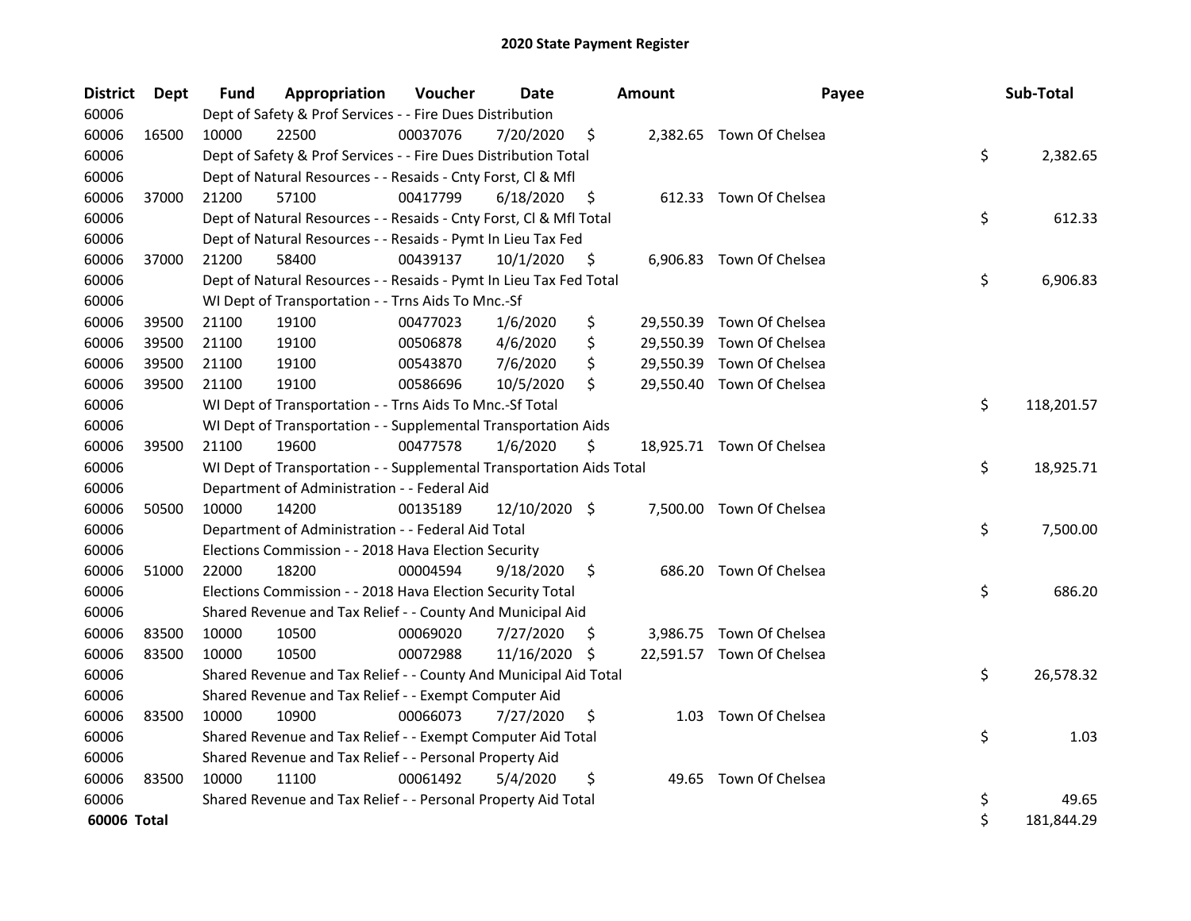# 2020 State Payment Register

| District | Dept | Fund | Appropriation | Voucher | Date | Amount | Payee | Sub-Total |
|---|---|---|---|---|---|---|---|---|
| 60006 | | Dept of Safety & Prof Services - - Fire Dues Distribution | | | | | | |
| 60006 | 16500 | 10000 | 22500 | 00037076 | 7/20/2020 | $ 2,382.65 | Town Of Chelsea | |
| 60006 | | Dept of Safety & Prof Services - - Fire Dues Distribution Total | | | | | | $ 2,382.65 |
| 60006 | | Dept of Natural Resources - - Resaids - Cnty Forst, Cl & Mfl | | | | | | |
| 60006 | 37000 | 21200 | 57100 | 00417799 | 6/18/2020 | $ 612.33 | Town Of Chelsea | |
| 60006 | | Dept of Natural Resources - - Resaids - Cnty Forst, Cl & Mfl Total | | | | | | $ 612.33 |
| 60006 | | Dept of Natural Resources - - Resaids - Pymt In Lieu Tax Fed | | | | | | |
| 60006 | 37000 | 21200 | 58400 | 00439137 | 10/1/2020 | $ 6,906.83 | Town Of Chelsea | |
| 60006 | | Dept of Natural Resources - - Resaids - Pymt In Lieu Tax Fed Total | | | | | | $ 6,906.83 |
| 60006 | | WI Dept of Transportation - - Trns Aids To Mnc.-Sf | | | | | | |
| 60006 | 39500 | 21100 | 19100 | 00477023 | 1/6/2020 | $ 29,550.39 | Town Of Chelsea | |
| 60006 | 39500 | 21100 | 19100 | 00506878 | 4/6/2020 | $ 29,550.39 | Town Of Chelsea | |
| 60006 | 39500 | 21100 | 19100 | 00543870 | 7/6/2020 | $ 29,550.39 | Town Of Chelsea | |
| 60006 | 39500 | 21100 | 19100 | 00586696 | 10/5/2020 | $ 29,550.40 | Town Of Chelsea | |
| 60006 | | WI Dept of Transportation - - Trns Aids To Mnc.-Sf Total | | | | | | $ 118,201.57 |
| 60006 | | WI Dept of Transportation - - Supplemental Transportation Aids | | | | | | |
| 60006 | 39500 | 21100 | 19600 | 00477578 | 1/6/2020 | $ 18,925.71 | Town Of Chelsea | |
| 60006 | | WI Dept of Transportation - - Supplemental Transportation Aids Total | | | | | | $ 18,925.71 |
| 60006 | | Department of Administration - - Federal Aid | | | | | | |
| 60006 | 50500 | 10000 | 14200 | 00135189 | 12/10/2020 | $ 7,500.00 | Town Of Chelsea | |
| 60006 | | Department of Administration - - Federal Aid Total | | | | | | $ 7,500.00 |
| 60006 | | Elections Commission - - 2018 Hava Election Security | | | | | | |
| 60006 | 51000 | 22000 | 18200 | 00004594 | 9/18/2020 | $ 686.20 | Town Of Chelsea | |
| 60006 | | Elections Commission - - 2018 Hava Election Security Total | | | | | | $ 686.20 |
| 60006 | | Shared Revenue and Tax Relief - - County And Municipal Aid | | | | | | |
| 60006 | 83500 | 10000 | 10500 | 00069020 | 7/27/2020 | $ 3,986.75 | Town Of Chelsea | |
| 60006 | 83500 | 10000 | 10500 | 00072988 | 11/16/2020 | $ 22,591.57 | Town Of Chelsea | |
| 60006 | | Shared Revenue and Tax Relief - - County And Municipal Aid Total | | | | | | $ 26,578.32 |
| 60006 | | Shared Revenue and Tax Relief - - Exempt Computer Aid | | | | | | |
| 60006 | 83500 | 10000 | 10900 | 00066073 | 7/27/2020 | $ 1.03 | Town Of Chelsea | |
| 60006 | | Shared Revenue and Tax Relief - - Exempt Computer Aid Total | | | | | | $ 1.03 |
| 60006 | | Shared Revenue and Tax Relief - - Personal Property Aid | | | | | | |
| 60006 | 83500 | 10000 | 11100 | 00061492 | 5/4/2020 | $ 49.65 | Town Of Chelsea | |
| 60006 | | Shared Revenue and Tax Relief - - Personal Property Aid Total | | | | | | $ 49.65 |
| **60006 Total** | | | | | | | | $ 181,844.29 |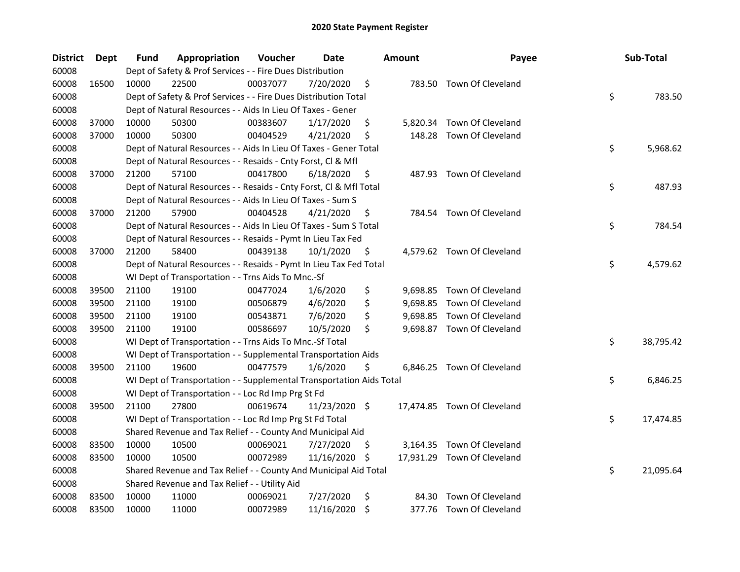# 2020 State Payment Register

| District | Dept | Fund | Appropriation | Voucher | Date | Amount | Payee | Sub-Total |
|---|---|---|---|---|---|---|---|---|
| 60008 | | Dept of Safety & Prof Services - - Fire Dues Distribution | | | | | | |
| 60008 | 16500 | 10000 | 22500 | 00037077 | 7/20/2020 | $ 783.50 | Town Of Cleveland | |
| 60008 | | Dept of Safety & Prof Services - - Fire Dues Distribution Total | | | | | | $ 783.50 |
| 60008 | | Dept of Natural Resources - - Aids In Lieu Of Taxes - Gener | | | | | | |
| 60008 | 37000 | 10000 | 50300 | 00383607 | 1/17/2020 | $ 5,820.34 | Town Of Cleveland | |
| 60008 | 37000 | 10000 | 50300 | 00404529 | 4/21/2020 | $ 148.28 | Town Of Cleveland | |
| 60008 | | Dept of Natural Resources - - Aids In Lieu Of Taxes - Gener Total | | | | | | $ 5,968.62 |
| 60008 | | Dept of Natural Resources - - Resaids - Cnty Forst, Cl & Mfl | | | | | | |
| 60008 | 37000 | 21200 | 57100 | 00417800 | 6/18/2020 | $ 487.93 | Town Of Cleveland | |
| 60008 | | Dept of Natural Resources - - Resaids - Cnty Forst, Cl & Mfl Total | | | | | | $ 487.93 |
| 60008 | | Dept of Natural Resources - - Aids In Lieu Of Taxes - Sum S | | | | | | |
| 60008 | 37000 | 21200 | 57900 | 00404528 | 4/21/2020 | $ 784.54 | Town Of Cleveland | |
| 60008 | | Dept of Natural Resources - - Aids In Lieu Of Taxes - Sum S Total | | | | | | $ 784.54 |
| 60008 | | Dept of Natural Resources - - Resaids - Pymt In Lieu Tax Fed | | | | | | |
| 60008 | 37000 | 21200 | 58400 | 00439138 | 10/1/2020 | $ 4,579.62 | Town Of Cleveland | |
| 60008 | | Dept of Natural Resources - - Resaids - Pymt In Lieu Tax Fed Total | | | | | | $ 4,579.62 |
| 60008 | | WI Dept of Transportation - - Trns Aids To Mnc.-Sf | | | | | | |
| 60008 | 39500 | 21100 | 19100 | 00477024 | 1/6/2020 | $ 9,698.85 | Town Of Cleveland | |
| 60008 | 39500 | 21100 | 19100 | 00506879 | 4/6/2020 | $ 9,698.85 | Town Of Cleveland | |
| 60008 | 39500 | 21100 | 19100 | 00543871 | 7/6/2020 | $ 9,698.85 | Town Of Cleveland | |
| 60008 | 39500 | 21100 | 19100 | 00586697 | 10/5/2020 | $ 9,698.87 | Town Of Cleveland | |
| 60008 | | WI Dept of Transportation - - Trns Aids To Mnc.-Sf Total | | | | | | $ 38,795.42 |
| 60008 | | WI Dept of Transportation - - Supplemental Transportation Aids | | | | | | |
| 60008 | 39500 | 21100 | 19600 | 00477579 | 1/6/2020 | $ 6,846.25 | Town Of Cleveland | |
| 60008 | | WI Dept of Transportation - - Supplemental Transportation Aids Total | | | | | | $ 6,846.25 |
| 60008 | | WI Dept of Transportation - - Loc Rd Imp Prg St Fd | | | | | | |
| 60008 | 39500 | 21100 | 27800 | 00619674 | 11/23/2020 | $ 17,474.85 | Town Of Cleveland | |
| 60008 | | WI Dept of Transportation - - Loc Rd Imp Prg St Fd Total | | | | | | $ 17,474.85 |
| 60008 | | Shared Revenue and Tax Relief - - County And Municipal Aid | | | | | | |
| 60008 | 83500 | 10000 | 10500 | 00069021 | 7/27/2020 | $ 3,164.35 | Town Of Cleveland | |
| 60008 | 83500 | 10000 | 10500 | 00072989 | 11/16/2020 | $ 17,931.29 | Town Of Cleveland | |
| 60008 | | Shared Revenue and Tax Relief - - County And Municipal Aid Total | | | | | | $ 21,095.64 |
| 60008 | | Shared Revenue and Tax Relief - - Utility Aid | | | | | | |
| 60008 | 83500 | 10000 | 11000 | 00069021 | 7/27/2020 | $ 84.30 | Town Of Cleveland | |
| 60008 | 83500 | 10000 | 11000 | 00072989 | 11/16/2020 | $ 377.76 | Town Of Cleveland | |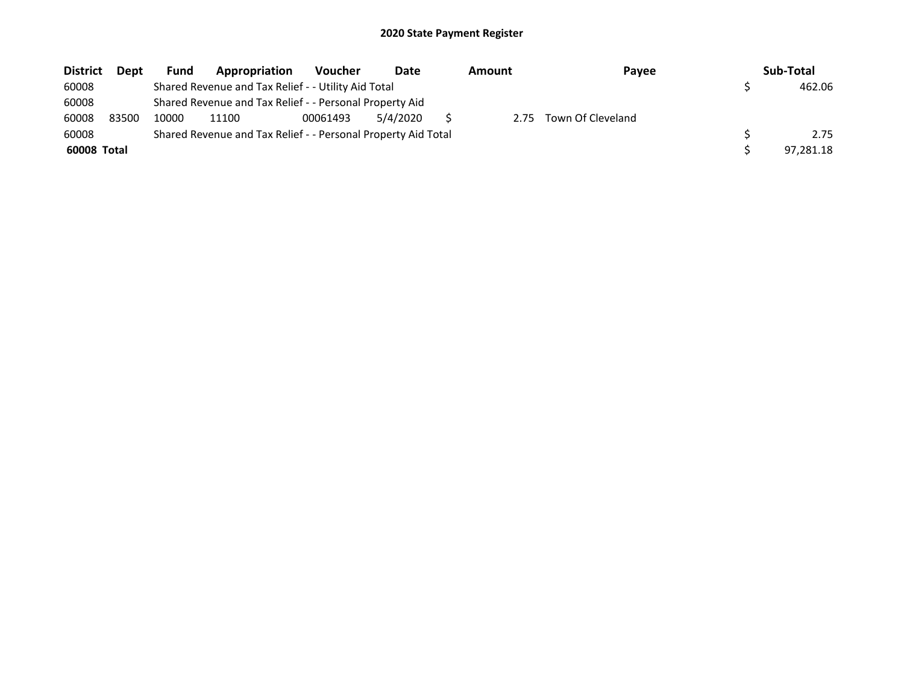## 2020 State Payment Register

| District | Dept | Fund | Appropriation | Voucher | Date | Amount | Payee | Sub-Total |
|---|---|---|---|---|---|---|---|---|
| 60008 | | Shared Revenue and Tax Relief - - Utility Aid Total | | | | | | $ 462.06 |
| 60008 | | Shared Revenue and Tax Relief - - Personal Property Aid | | | | | | |
| 60008 | 83500 | 10000 | 11100 | 00061493 | 5/4/2020 | $ 2.75 | Town Of Cleveland | |
| 60008 | | Shared Revenue and Tax Relief - - Personal Property Aid Total | | | | | | $ 2.75 |
| **60008 Total** | | | | | | | | $ 97,281.18 |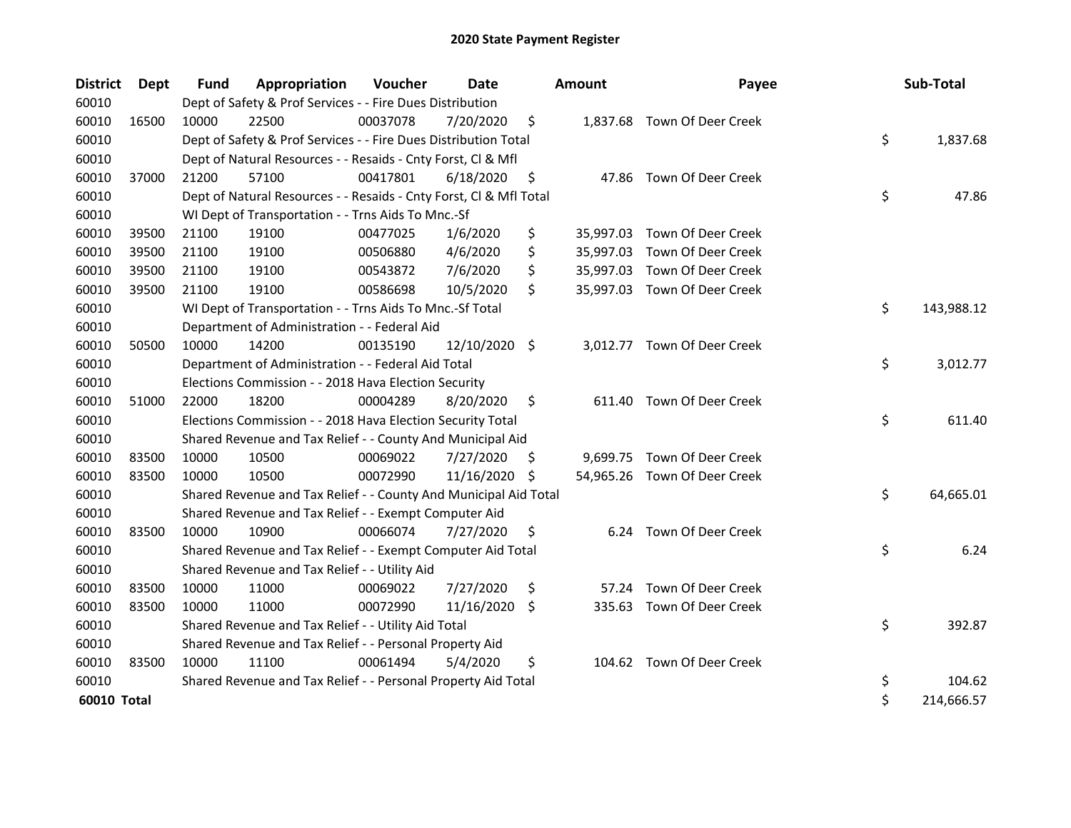# 2020 State Payment Register

| District | Dept | Fund | Appropriation | Voucher | Date | Amount | Payee | Sub-Total |
|---|---|---|---|---|---|---|---|---|
| 60010 | | Dept of Safety & Prof Services - - Fire Dues Distribution | | | | | | |
| 60010 | 16500 | 10000 | 22500 | 00037078 | 7/20/2020 | $ 1,837.68 | Town Of Deer Creek | |
| 60010 | | Dept of Safety & Prof Services - - Fire Dues Distribution Total | | | | | | $ 1,837.68 |
| 60010 | | Dept of Natural Resources - - Resaids - Cnty Forst, Cl & Mfl | | | | | | |
| 60010 | 37000 | 21200 | 57100 | 00417801 | 6/18/2020 | $ 47.86 | Town Of Deer Creek | |
| 60010 | | Dept of Natural Resources - - Resaids - Cnty Forst, Cl & Mfl Total | | | | | | $ 47.86 |
| 60010 | | WI Dept of Transportation - - Trns Aids To Mnc.-Sf | | | | | | |
| 60010 | 39500 | 21100 | 19100 | 00477025 | 1/6/2020 | $ 35,997.03 | Town Of Deer Creek | |
| 60010 | 39500 | 21100 | 19100 | 00506880 | 4/6/2020 | $ 35,997.03 | Town Of Deer Creek | |
| 60010 | 39500 | 21100 | 19100 | 00543872 | 7/6/2020 | $ 35,997.03 | Town Of Deer Creek | |
| 60010 | 39500 | 21100 | 19100 | 00586698 | 10/5/2020 | $ 35,997.03 | Town Of Deer Creek | |
| 60010 | | WI Dept of Transportation - - Trns Aids To Mnc.-Sf Total | | | | | | $ 143,988.12 |
| 60010 | | Department of Administration - - Federal Aid | | | | | | |
| 60010 | 50500 | 10000 | 14200 | 00135190 | 12/10/2020 | $ 3,012.77 | Town Of Deer Creek | |
| 60010 | | Department of Administration - - Federal Aid Total | | | | | | $ 3,012.77 |
| 60010 | | Elections Commission - - 2018 Hava Election Security | | | | | | |
| 60010 | 51000 | 22000 | 18200 | 00004289 | 8/20/2020 | $ 611.40 | Town Of Deer Creek | |
| 60010 | | Elections Commission - - 2018 Hava Election Security Total | | | | | | $ 611.40 |
| 60010 | | Shared Revenue and Tax Relief - - County And Municipal Aid | | | | | | |
| 60010 | 83500 | 10000 | 10500 | 00069022 | 7/27/2020 | $ 9,699.75 | Town Of Deer Creek | |
| 60010 | 83500 | 10000 | 10500 | 00072990 | 11/16/2020 | $ 54,965.26 | Town Of Deer Creek | |
| 60010 | | Shared Revenue and Tax Relief - - County And Municipal Aid Total | | | | | | $ 64,665.01 |
| 60010 | | Shared Revenue and Tax Relief - - Exempt Computer Aid | | | | | | |
| 60010 | 83500 | 10000 | 10900 | 00066074 | 7/27/2020 | $ 6.24 | Town Of Deer Creek | |
| 60010 | | Shared Revenue and Tax Relief - - Exempt Computer Aid Total | | | | | | $ 6.24 |
| 60010 | | Shared Revenue and Tax Relief - - Utility Aid | | | | | | |
| 60010 | 83500 | 10000 | 11000 | 00069022 | 7/27/2020 | $ 57.24 | Town Of Deer Creek | |
| 60010 | 83500 | 10000 | 11000 | 00072990 | 11/16/2020 | $ 335.63 | Town Of Deer Creek | |
| 60010 | | Shared Revenue and Tax Relief - - Utility Aid Total | | | | | | $ 392.87 |
| 60010 | | Shared Revenue and Tax Relief - - Personal Property Aid | | | | | | |
| 60010 | 83500 | 10000 | 11100 | 00061494 | 5/4/2020 | $ 104.62 | Town Of Deer Creek | |
| 60010 | | Shared Revenue and Tax Relief - - Personal Property Aid Total | | | | | | $ 104.62 |
| **60010 Total** | | | | | | | | $ 214,666.57 |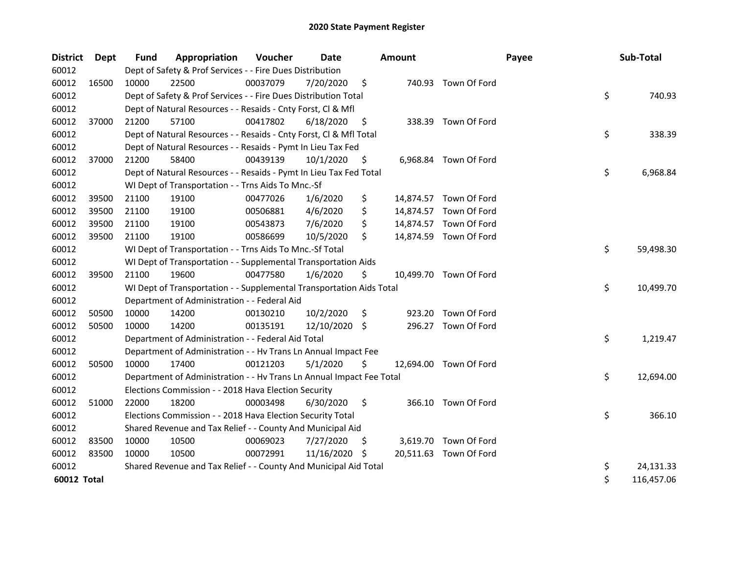# 2020 State Payment Register

| District | Dept | Fund | Appropriation | Voucher | Date | Amount | Payee | Sub-Total |
|---|---|---|---|---|---|---|---|---|
| 60012 | | Dept of Safety & Prof Services - - Fire Dues Distribution | | | | | | |
| 60012 | 16500 | 10000 | 22500 | 00037079 | 7/20/2020 | $ 740.93 | Town Of Ford | |
| 60012 | | Dept of Safety & Prof Services - - Fire Dues Distribution Total | | | | | | $ 740.93 |
| 60012 | | Dept of Natural Resources - - Resaids - Cnty Forst, Cl & Mfl | | | | | | |
| 60012 | 37000 | 21200 | 57100 | 00417802 | 6/18/2020 | $ 338.39 | Town Of Ford | |
| 60012 | | Dept of Natural Resources - - Resaids - Cnty Forst, Cl & Mfl Total | | | | | | $ 338.39 |
| 60012 | | Dept of Natural Resources - - Resaids - Pymt In Lieu Tax Fed | | | | | | |
| 60012 | 37000 | 21200 | 58400 | 00439139 | 10/1/2020 | $ 6,968.84 | Town Of Ford | |
| 60012 | | Dept of Natural Resources - - Resaids - Pymt In Lieu Tax Fed Total | | | | | | $ 6,968.84 |
| 60012 | | WI Dept of Transportation - - Trns Aids To Mnc.-Sf | | | | | | |
| 60012 | 39500 | 21100 | 19100 | 00477026 | 1/6/2020 | $ 14,874.57 | Town Of Ford | |
| 60012 | 39500 | 21100 | 19100 | 00506881 | 4/6/2020 | $ 14,874.57 | Town Of Ford | |
| 60012 | 39500 | 21100 | 19100 | 00543873 | 7/6/2020 | $ 14,874.57 | Town Of Ford | |
| 60012 | 39500 | 21100 | 19100 | 00586699 | 10/5/2020 | $ 14,874.59 | Town Of Ford | |
| 60012 | | WI Dept of Transportation - - Trns Aids To Mnc.-Sf Total | | | | | | $ 59,498.30 |
| 60012 | | WI Dept of Transportation - - Supplemental Transportation Aids | | | | | | |
| 60012 | 39500 | 21100 | 19600 | 00477580 | 1/6/2020 | $ 10,499.70 | Town Of Ford | |
| 60012 | | WI Dept of Transportation - - Supplemental Transportation Aids Total | | | | | | $ 10,499.70 |
| 60012 | | Department of Administration - - Federal Aid | | | | | | |
| 60012 | 50500 | 10000 | 14200 | 00130210 | 10/2/2020 | $ 923.20 | Town Of Ford | |
| 60012 | 50500 | 10000 | 14200 | 00135191 | 12/10/2020 | $ 296.27 | Town Of Ford | |
| 60012 | | Department of Administration - - Federal Aid Total | | | | | | $ 1,219.47 |
| 60012 | | Department of Administration - - Hv Trans Ln Annual Impact Fee | | | | | | |
| 60012 | 50500 | 10000 | 17400 | 00121203 | 5/1/2020 | $ 12,694.00 | Town Of Ford | |
| 60012 | | Department of Administration - - Hv Trans Ln Annual Impact Fee Total | | | | | | $ 12,694.00 |
| 60012 | | Elections Commission - - 2018 Hava Election Security | | | | | | |
| 60012 | 51000 | 22000 | 18200 | 00003498 | 6/30/2020 | $ 366.10 | Town Of Ford | |
| 60012 | | Elections Commission - - 2018 Hava Election Security Total | | | | | | $ 366.10 |
| 60012 | | Shared Revenue and Tax Relief - - County And Municipal Aid | | | | | | |
| 60012 | 83500 | 10000 | 10500 | 00069023 | 7/27/2020 | $ 3,619.70 | Town Of Ford | |
| 60012 | 83500 | 10000 | 10500 | 00072991 | 11/16/2020 | $ 20,511.63 | Town Of Ford | |
| 60012 | | Shared Revenue and Tax Relief - - County And Municipal Aid Total | | | | | | $ 24,131.33 |
| **60012 Total** | | | | | | | | $ 116,457.06 |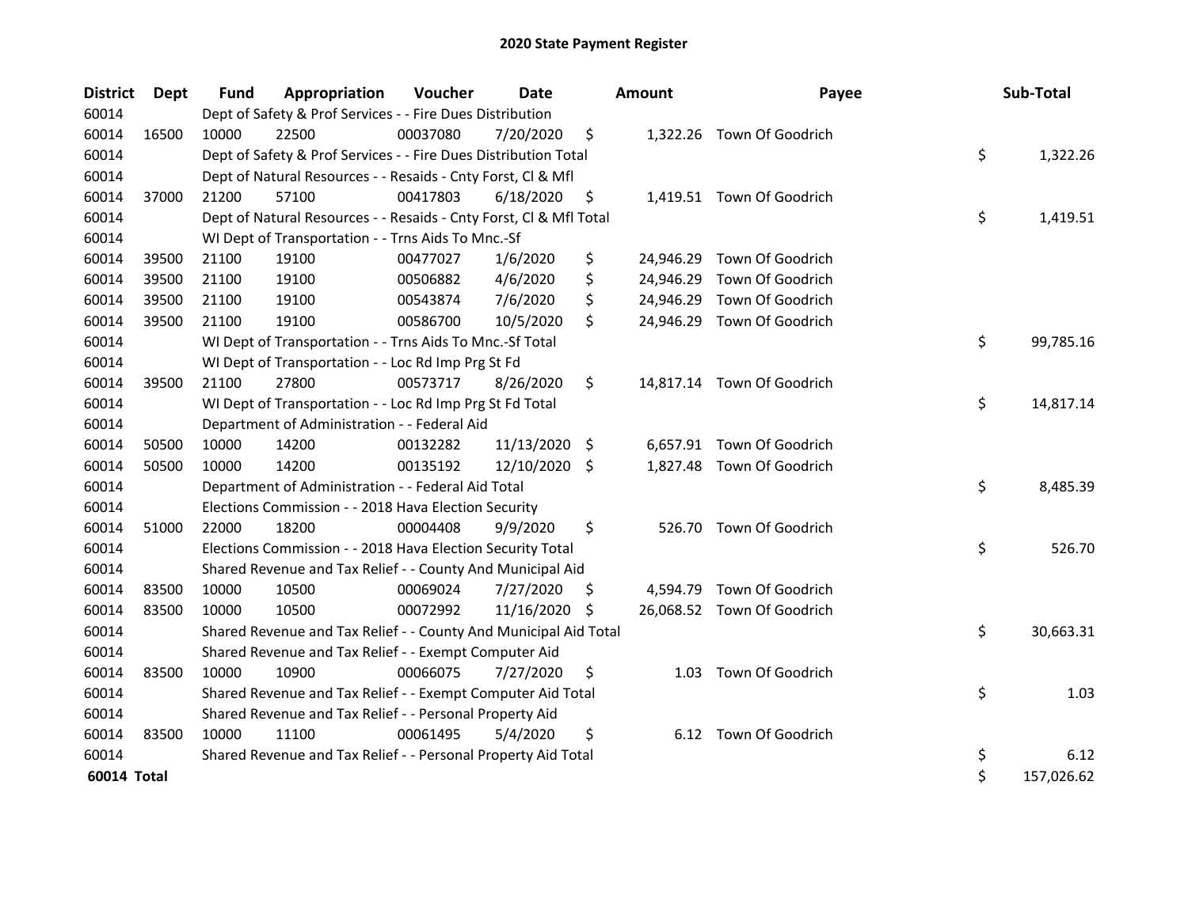# 2020 State Payment Register

| District | Dept | Fund | Appropriation | Voucher | Date | Amount | Payee | Sub-Total |
|---|---|---|---|---|---|---|---|---|
| 60014 | | Dept of Safety & Prof Services - - Fire Dues Distribution | | | | | | |
| 60014 | 16500 | 10000 | 22500 | 00037080 | 7/20/2020 | $ 1,322.26 | Town Of Goodrich | |
| 60014 | | Dept of Safety & Prof Services - - Fire Dues Distribution Total | | | | | | $ 1,322.26 |
| 60014 | | Dept of Natural Resources - - Resaids - Cnty Forst, Cl & Mfl | | | | | | |
| 60014 | 37000 | 21200 | 57100 | 00417803 | 6/18/2020 | $ 1,419.51 | Town Of Goodrich | |
| 60014 | | Dept of Natural Resources - - Resaids - Cnty Forst, Cl & Mfl Total | | | | | | $ 1,419.51 |
| 60014 | | WI Dept of Transportation - - Trns Aids To Mnc.-Sf | | | | | | |
| 60014 | 39500 | 21100 | 19100 | 00477027 | 1/6/2020 | $ 24,946.29 | Town Of Goodrich | |
| 60014 | 39500 | 21100 | 19100 | 00506882 | 4/6/2020 | $ 24,946.29 | Town Of Goodrich | |
| 60014 | 39500 | 21100 | 19100 | 00543874 | 7/6/2020 | $ 24,946.29 | Town Of Goodrich | |
| 60014 | 39500 | 21100 | 19100 | 00586700 | 10/5/2020 | $ 24,946.29 | Town Of Goodrich | |
| 60014 | | WI Dept of Transportation - - Trns Aids To Mnc.-Sf Total | | | | | | $ 99,785.16 |
| 60014 | | WI Dept of Transportation - - Loc Rd Imp Prg St Fd | | | | | | |
| 60014 | 39500 | 21100 | 27800 | 00573717 | 8/26/2020 | $ 14,817.14 | Town Of Goodrich | |
| 60014 | | WI Dept of Transportation - - Loc Rd Imp Prg St Fd Total | | | | | | $ 14,817.14 |
| 60014 | | Department of Administration - - Federal Aid | | | | | | |
| 60014 | 50500 | 10000 | 14200 | 00132282 | 11/13/2020 | $ 6,657.91 | Town Of Goodrich | |
| 60014 | 50500 | 10000 | 14200 | 00135192 | 12/10/2020 | $ 1,827.48 | Town Of Goodrich | |
| 60014 | | Department of Administration - - Federal Aid Total | | | | | | $ 8,485.39 |
| 60014 | | Elections Commission - - 2018 Hava Election Security | | | | | | |
| 60014 | 51000 | 22000 | 18200 | 00004408 | 9/9/2020 | $ 526.70 | Town Of Goodrich | |
| 60014 | | Elections Commission - - 2018 Hava Election Security Total | | | | | | $ 526.70 |
| 60014 | | Shared Revenue and Tax Relief - - County And Municipal Aid | | | | | | |
| 60014 | 83500 | 10000 | 10500 | 00069024 | 7/27/2020 | $ 4,594.79 | Town Of Goodrich | |
| 60014 | 83500 | 10000 | 10500 | 00072992 | 11/16/2020 | $ 26,068.52 | Town Of Goodrich | |
| 60014 | | Shared Revenue and Tax Relief - - County And Municipal Aid Total | | | | | | $ 30,663.31 |
| 60014 | | Shared Revenue and Tax Relief - - Exempt Computer Aid | | | | | | |
| 60014 | 83500 | 10000 | 10900 | 00066075 | 7/27/2020 | $ 1.03 | Town Of Goodrich | |
| 60014 | | Shared Revenue and Tax Relief - - Exempt Computer Aid Total | | | | | | $ 1.03 |
| 60014 | | Shared Revenue and Tax Relief - - Personal Property Aid | | | | | | |
| 60014 | 83500 | 10000 | 11100 | 00061495 | 5/4/2020 | $ 6.12 | Town Of Goodrich | |
| 60014 | | Shared Revenue and Tax Relief - - Personal Property Aid Total | | | | | | $ 6.12 |
| **60014 Total** | | | | | | | | $ 157,026.62 |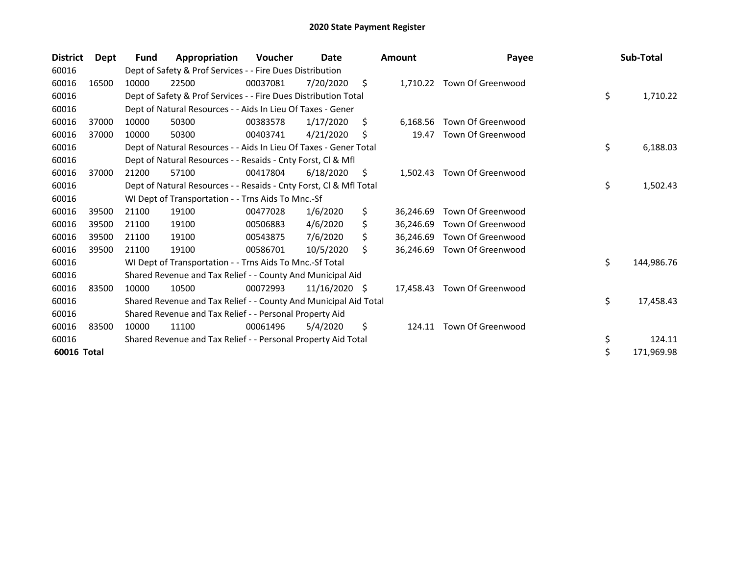# 2020 State Payment Register

| District | Dept | Fund | Appropriation | Voucher | Date | Amount | Payee | Sub-Total |
|---|---|---|---|---|---|---|---|---|
| 60016 | | Dept of Safety & Prof Services - - Fire Dues Distribution | | | | | | |
| 60016 | 16500 | 10000 | 22500 | 00037081 | 7/20/2020 | $ 1,710.22 | Town Of Greenwood | |
| 60016 | | Dept of Safety & Prof Services - - Fire Dues Distribution Total | | | | | | $ 1,710.22 |
| 60016 | | Dept of Natural Resources - - Aids In Lieu Of Taxes - Gener | | | | | | |
| 60016 | 37000 | 10000 | 50300 | 00383578 | 1/17/2020 | $ 6,168.56 | Town Of Greenwood | |
| 60016 | 37000 | 10000 | 50300 | 00403741 | 4/21/2020 | $ 19.47 | Town Of Greenwood | |
| 60016 | | Dept of Natural Resources - - Aids In Lieu Of Taxes - Gener Total | | | | | | $ 6,188.03 |
| 60016 | | Dept of Natural Resources - - Resaids - Cnty Forst, Cl & Mfl | | | | | | |
| 60016 | 37000 | 21200 | 57100 | 00417804 | 6/18/2020 | $ 1,502.43 | Town Of Greenwood | |
| 60016 | | Dept of Natural Resources - - Resaids - Cnty Forst, Cl & Mfl Total | | | | | | $ 1,502.43 |
| 60016 | | WI Dept of Transportation - - Trns Aids To Mnc.-Sf | | | | | | |
| 60016 | 39500 | 21100 | 19100 | 00477028 | 1/6/2020 | $ 36,246.69 | Town Of Greenwood | |
| 60016 | 39500 | 21100 | 19100 | 00506883 | 4/6/2020 | $ 36,246.69 | Town Of Greenwood | |
| 60016 | 39500 | 21100 | 19100 | 00543875 | 7/6/2020 | $ 36,246.69 | Town Of Greenwood | |
| 60016 | 39500 | 21100 | 19100 | 00586701 | 10/5/2020 | $ 36,246.69 | Town Of Greenwood | |
| 60016 | | WI Dept of Transportation - - Trns Aids To Mnc.-Sf Total | | | | | | $ 144,986.76 |
| 60016 | | Shared Revenue and Tax Relief - - County And Municipal Aid | | | | | | |
| 60016 | 83500 | 10000 | 10500 | 00072993 | 11/16/2020 | $ 17,458.43 | Town Of Greenwood | |
| 60016 | | Shared Revenue and Tax Relief - - County And Municipal Aid Total | | | | | | $ 17,458.43 |
| 60016 | | Shared Revenue and Tax Relief - - Personal Property Aid | | | | | | |
| 60016 | 83500 | 10000 | 11100 | 00061496 | 5/4/2020 | $ 124.11 | Town Of Greenwood | |
| 60016 | | Shared Revenue and Tax Relief - - Personal Property Aid Total | | | | | | $ 124.11 |
| **60016 Total** | | | | | | | | $ 171,969.98 |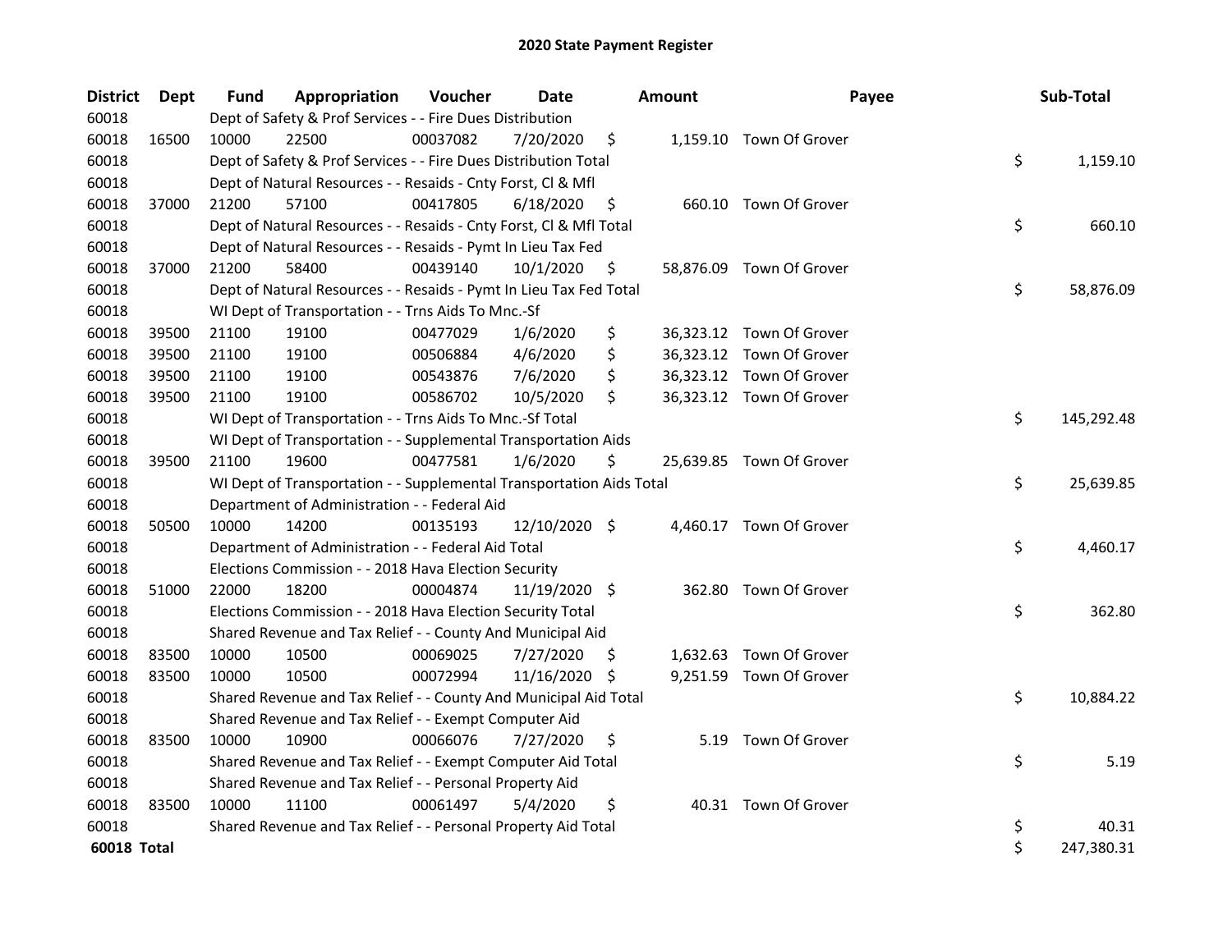# 2020 State Payment Register

| District | Dept | Fund | Appropriation | Voucher | Date | Amount | Payee | Sub-Total |
|---|---|---|---|---|---|---|---|---|
| 60018 | | Dept of Safety & Prof Services - - Fire Dues Distribution | | | | | | |
| 60018 | 16500 | 10000 | 22500 | 00037082 | 7/20/2020 | $ 1,159.10 | Town Of Grover | |
| 60018 | | Dept of Safety & Prof Services - - Fire Dues Distribution Total | | | | | | $ 1,159.10 |
| 60018 | | Dept of Natural Resources - - Resaids - Cnty Forst, Cl & Mfl | | | | | | |
| 60018 | 37000 | 21200 | 57100 | 00417805 | 6/18/2020 | $ 660.10 | Town Of Grover | |
| 60018 | | Dept of Natural Resources - - Resaids - Cnty Forst, Cl & Mfl Total | | | | | | $ 660.10 |
| 60018 | | Dept of Natural Resources - - Resaids - Pymt In Lieu Tax Fed | | | | | | |
| 60018 | 37000 | 21200 | 58400 | 00439140 | 10/1/2020 | $ 58,876.09 | Town Of Grover | |
| 60018 | | Dept of Natural Resources - - Resaids - Pymt In Lieu Tax Fed Total | | | | | | $ 58,876.09 |
| 60018 | | WI Dept of Transportation - - Trns Aids To Mnc.-Sf | | | | | | |
| 60018 | 39500 | 21100 | 19100 | 00477029 | 1/6/2020 | $ 36,323.12 | Town Of Grover | |
| 60018 | 39500 | 21100 | 19100 | 00506884 | 4/6/2020 | $ 36,323.12 | Town Of Grover | |
| 60018 | 39500 | 21100 | 19100 | 00543876 | 7/6/2020 | $ 36,323.12 | Town Of Grover | |
| 60018 | 39500 | 21100 | 19100 | 00586702 | 10/5/2020 | $ 36,323.12 | Town Of Grover | |
| 60018 | | WI Dept of Transportation - - Trns Aids To Mnc.-Sf Total | | | | | | $ 145,292.48 |
| 60018 | | WI Dept of Transportation - - Supplemental Transportation Aids | | | | | | |
| 60018 | 39500 | 21100 | 19600 | 00477581 | 1/6/2020 | $ 25,639.85 | Town Of Grover | |
| 60018 | | WI Dept of Transportation - - Supplemental Transportation Aids Total | | | | | | $ 25,639.85 |
| 60018 | | Department of Administration - - Federal Aid | | | | | | |
| 60018 | 50500 | 10000 | 14200 | 00135193 | 12/10/2020 | $ 4,460.17 | Town Of Grover | |
| 60018 | | Department of Administration - - Federal Aid Total | | | | | | $ 4,460.17 |
| 60018 | | Elections Commission - - 2018 Hava Election Security | | | | | | |
| 60018 | 51000 | 22000 | 18200 | 00004874 | 11/19/2020 | $ 362.80 | Town Of Grover | |
| 60018 | | Elections Commission - - 2018 Hava Election Security Total | | | | | | $ 362.80 |
| 60018 | | Shared Revenue and Tax Relief - - County And Municipal Aid | | | | | | |
| 60018 | 83500 | 10000 | 10500 | 00069025 | 7/27/2020 | $ 1,632.63 | Town Of Grover | |
| 60018 | 83500 | 10000 | 10500 | 00072994 | 11/16/2020 | $ 9,251.59 | Town Of Grover | |
| 60018 | | Shared Revenue and Tax Relief - - County And Municipal Aid Total | | | | | | $ 10,884.22 |
| 60018 | | Shared Revenue and Tax Relief - - Exempt Computer Aid | | | | | | |
| 60018 | 83500 | 10000 | 10900 | 00066076 | 7/27/2020 | $ 5.19 | Town Of Grover | |
| 60018 | | Shared Revenue and Tax Relief - - Exempt Computer Aid Total | | | | | | $ 5.19 |
| 60018 | | Shared Revenue and Tax Relief - - Personal Property Aid | | | | | | |
| 60018 | 83500 | 10000 | 11100 | 00061497 | 5/4/2020 | $ 40.31 | Town Of Grover | |
| 60018 | | Shared Revenue and Tax Relief - - Personal Property Aid Total | | | | | | $ 40.31 |
| **60018 Total** | | | | | | | | $ 247,380.31 |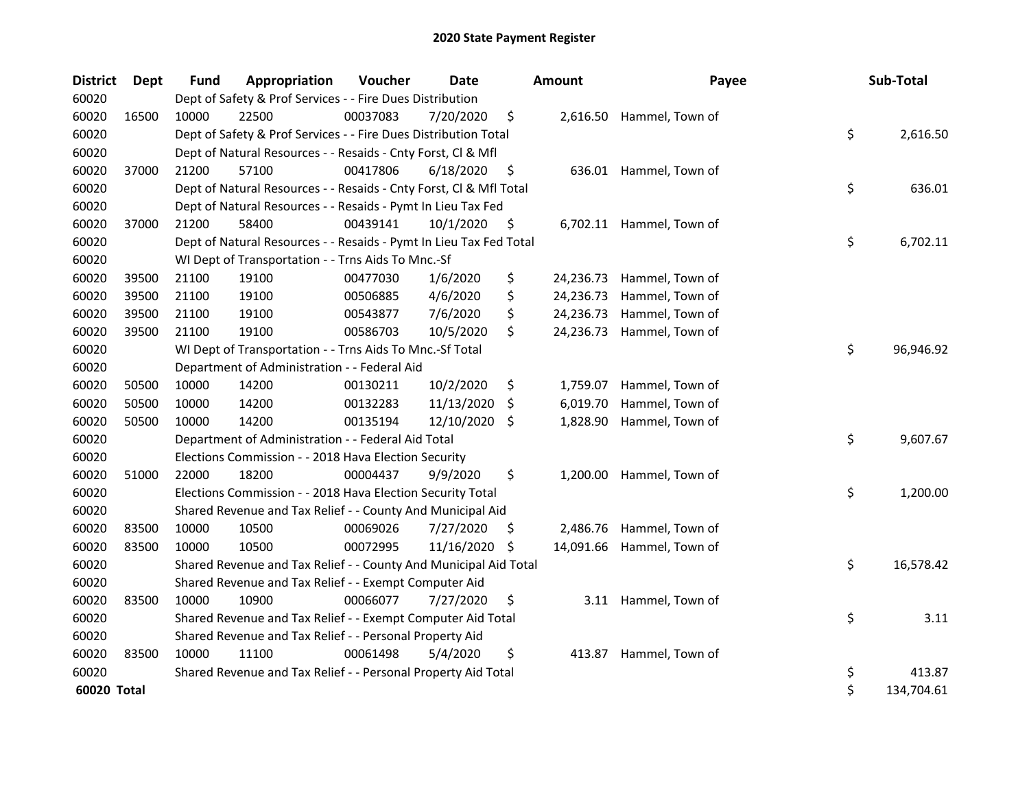# 2020 State Payment Register

| District | Dept | Fund | Appropriation | Voucher | Date | Amount | Payee | Sub-Total |
|---|---|---|---|---|---|---|---|---|
| 60020 | | Dept of Safety & Prof Services - - Fire Dues Distribution | | | | | | |
| 60020 | 16500 | 10000 | 22500 | 00037083 | 7/20/2020 | $ 2,616.50 | Hammel, Town of | |
| 60020 | | Dept of Safety & Prof Services - - Fire Dues Distribution Total | | | | | | $ 2,616.50 |
| 60020 | | Dept of Natural Resources - - Resaids - Cnty Forst, Cl & Mfl | | | | | | |
| 60020 | 37000 | 21200 | 57100 | 00417806 | 6/18/2020 | $ 636.01 | Hammel, Town of | |
| 60020 | | Dept of Natural Resources - - Resaids - Cnty Forst, Cl & Mfl Total | | | | | | $ 636.01 |
| 60020 | | Dept of Natural Resources - - Resaids - Pymt In Lieu Tax Fed | | | | | | |
| 60020 | 37000 | 21200 | 58400 | 00439141 | 10/1/2020 | $ 6,702.11 | Hammel, Town of | |
| 60020 | | Dept of Natural Resources - - Resaids - Pymt In Lieu Tax Fed Total | | | | | | $ 6,702.11 |
| 60020 | | WI Dept of Transportation - - Trns Aids To Mnc.-Sf | | | | | | |
| 60020 | 39500 | 21100 | 19100 | 00477030 | 1/6/2020 | $ 24,236.73 | Hammel, Town of | |
| 60020 | 39500 | 21100 | 19100 | 00506885 | 4/6/2020 | $ 24,236.73 | Hammel, Town of | |
| 60020 | 39500 | 21100 | 19100 | 00543877 | 7/6/2020 | $ 24,236.73 | Hammel, Town of | |
| 60020 | 39500 | 21100 | 19100 | 00586703 | 10/5/2020 | $ 24,236.73 | Hammel, Town of | |
| 60020 | | WI Dept of Transportation - - Trns Aids To Mnc.-Sf Total | | | | | | $ 96,946.92 |
| 60020 | | Department of Administration - - Federal Aid | | | | | | |
| 60020 | 50500 | 10000 | 14200 | 00130211 | 10/2/2020 | $ 1,759.07 | Hammel, Town of | |
| 60020 | 50500 | 10000 | 14200 | 00132283 | 11/13/2020 | $ 6,019.70 | Hammel, Town of | |
| 60020 | 50500 | 10000 | 14200 | 00135194 | 12/10/2020 | $ 1,828.90 | Hammel, Town of | |
| 60020 | | Department of Administration - - Federal Aid Total | | | | | | $ 9,607.67 |
| 60020 | | Elections Commission - - 2018 Hava Election Security | | | | | | |
| 60020 | 51000 | 22000 | 18200 | 00004437 | 9/9/2020 | $ 1,200.00 | Hammel, Town of | |
| 60020 | | Elections Commission - - 2018 Hava Election Security Total | | | | | | $ 1,200.00 |
| 60020 | | Shared Revenue and Tax Relief - - County And Municipal Aid | | | | | | |
| 60020 | 83500 | 10000 | 10500 | 00069026 | 7/27/2020 | $ 2,486.76 | Hammel, Town of | |
| 60020 | 83500 | 10000 | 10500 | 00072995 | 11/16/2020 | $ 14,091.66 | Hammel, Town of | |
| 60020 | | Shared Revenue and Tax Relief - - County And Municipal Aid Total | | | | | | $ 16,578.42 |
| 60020 | | Shared Revenue and Tax Relief - - Exempt Computer Aid | | | | | | |
| 60020 | 83500 | 10000 | 10900 | 00066077 | 7/27/2020 | $ 3.11 | Hammel, Town of | |
| 60020 | | Shared Revenue and Tax Relief - - Exempt Computer Aid Total | | | | | | $ 3.11 |
| 60020 | | Shared Revenue and Tax Relief - - Personal Property Aid | | | | | | |
| 60020 | 83500 | 10000 | 11100 | 00061498 | 5/4/2020 | $ 413.87 | Hammel, Town of | |
| 60020 | | Shared Revenue and Tax Relief - - Personal Property Aid Total | | | | | | $ 413.87 |
| **60020 Total** | | | | | | | | $ 134,704.61 |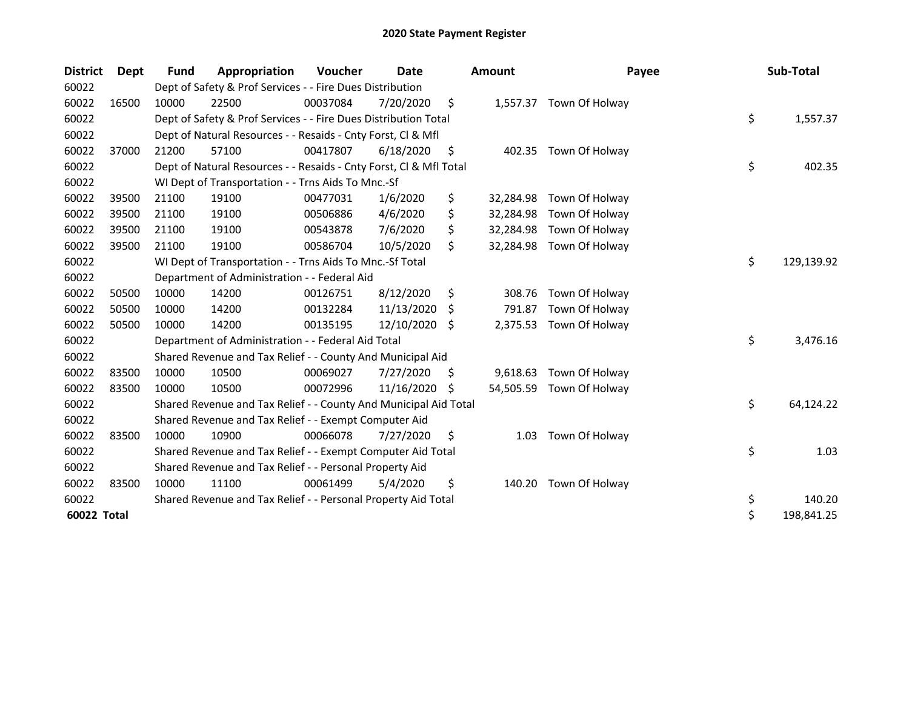# 2020 State Payment Register

| District | Dept | Fund | Appropriation | Voucher | Date | Amount | Payee | Sub-Total |
|---|---|---|---|---|---|---|---|---|
| 60022 | | Dept of Safety & Prof Services - - Fire Dues Distribution | | | | | | |
| 60022 | 16500 | 10000 | 22500 | 00037084 | 7/20/2020 | $ 1,557.37 | Town Of Holway | |
| 60022 | | Dept of Safety & Prof Services - - Fire Dues Distribution Total | | | | | | $ 1,557.37 |
| 60022 | | Dept of Natural Resources - - Resaids - Cnty Forst, Cl & Mfl | | | | | | |
| 60022 | 37000 | 21200 | 57100 | 00417807 | 6/18/2020 | $ 402.35 | Town Of Holway | |
| 60022 | | Dept of Natural Resources - - Resaids - Cnty Forst, Cl & Mfl Total | | | | | | $ 402.35 |
| 60022 | | WI Dept of Transportation - - Trns Aids To Mnc.-Sf | | | | | | |
| 60022 | 39500 | 21100 | 19100 | 00477031 | 1/6/2020 | $ 32,284.98 | Town Of Holway | |
| 60022 | 39500 | 21100 | 19100 | 00506886 | 4/6/2020 | $ 32,284.98 | Town Of Holway | |
| 60022 | 39500 | 21100 | 19100 | 00543878 | 7/6/2020 | $ 32,284.98 | Town Of Holway | |
| 60022 | 39500 | 21100 | 19100 | 00586704 | 10/5/2020 | $ 32,284.98 | Town Of Holway | |
| 60022 | | WI Dept of Transportation - - Trns Aids To Mnc.-Sf Total | | | | | | $ 129,139.92 |
| 60022 | | Department of Administration - - Federal Aid | | | | | | |
| 60022 | 50500 | 10000 | 14200 | 00126751 | 8/12/2020 | $ 308.76 | Town Of Holway | |
| 60022 | 50500 | 10000 | 14200 | 00132284 | 11/13/2020 | $ 791.87 | Town Of Holway | |
| 60022 | 50500 | 10000 | 14200 | 00135195 | 12/10/2020 | $ 2,375.53 | Town Of Holway | |
| 60022 | | Department of Administration - - Federal Aid Total | | | | | | $ 3,476.16 |
| 60022 | | Shared Revenue and Tax Relief - - County And Municipal Aid | | | | | | |
| 60022 | 83500 | 10000 | 10500 | 00069027 | 7/27/2020 | $ 9,618.63 | Town Of Holway | |
| 60022 | 83500 | 10000 | 10500 | 00072996 | 11/16/2020 | $ 54,505.59 | Town Of Holway | |
| 60022 | | Shared Revenue and Tax Relief - - County And Municipal Aid Total | | | | | | $ 64,124.22 |
| 60022 | | Shared Revenue and Tax Relief - - Exempt Computer Aid | | | | | | |
| 60022 | 83500 | 10000 | 10900 | 00066078 | 7/27/2020 | $ 1.03 | Town Of Holway | |
| 60022 | | Shared Revenue and Tax Relief - - Exempt Computer Aid Total | | | | | | $ 1.03 |
| 60022 | | Shared Revenue and Tax Relief - - Personal Property Aid | | | | | | |
| 60022 | 83500 | 10000 | 11100 | 00061499 | 5/4/2020 | $ 140.20 | Town Of Holway | |
| 60022 | | Shared Revenue and Tax Relief - - Personal Property Aid Total | | | | | | $ 140.20 |
| **60022 Total** | | | | | | | | $ 198,841.25 |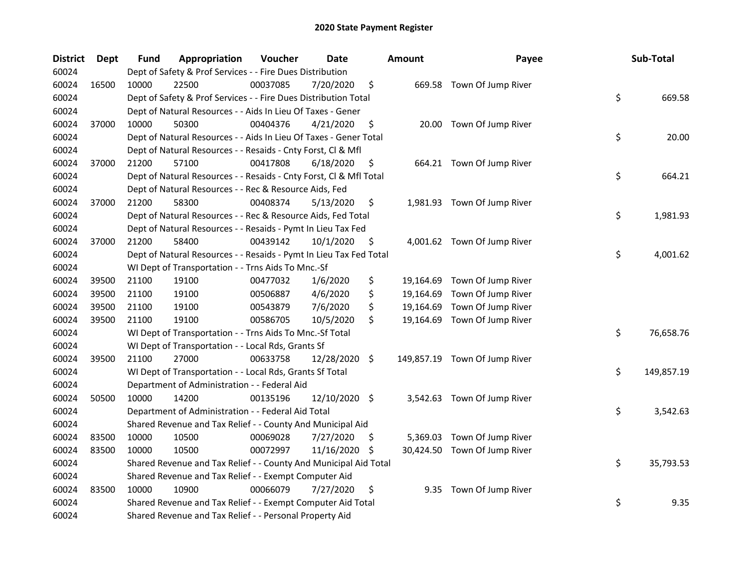# 2020 State Payment Register

| District | Dept | Fund | Appropriation | Voucher | Date | Amount | Payee | Sub-Total |
|---|---|---|---|---|---|---|---|---|
| 60024 | | Dept of Safety & Prof Services - - Fire Dues Distribution | | | | | | |
| 60024 | 16500 | 10000 | 22500 | 00037085 | 7/20/2020 | $ 669.58 | Town Of Jump River | |
| 60024 | | Dept of Safety & Prof Services - - Fire Dues Distribution Total | | | | | | $ 669.58 |
| 60024 | | Dept of Natural Resources - - Aids In Lieu Of Taxes - Gener | | | | | | |
| 60024 | 37000 | 10000 | 50300 | 00404376 | 4/21/2020 | $ 20.00 | Town Of Jump River | |
| 60024 | | Dept of Natural Resources - - Aids In Lieu Of Taxes - Gener Total | | | | | | $ 20.00 |
| 60024 | | Dept of Natural Resources - - Resaids - Cnty Forst, Cl & Mfl | | | | | | |
| 60024 | 37000 | 21200 | 57100 | 00417808 | 6/18/2020 | $ 664.21 | Town Of Jump River | |
| 60024 | | Dept of Natural Resources - - Resaids - Cnty Forst, Cl & Mfl Total | | | | | | $ 664.21 |
| 60024 | | Dept of Natural Resources - - Rec & Resource Aids, Fed | | | | | | |
| 60024 | 37000 | 21200 | 58300 | 00408374 | 5/13/2020 | $ 1,981.93 | Town Of Jump River | |
| 60024 | | Dept of Natural Resources - - Rec & Resource Aids, Fed Total | | | | | | $ 1,981.93 |
| 60024 | | Dept of Natural Resources - - Resaids - Pymt In Lieu Tax Fed | | | | | | |
| 60024 | 37000 | 21200 | 58400 | 00439142 | 10/1/2020 | $ 4,001.62 | Town Of Jump River | |
| 60024 | | Dept of Natural Resources - - Resaids - Pymt In Lieu Tax Fed Total | | | | | | $ 4,001.62 |
| 60024 | | WI Dept of Transportation - - Trns Aids To Mnc.-Sf | | | | | | |
| 60024 | 39500 | 21100 | 19100 | 00477032 | 1/6/2020 | $ 19,164.69 | Town Of Jump River | |
| 60024 | 39500 | 21100 | 19100 | 00506887 | 4/6/2020 | $ 19,164.69 | Town Of Jump River | |
| 60024 | 39500 | 21100 | 19100 | 00543879 | 7/6/2020 | $ 19,164.69 | Town Of Jump River | |
| 60024 | 39500 | 21100 | 19100 | 00586705 | 10/5/2020 | $ 19,164.69 | Town Of Jump River | |
| 60024 | | WI Dept of Transportation - - Trns Aids To Mnc.-Sf Total | | | | | | $ 76,658.76 |
| 60024 | | WI Dept of Transportation - - Local Rds, Grants Sf | | | | | | |
| 60024 | 39500 | 21100 | 27000 | 00633758 | 12/28/2020 | $ 149,857.19 | Town Of Jump River | |
| 60024 | | WI Dept of Transportation - - Local Rds, Grants Sf Total | | | | | | $ 149,857.19 |
| 60024 | | Department of Administration - - Federal Aid | | | | | | |
| 60024 | 50500 | 10000 | 14200 | 00135196 | 12/10/2020 | $ 3,542.63 | Town Of Jump River | |
| 60024 | | Department of Administration - - Federal Aid Total | | | | | | $ 3,542.63 |
| 60024 | | Shared Revenue and Tax Relief - - County And Municipal Aid | | | | | | |
| 60024 | 83500 | 10000 | 10500 | 00069028 | 7/27/2020 | $ 5,369.03 | Town Of Jump River | |
| 60024 | 83500 | 10000 | 10500 | 00072997 | 11/16/2020 | $ 30,424.50 | Town Of Jump River | |
| 60024 | | Shared Revenue and Tax Relief - - County And Municipal Aid Total | | | | | | $ 35,793.53 |
| 60024 | | Shared Revenue and Tax Relief - - Exempt Computer Aid | | | | | | |
| 60024 | 83500 | 10000 | 10900 | 00066079 | 7/27/2020 | $ 9.35 | Town Of Jump River | |
| 60024 | | Shared Revenue and Tax Relief - - Exempt Computer Aid Total | | | | | | $ 9.35 |
| 60024 | | Shared Revenue and Tax Relief - - Personal Property Aid | | | | | | |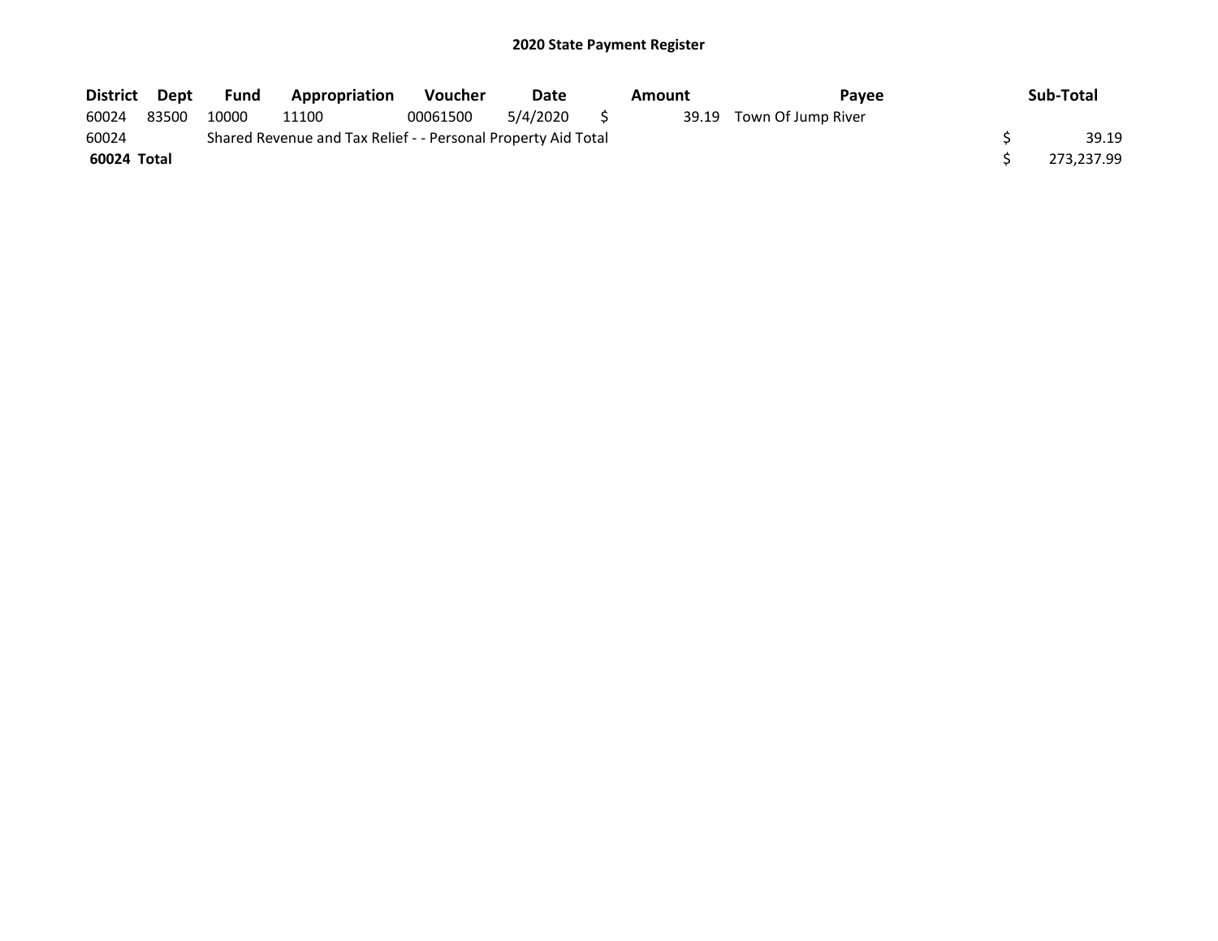# 2020 State Payment Register

| District | Dept | Fund | Appropriation | Voucher | Date | Amount | Payee | Sub-Total |
|---|---|---|---|---|---|---|---|---|
| 60024 | 83500 | 10000 | 11100 | 00061500 | 5/4/2020 | $ 39.19 | Town Of Jump River | |
| 60024 | | Shared Revenue and Tax Relief - - Personal Property Aid Total | | | | | | $ 39.19 |
| **60024 Total** | | | | | | | | $ 273,237.99 |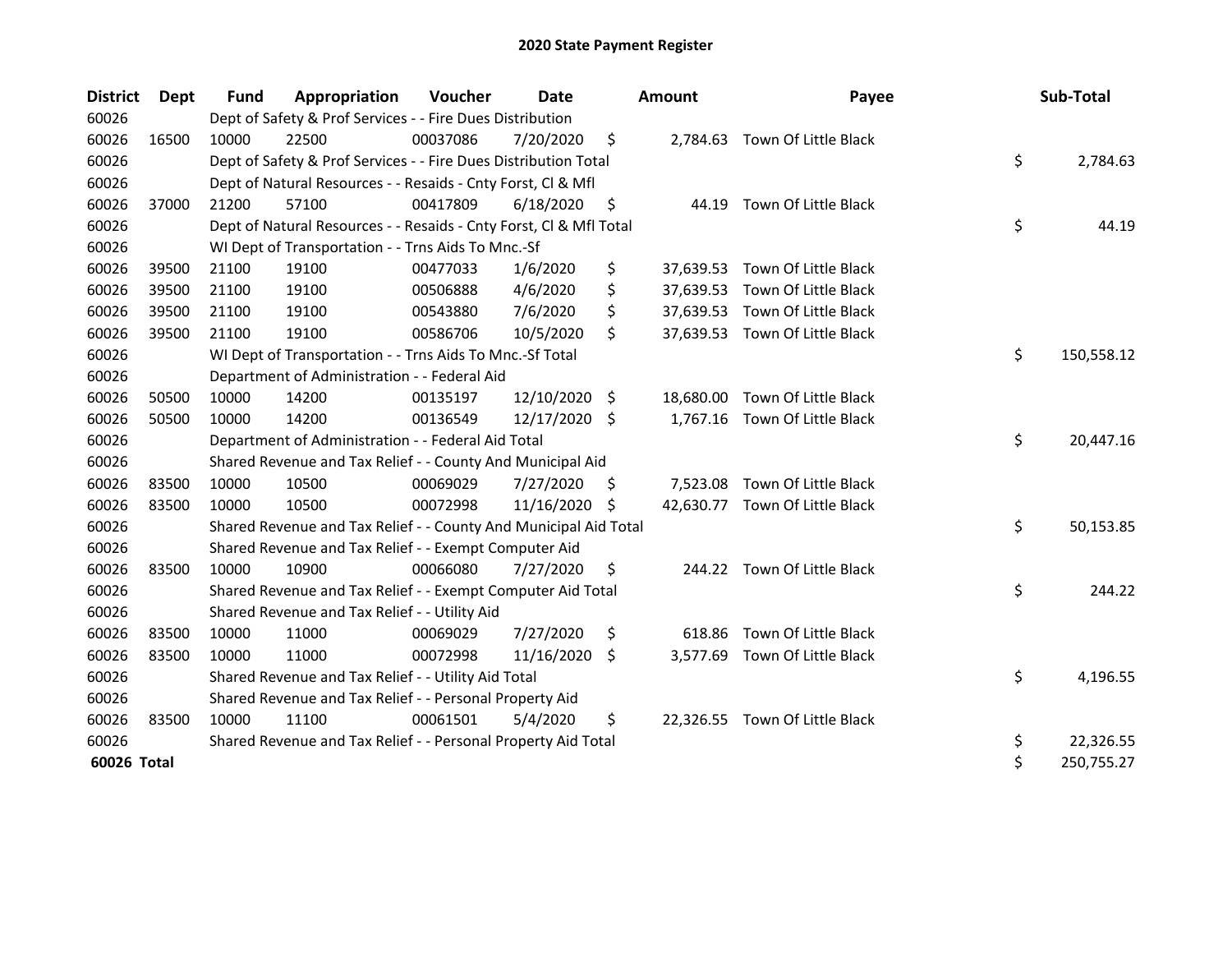# 2020 State Payment Register

| District | Dept | Fund | Appropriation | Voucher | Date | Amount | Payee | Sub-Total |
|---|---|---|---|---|---|---|---|---|
| 60026 | | Dept of Safety & Prof Services - - Fire Dues Distribution | | | | | | |
| 60026 | 16500 | 10000 | 22500 | 00037086 | 7/20/2020 | $ 2,784.63 | Town Of Little Black | |
| 60026 | | Dept of Safety & Prof Services - - Fire Dues Distribution Total | | | | | | $ 2,784.63 |
| 60026 | | Dept of Natural Resources - - Resaids - Cnty Forst, Cl & Mfl | | | | | | |
| 60026 | 37000 | 21200 | 57100 | 00417809 | 6/18/2020 | $ 44.19 | Town Of Little Black | |
| 60026 | | Dept of Natural Resources - - Resaids - Cnty Forst, Cl & Mfl Total | | | | | | $ 44.19 |
| 60026 | | WI Dept of Transportation - - Trns Aids To Mnc.-Sf | | | | | | |
| 60026 | 39500 | 21100 | 19100 | 00477033 | 1/6/2020 | $ 37,639.53 | Town Of Little Black | |
| 60026 | 39500 | 21100 | 19100 | 00506888 | 4/6/2020 | $ 37,639.53 | Town Of Little Black | |
| 60026 | 39500 | 21100 | 19100 | 00543880 | 7/6/2020 | $ 37,639.53 | Town Of Little Black | |
| 60026 | 39500 | 21100 | 19100 | 00586706 | 10/5/2020 | $ 37,639.53 | Town Of Little Black | |
| 60026 | | WI Dept of Transportation - - Trns Aids To Mnc.-Sf Total | | | | | | $ 150,558.12 |
| 60026 | | Department of Administration - - Federal Aid | | | | | | |
| 60026 | 50500 | 10000 | 14200 | 00135197 | 12/10/2020 | $ 18,680.00 | Town Of Little Black | |
| 60026 | 50500 | 10000 | 14200 | 00136549 | 12/17/2020 | $ 1,767.16 | Town Of Little Black | |
| 60026 | | Department of Administration - - Federal Aid Total | | | | | | $ 20,447.16 |
| 60026 | | Shared Revenue and Tax Relief - - County And Municipal Aid | | | | | | |
| 60026 | 83500 | 10000 | 10500 | 00069029 | 7/27/2020 | $ 7,523.08 | Town Of Little Black | |
| 60026 | 83500 | 10000 | 10500 | 00072998 | 11/16/2020 | $ 42,630.77 | Town Of Little Black | |
| 60026 | | Shared Revenue and Tax Relief - - County And Municipal Aid Total | | | | | | $ 50,153.85 |
| 60026 | | Shared Revenue and Tax Relief - - Exempt Computer Aid | | | | | | |
| 60026 | 83500 | 10000 | 10900 | 00066080 | 7/27/2020 | $ 244.22 | Town Of Little Black | |
| 60026 | | Shared Revenue and Tax Relief - - Exempt Computer Aid Total | | | | | | $ 244.22 |
| 60026 | | Shared Revenue and Tax Relief - - Utility Aid | | | | | | |
| 60026 | 83500 | 10000 | 11000 | 00069029 | 7/27/2020 | $ 618.86 | Town Of Little Black | |
| 60026 | 83500 | 10000 | 11000 | 00072998 | 11/16/2020 | $ 3,577.69 | Town Of Little Black | |
| 60026 | | Shared Revenue and Tax Relief - - Utility Aid Total | | | | | | $ 4,196.55 |
| 60026 | | Shared Revenue and Tax Relief - - Personal Property Aid | | | | | | |
| 60026 | 83500 | 10000 | 11100 | 00061501 | 5/4/2020 | $ 22,326.55 | Town Of Little Black | |
| 60026 | | Shared Revenue and Tax Relief - - Personal Property Aid Total | | | | | | $ 22,326.55 |
| **60026 Total** | | | | | | | | $ 250,755.27 |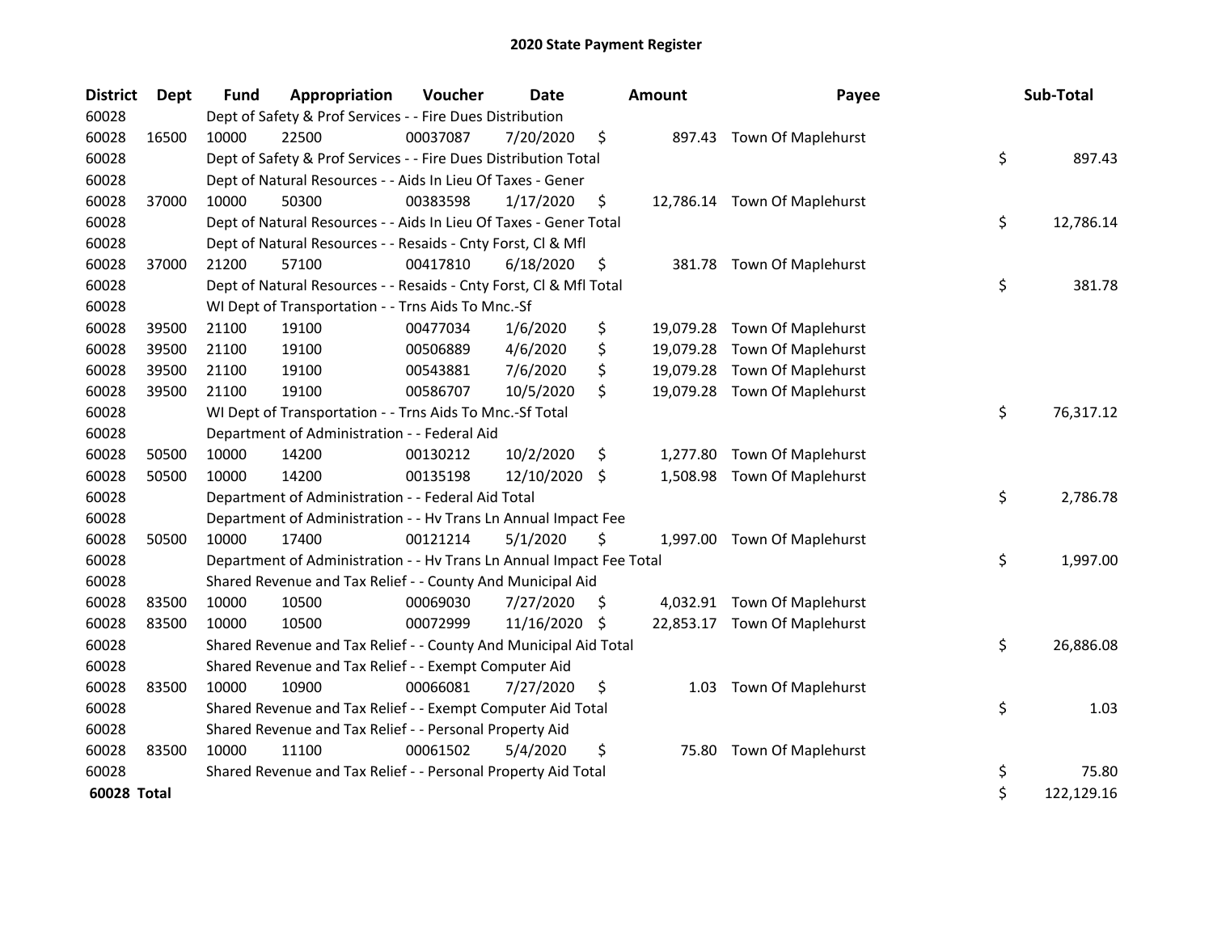# 2020 State Payment Register

| District | Dept | Fund | Appropriation | Voucher | Date | Amount | Payee | Sub-Total |
|---|---|---|---|---|---|---|---|---|
| 60028 | | Dept of Safety & Prof Services - - Fire Dues Distribution | | | | | | |
| 60028 | 16500 | 10000 | 22500 | 00037087 | 7/20/2020 | $ 897.43 | Town Of Maplehurst | |
| 60028 | | Dept of Safety & Prof Services - - Fire Dues Distribution Total | | | | | | $ 897.43 |
| 60028 | | Dept of Natural Resources - - Aids In Lieu Of Taxes - Gener | | | | | | |
| 60028 | 37000 | 10000 | 50300 | 00383598 | 1/17/2020 | $ 12,786.14 | Town Of Maplehurst | |
| 60028 | | Dept of Natural Resources - - Aids In Lieu Of Taxes - Gener Total | | | | | | $ 12,786.14 |
| 60028 | | Dept of Natural Resources - - Resaids - Cnty Forst, Cl & Mfl | | | | | | |
| 60028 | 37000 | 21200 | 57100 | 00417810 | 6/18/2020 | $ 381.78 | Town Of Maplehurst | |
| 60028 | | Dept of Natural Resources - - Resaids - Cnty Forst, Cl & Mfl Total | | | | | | $ 381.78 |
| 60028 | | WI Dept of Transportation - - Trns Aids To Mnc.-Sf | | | | | | |
| 60028 | 39500 | 21100 | 19100 | 00477034 | 1/6/2020 | $ 19,079.28 | Town Of Maplehurst | |
| 60028 | 39500 | 21100 | 19100 | 00506889 | 4/6/2020 | $ 19,079.28 | Town Of Maplehurst | |
| 60028 | 39500 | 21100 | 19100 | 00543881 | 7/6/2020 | $ 19,079.28 | Town Of Maplehurst | |
| 60028 | 39500 | 21100 | 19100 | 00586707 | 10/5/2020 | $ 19,079.28 | Town Of Maplehurst | |
| 60028 | | WI Dept of Transportation - - Trns Aids To Mnc.-Sf Total | | | | | | $ 76,317.12 |
| 60028 | | Department of Administration - - Federal Aid | | | | | | |
| 60028 | 50500 | 10000 | 14200 | 00130212 | 10/2/2020 | $ 1,277.80 | Town Of Maplehurst | |
| 60028 | 50500 | 10000 | 14200 | 00135198 | 12/10/2020 | $ 1,508.98 | Town Of Maplehurst | |
| 60028 | | Department of Administration - - Federal Aid Total | | | | | | $ 2,786.78 |
| 60028 | | Department of Administration - - Hv Trans Ln Annual Impact Fee | | | | | | |
| 60028 | 50500 | 10000 | 17400 | 00121214 | 5/1/2020 | $ 1,997.00 | Town Of Maplehurst | |
| 60028 | | Department of Administration - - Hv Trans Ln Annual Impact Fee Total | | | | | | $ 1,997.00 |
| 60028 | | Shared Revenue and Tax Relief - - County And Municipal Aid | | | | | | |
| 60028 | 83500 | 10000 | 10500 | 00069030 | 7/27/2020 | $ 4,032.91 | Town Of Maplehurst | |
| 60028 | 83500 | 10000 | 10500 | 00072999 | 11/16/2020 | $ 22,853.17 | Town Of Maplehurst | |
| 60028 | | Shared Revenue and Tax Relief - - County And Municipal Aid Total | | | | | | $ 26,886.08 |
| 60028 | | Shared Revenue and Tax Relief - - Exempt Computer Aid | | | | | | |
| 60028 | 83500 | 10000 | 10900 | 00066081 | 7/27/2020 | $ 1.03 | Town Of Maplehurst | |
| 60028 | | Shared Revenue and Tax Relief - - Exempt Computer Aid Total | | | | | | $ 1.03 |
| 60028 | | Shared Revenue and Tax Relief - - Personal Property Aid | | | | | | |
| 60028 | 83500 | 10000 | 11100 | 00061502 | 5/4/2020 | $ 75.80 | Town Of Maplehurst | |
| 60028 | | Shared Revenue and Tax Relief - - Personal Property Aid Total | | | | | | $ 75.80 |
| **60028 Total** | | | | | | | | $ 122,129.16 |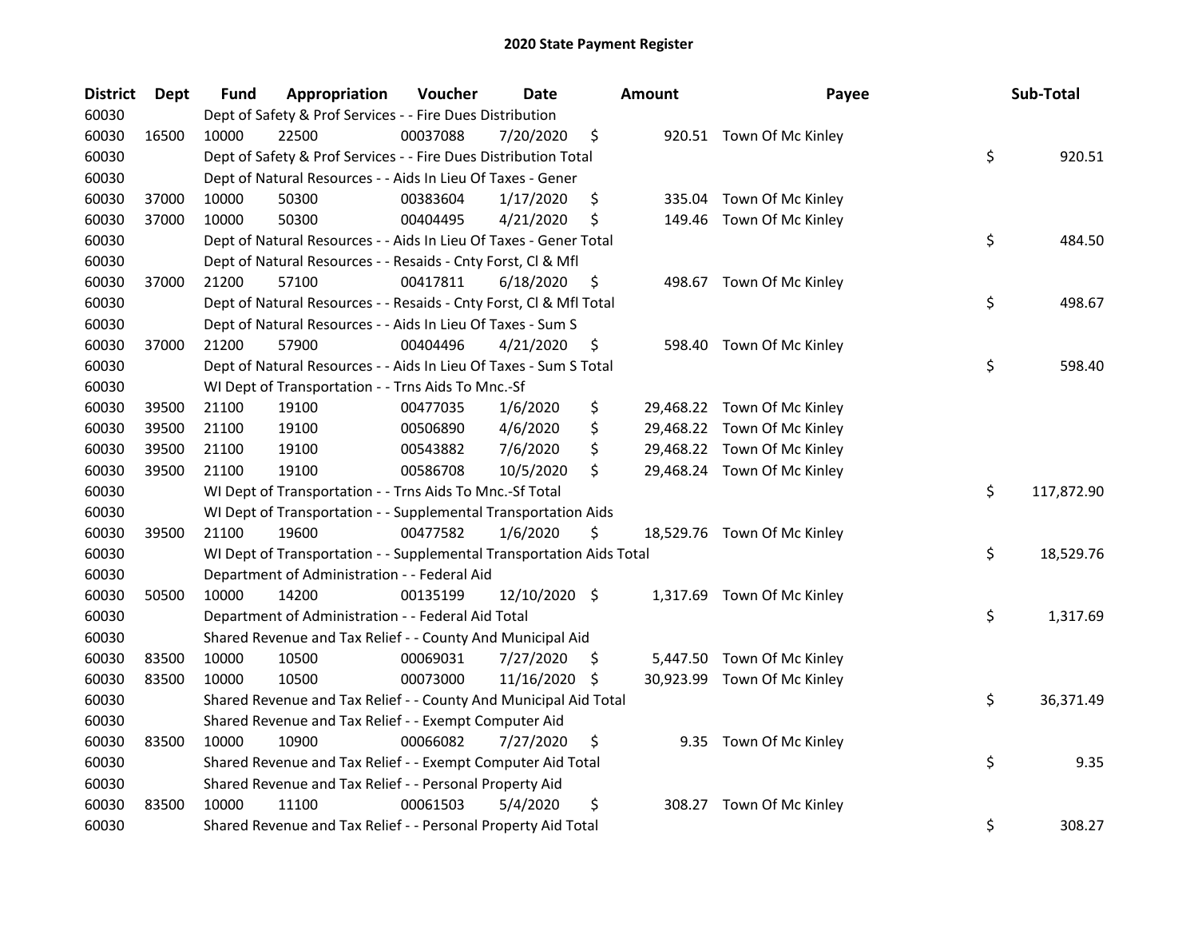# 2020 State Payment Register

| District | Dept | Fund | Appropriation | Voucher | Date | Amount | Payee | Sub-Total |
|---|---|---|---|---|---|---|---|---|
| 60030 | | Dept of Safety & Prof Services - - Fire Dues Distribution | | | | | | |
| 60030 | 16500 | 10000 | 22500 | 00037088 | 7/20/2020 | $ 920.51 | Town Of Mc Kinley | |
| 60030 | | Dept of Safety & Prof Services - - Fire Dues Distribution Total | | | | | | $ 920.51 |
| 60030 | | Dept of Natural Resources - - Aids In Lieu Of Taxes - Gener | | | | | | |
| 60030 | 37000 | 10000 | 50300 | 00383604 | 1/17/2020 | $ 335.04 | Town Of Mc Kinley | |
| 60030 | 37000 | 10000 | 50300 | 00404495 | 4/21/2020 | $ 149.46 | Town Of Mc Kinley | |
| 60030 | | Dept of Natural Resources - - Aids In Lieu Of Taxes - Gener Total | | | | | | $ 484.50 |
| 60030 | | Dept of Natural Resources - - Resaids - Cnty Forst, Cl & Mfl | | | | | | |
| 60030 | 37000 | 21200 | 57100 | 00417811 | 6/18/2020 | $ 498.67 | Town Of Mc Kinley | |
| 60030 | | Dept of Natural Resources - - Resaids - Cnty Forst, Cl & Mfl Total | | | | | | $ 498.67 |
| 60030 | | Dept of Natural Resources - - Aids In Lieu Of Taxes - Sum S | | | | | | |
| 60030 | 37000 | 21200 | 57900 | 00404496 | 4/21/2020 | $ 598.40 | Town Of Mc Kinley | |
| 60030 | | Dept of Natural Resources - - Aids In Lieu Of Taxes - Sum S Total | | | | | | $ 598.40 |
| 60030 | | WI Dept of Transportation - - Trns Aids To Mnc.-Sf | | | | | | |
| 60030 | 39500 | 21100 | 19100 | 00477035 | 1/6/2020 | $ 29,468.22 | Town Of Mc Kinley | |
| 60030 | 39500 | 21100 | 19100 | 00506890 | 4/6/2020 | $ 29,468.22 | Town Of Mc Kinley | |
| 60030 | 39500 | 21100 | 19100 | 00543882 | 7/6/2020 | $ 29,468.22 | Town Of Mc Kinley | |
| 60030 | 39500 | 21100 | 19100 | 00586708 | 10/5/2020 | $ 29,468.24 | Town Of Mc Kinley | |
| 60030 | | WI Dept of Transportation - - Trns Aids To Mnc.-Sf Total | | | | | | $ 117,872.90 |
| 60030 | | WI Dept of Transportation - - Supplemental Transportation Aids | | | | | | |
| 60030 | 39500 | 21100 | 19600 | 00477582 | 1/6/2020 | $ 18,529.76 | Town Of Mc Kinley | |
| 60030 | | WI Dept of Transportation - - Supplemental Transportation Aids Total | | | | | | $ 18,529.76 |
| 60030 | | Department of Administration - - Federal Aid | | | | | | |
| 60030 | 50500 | 10000 | 14200 | 00135199 | 12/10/2020 | $ 1,317.69 | Town Of Mc Kinley | |
| 60030 | | Department of Administration - - Federal Aid Total | | | | | | $ 1,317.69 |
| 60030 | | Shared Revenue and Tax Relief - - County And Municipal Aid | | | | | | |
| 60030 | 83500 | 10000 | 10500 | 00069031 | 7/27/2020 | $ 5,447.50 | Town Of Mc Kinley | |
| 60030 | 83500 | 10000 | 10500 | 00073000 | 11/16/2020 | $ 30,923.99 | Town Of Mc Kinley | |
| 60030 | | Shared Revenue and Tax Relief - - County And Municipal Aid Total | | | | | | $ 36,371.49 |
| 60030 | | Shared Revenue and Tax Relief - - Exempt Computer Aid | | | | | | |
| 60030 | 83500 | 10000 | 10900 | 00066082 | 7/27/2020 | $ 9.35 | Town Of Mc Kinley | |
| 60030 | | Shared Revenue and Tax Relief - - Exempt Computer Aid Total | | | | | | $ 9.35 |
| 60030 | | Shared Revenue and Tax Relief - - Personal Property Aid | | | | | | |
| 60030 | 83500 | 10000 | 11100 | 00061503 | 5/4/2020 | $ 308.27 | Town Of Mc Kinley | |
| 60030 | | Shared Revenue and Tax Relief - - Personal Property Aid Total | | | | | | $ 308.27 |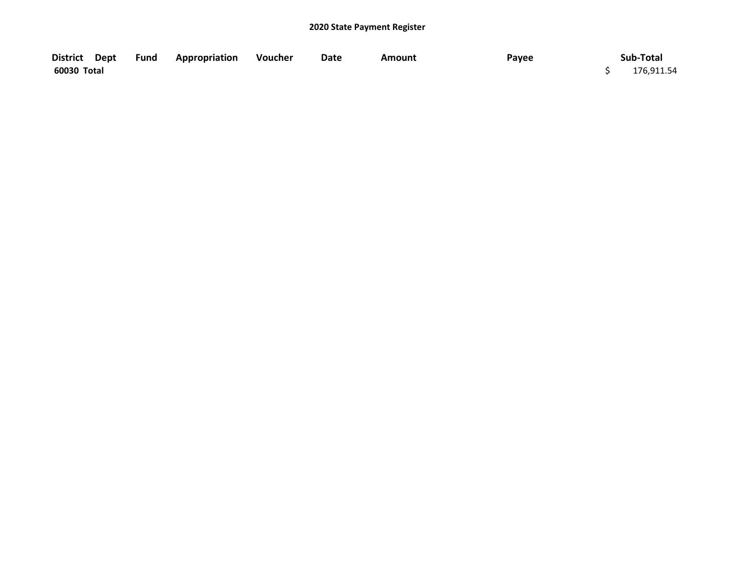**2020 State Payment Register**

| District | Dept | Fund | Appropriation | Voucher | Date | Amount | Payee | Sub-Total |
|---|---|---|---|---|---|---|---|---|
| 60030 Total | | | | | | | | $ 176,911.54 |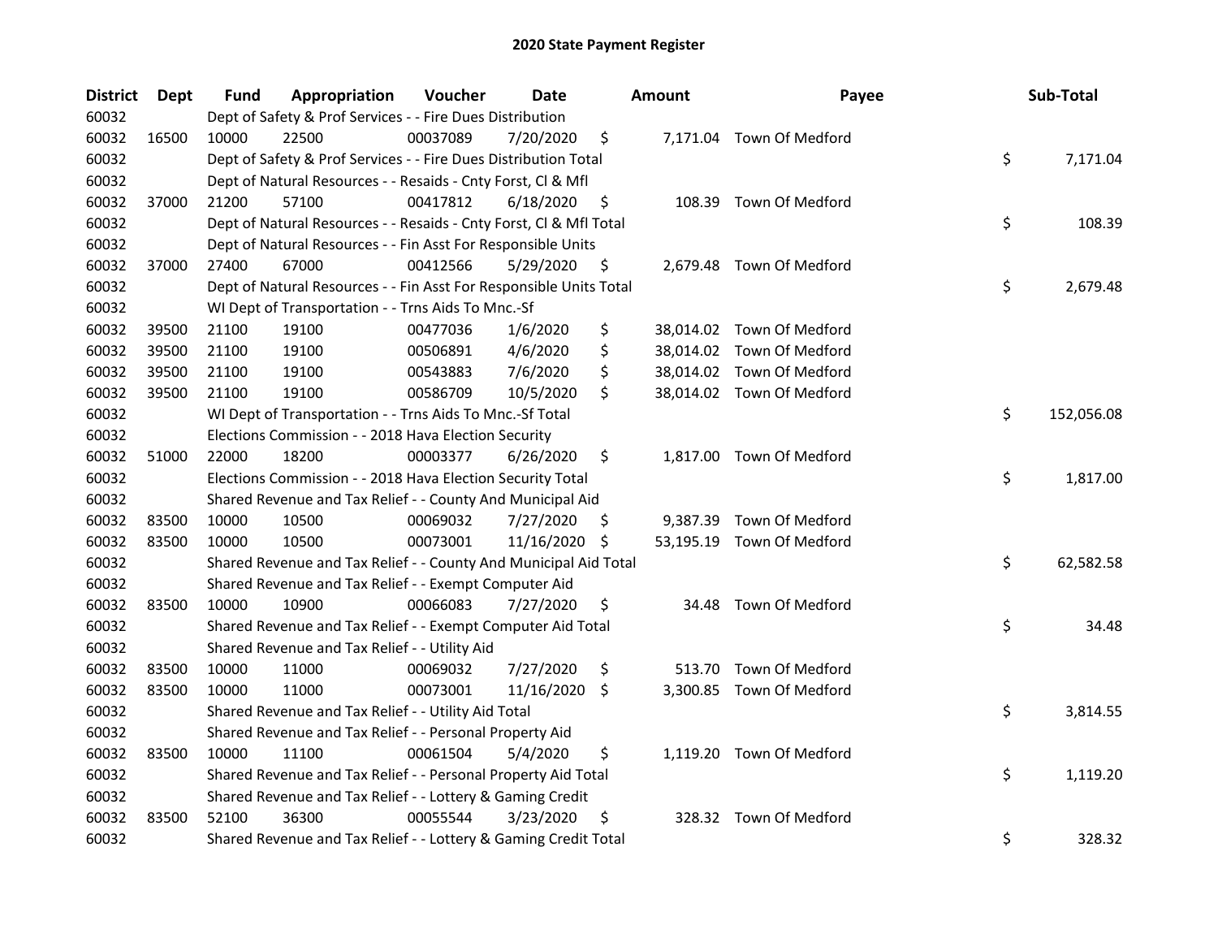# 2020 State Payment Register

| District | Dept | Fund | Appropriation | Voucher | Date | Amount | Payee | Sub-Total |
|---|---|---|---|---|---|---|---|---|
| 60032 | | Dept of Safety & Prof Services - - Fire Dues Distribution | | | | | | |
| 60032 | 16500 | 10000 | 22500 | 00037089 | 7/20/2020 | $ 7,171.04 | Town Of Medford | |
| 60032 | | Dept of Safety & Prof Services - - Fire Dues Distribution Total | | | | | | $ 7,171.04 |
| 60032 | | Dept of Natural Resources - - Resaids - Cnty Forst, Cl & Mfl | | | | | | |
| 60032 | 37000 | 21200 | 57100 | 00417812 | 6/18/2020 | $ 108.39 | Town Of Medford | |
| 60032 | | Dept of Natural Resources - - Resaids - Cnty Forst, Cl & Mfl Total | | | | | | $ 108.39 |
| 60032 | | Dept of Natural Resources - - Fin Asst For Responsible Units | | | | | | |
| 60032 | 37000 | 27400 | 67000 | 00412566 | 5/29/2020 | $ 2,679.48 | Town Of Medford | |
| 60032 | | Dept of Natural Resources - - Fin Asst For Responsible Units Total | | | | | | $ 2,679.48 |
| 60032 | | WI Dept of Transportation - - Trns Aids To Mnc.-Sf | | | | | | |
| 60032 | 39500 | 21100 | 19100 | 00477036 | 1/6/2020 | $ 38,014.02 | Town Of Medford | |
| 60032 | 39500 | 21100 | 19100 | 00506891 | 4/6/2020 | $ 38,014.02 | Town Of Medford | |
| 60032 | 39500 | 21100 | 19100 | 00543883 | 7/6/2020 | $ 38,014.02 | Town Of Medford | |
| 60032 | 39500 | 21100 | 19100 | 00586709 | 10/5/2020 | $ 38,014.02 | Town Of Medford | |
| 60032 | | WI Dept of Transportation - - Trns Aids To Mnc.-Sf Total | | | | | | $ 152,056.08 |
| 60032 | | Elections Commission - - 2018 Hava Election Security | | | | | | |
| 60032 | 51000 | 22000 | 18200 | 00003377 | 6/26/2020 | $ 1,817.00 | Town Of Medford | |
| 60032 | | Elections Commission - - 2018 Hava Election Security Total | | | | | | $ 1,817.00 |
| 60032 | | Shared Revenue and Tax Relief - - County And Municipal Aid | | | | | | |
| 60032 | 83500 | 10000 | 10500 | 00069032 | 7/27/2020 | $ 9,387.39 | Town Of Medford | |
| 60032 | 83500 | 10000 | 10500 | 00073001 | 11/16/2020 | $ 53,195.19 | Town Of Medford | |
| 60032 | | Shared Revenue and Tax Relief - - County And Municipal Aid Total | | | | | | $ 62,582.58 |
| 60032 | | Shared Revenue and Tax Relief - - Exempt Computer Aid | | | | | | |
| 60032 | 83500 | 10000 | 10900 | 00066083 | 7/27/2020 | $ 34.48 | Town Of Medford | |
| 60032 | | Shared Revenue and Tax Relief - - Exempt Computer Aid Total | | | | | | $ 34.48 |
| 60032 | | Shared Revenue and Tax Relief - - Utility Aid | | | | | | |
| 60032 | 83500 | 10000 | 11000 | 00069032 | 7/27/2020 | $ 513.70 | Town Of Medford | |
| 60032 | 83500 | 10000 | 11000 | 00073001 | 11/16/2020 | $ 3,300.85 | Town Of Medford | |
| 60032 | | Shared Revenue and Tax Relief - - Utility Aid Total | | | | | | $ 3,814.55 |
| 60032 | | Shared Revenue and Tax Relief - - Personal Property Aid | | | | | | |
| 60032 | 83500 | 10000 | 11100 | 00061504 | 5/4/2020 | $ 1,119.20 | Town Of Medford | |
| 60032 | | Shared Revenue and Tax Relief - - Personal Property Aid Total | | | | | | $ 1,119.20 |
| 60032 | | Shared Revenue and Tax Relief - - Lottery & Gaming Credit | | | | | | |
| 60032 | 83500 | 52100 | 36300 | 00055544 | 3/23/2020 | $ 328.32 | Town Of Medford | |
| 60032 | | Shared Revenue and Tax Relief - - Lottery & Gaming Credit Total | | | | | | $ 328.32 |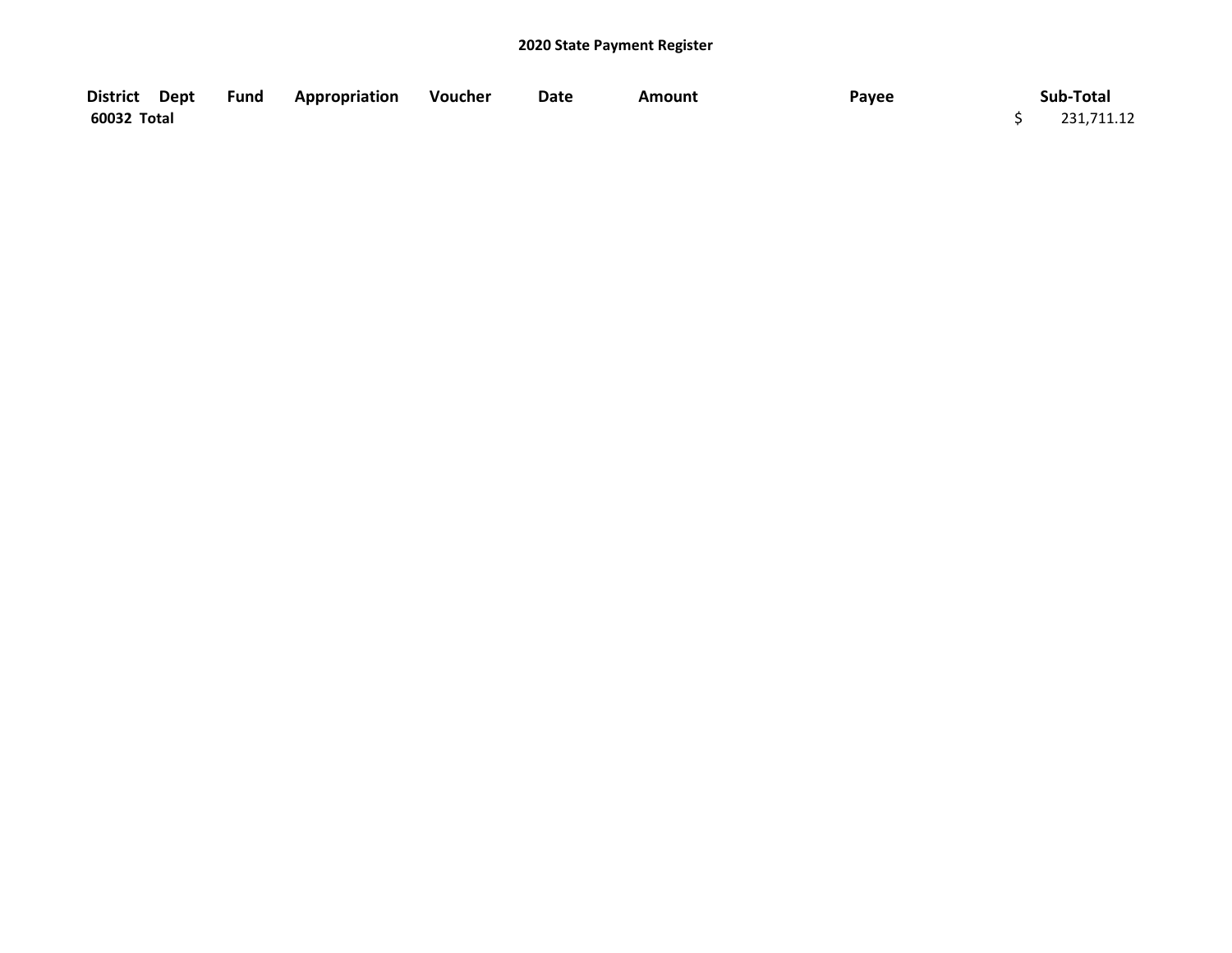## 2020 State Payment Register

| District | Dept | Fund | Appropriation | Voucher | Date | Amount | Payee | Sub-Total |
|---|---|---|---|---|---|---|---|---|
| 60032 Total | | | | | | | | $ 231,711.12 |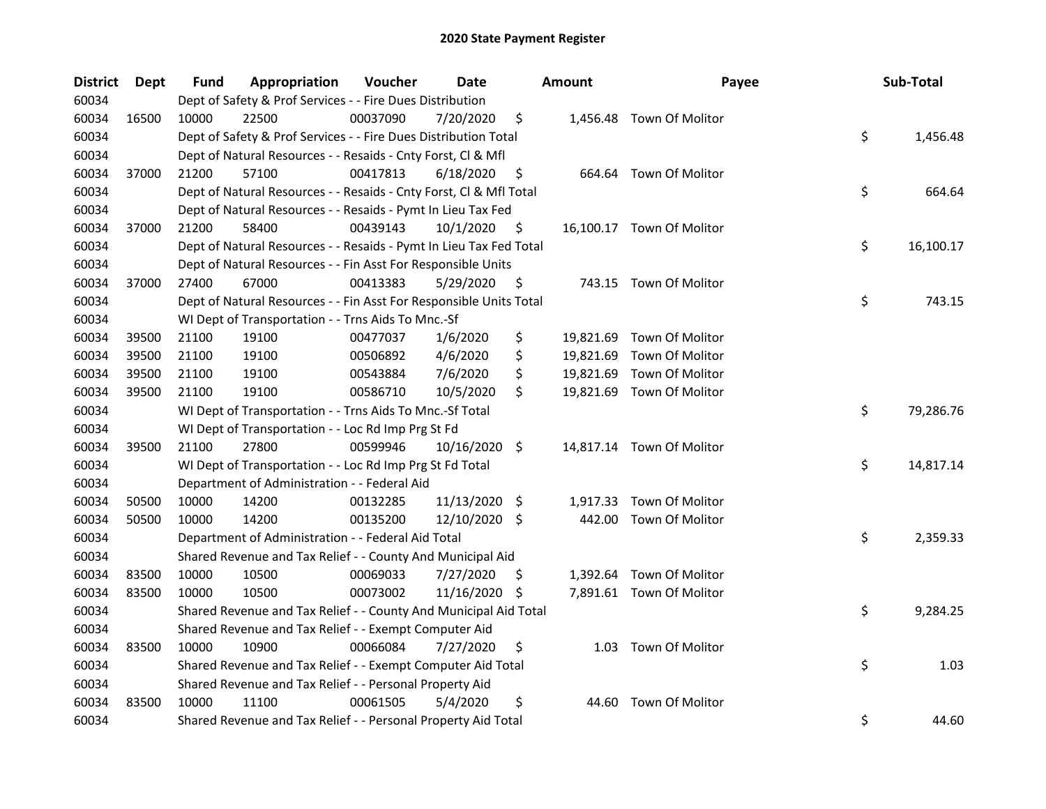# 2020 State Payment Register

| District | Dept | Fund | Appropriation | Voucher | Date | Amount | Payee | Sub-Total |
|---|---|---|---|---|---|---|---|---|
| 60034 | | Dept of Safety & Prof Services - - Fire Dues Distribution | | | | | | |
| 60034 | 16500 | 10000 | 22500 | 00037090 | 7/20/2020 | $ 1,456.48 | Town Of Molitor | |
| 60034 | | Dept of Safety & Prof Services - - Fire Dues Distribution Total | | | | | | $ 1,456.48 |
| 60034 | | Dept of Natural Resources - - Resaids - Cnty Forst, Cl & Mfl | | | | | | |
| 60034 | 37000 | 21200 | 57100 | 00417813 | 6/18/2020 | $ 664.64 | Town Of Molitor | |
| 60034 | | Dept of Natural Resources - - Resaids - Cnty Forst, Cl & Mfl Total | | | | | | $ 664.64 |
| 60034 | | Dept of Natural Resources - - Resaids - Pymt In Lieu Tax Fed | | | | | | |
| 60034 | 37000 | 21200 | 58400 | 00439143 | 10/1/2020 | $ 16,100.17 | Town Of Molitor | |
| 60034 | | Dept of Natural Resources - - Resaids - Pymt In Lieu Tax Fed Total | | | | | | $ 16,100.17 |
| 60034 | | Dept of Natural Resources - - Fin Asst For Responsible Units | | | | | | |
| 60034 | 37000 | 27400 | 67000 | 00413383 | 5/29/2020 | $ 743.15 | Town Of Molitor | |
| 60034 | | Dept of Natural Resources - - Fin Asst For Responsible Units Total | | | | | | $ 743.15 |
| 60034 | | WI Dept of Transportation - - Trns Aids To Mnc.-Sf | | | | | | |
| 60034 | 39500 | 21100 | 19100 | 00477037 | 1/6/2020 | $ 19,821.69 | Town Of Molitor | |
| 60034 | 39500 | 21100 | 19100 | 00506892 | 4/6/2020 | $ 19,821.69 | Town Of Molitor | |
| 60034 | 39500 | 21100 | 19100 | 00543884 | 7/6/2020 | $ 19,821.69 | Town Of Molitor | |
| 60034 | 39500 | 21100 | 19100 | 00586710 | 10/5/2020 | $ 19,821.69 | Town Of Molitor | |
| 60034 | | WI Dept of Transportation - - Trns Aids To Mnc.-Sf Total | | | | | | $ 79,286.76 |
| 60034 | | WI Dept of Transportation - - Loc Rd Imp Prg St Fd | | | | | | |
| 60034 | 39500 | 21100 | 27800 | 00599946 | 10/16/2020 | $ 14,817.14 | Town Of Molitor | |
| 60034 | | WI Dept of Transportation - - Loc Rd Imp Prg St Fd Total | | | | | | $ 14,817.14 |
| 60034 | | Department of Administration - - Federal Aid | | | | | | |
| 60034 | 50500 | 10000 | 14200 | 00132285 | 11/13/2020 | $ 1,917.33 | Town Of Molitor | |
| 60034 | 50500 | 10000 | 14200 | 00135200 | 12/10/2020 | $ 442.00 | Town Of Molitor | |
| 60034 | | Department of Administration - - Federal Aid Total | | | | | | $ 2,359.33 |
| 60034 | | Shared Revenue and Tax Relief - - County And Municipal Aid | | | | | | |
| 60034 | 83500 | 10000 | 10500 | 00069033 | 7/27/2020 | $ 1,392.64 | Town Of Molitor | |
| 60034 | 83500 | 10000 | 10500 | 00073002 | 11/16/2020 | $ 7,891.61 | Town Of Molitor | |
| 60034 | | Shared Revenue and Tax Relief - - County And Municipal Aid Total | | | | | | $ 9,284.25 |
| 60034 | | Shared Revenue and Tax Relief - - Exempt Computer Aid | | | | | | |
| 60034 | 83500 | 10000 | 10900 | 00066084 | 7/27/2020 | $ 1.03 | Town Of Molitor | |
| 60034 | | Shared Revenue and Tax Relief - - Exempt Computer Aid Total | | | | | | $ 1.03 |
| 60034 | | Shared Revenue and Tax Relief - - Personal Property Aid | | | | | | |
| 60034 | 83500 | 10000 | 11100 | 00061505 | 5/4/2020 | $ 44.60 | Town Of Molitor | |
| 60034 | | Shared Revenue and Tax Relief - - Personal Property Aid Total | | | | | | $ 44.60 |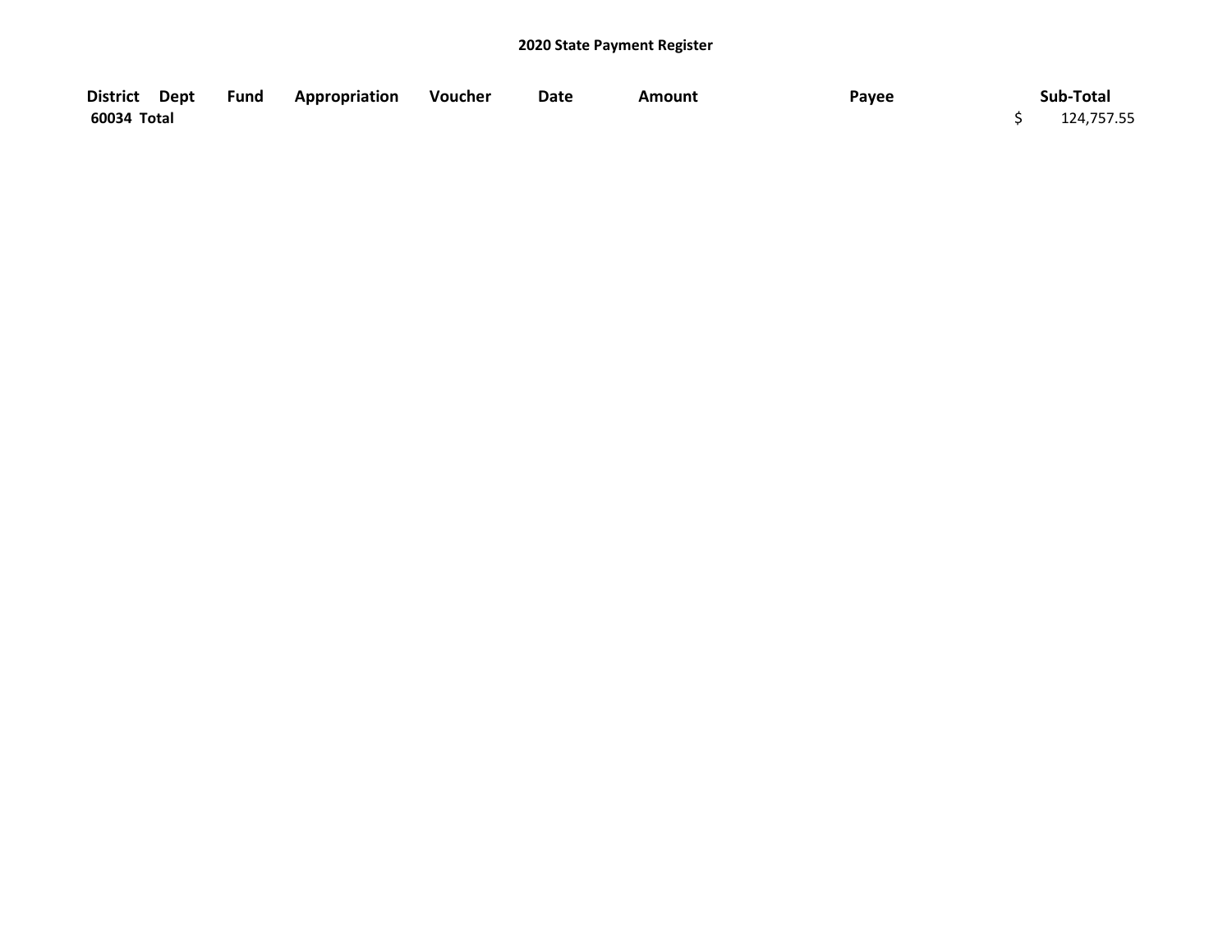**2020 State Payment Register**

| District | Dept | Fund | Appropriation | Voucher | Date | Amount | Payee | Sub-Total |
|---|---|---|---|---|---|---|---|---|
| **60034 Total** | | | | | | | | $ 124,757.55 |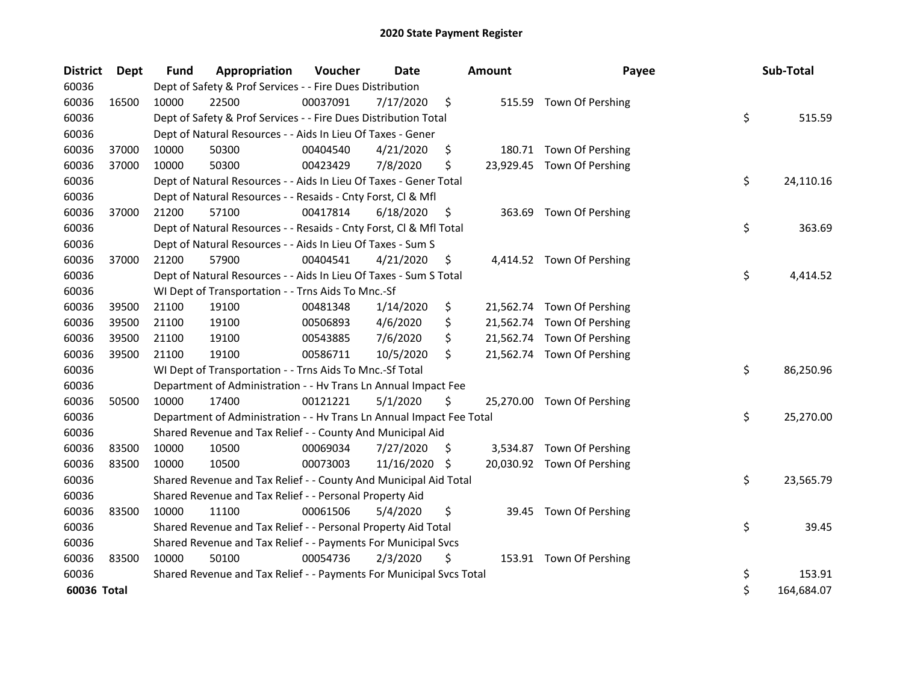# 2020 State Payment Register

| District | Dept | Fund | Appropriation | Voucher | Date | Amount | Payee | Sub-Total |
|---|---|---|---|---|---|---|---|---|
| 60036 | | Dept of Safety & Prof Services - - Fire Dues Distribution | | | | | | |
| 60036 | 16500 | 10000 | 22500 | 00037091 | 7/17/2020 | $ 515.59 | Town Of Pershing | |
| 60036 | | Dept of Safety & Prof Services - - Fire Dues Distribution Total | | | | | | $ 515.59 |
| 60036 | | Dept of Natural Resources - - Aids In Lieu Of Taxes - Gener | | | | | | |
| 60036 | 37000 | 10000 | 50300 | 00404540 | 4/21/2020 | $ 180.71 | Town Of Pershing | |
| 60036 | 37000 | 10000 | 50300 | 00423429 | 7/8/2020 | $ 23,929.45 | Town Of Pershing | |
| 60036 | | Dept of Natural Resources - - Aids In Lieu Of Taxes - Gener Total | | | | | | $ 24,110.16 |
| 60036 | | Dept of Natural Resources - - Resaids - Cnty Forst, Cl & Mfl | | | | | | |
| 60036 | 37000 | 21200 | 57100 | 00417814 | 6/18/2020 | $ 363.69 | Town Of Pershing | |
| 60036 | | Dept of Natural Resources - - Resaids - Cnty Forst, Cl & Mfl Total | | | | | | $ 363.69 |
| 60036 | | Dept of Natural Resources - - Aids In Lieu Of Taxes - Sum S | | | | | | |
| 60036 | 37000 | 21200 | 57900 | 00404541 | 4/21/2020 | $ 4,414.52 | Town Of Pershing | |
| 60036 | | Dept of Natural Resources - - Aids In Lieu Of Taxes - Sum S Total | | | | | | $ 4,414.52 |
| 60036 | | WI Dept of Transportation - - Trns Aids To Mnc.-Sf | | | | | | |
| 60036 | 39500 | 21100 | 19100 | 00481348 | 1/14/2020 | $ 21,562.74 | Town Of Pershing | |
| 60036 | 39500 | 21100 | 19100 | 00506893 | 4/6/2020 | $ 21,562.74 | Town Of Pershing | |
| 60036 | 39500 | 21100 | 19100 | 00543885 | 7/6/2020 | $ 21,562.74 | Town Of Pershing | |
| 60036 | 39500 | 21100 | 19100 | 00586711 | 10/5/2020 | $ 21,562.74 | Town Of Pershing | |
| 60036 | | WI Dept of Transportation - - Trns Aids To Mnc.-Sf Total | | | | | | $ 86,250.96 |
| 60036 | | Department of Administration - - Hv Trans Ln Annual Impact Fee | | | | | | |
| 60036 | 50500 | 10000 | 17400 | 00121221 | 5/1/2020 | $ 25,270.00 | Town Of Pershing | |
| 60036 | | Department of Administration - - Hv Trans Ln Annual Impact Fee Total | | | | | | $ 25,270.00 |
| 60036 | | Shared Revenue and Tax Relief - - County And Municipal Aid | | | | | | |
| 60036 | 83500 | 10000 | 10500 | 00069034 | 7/27/2020 | $ 3,534.87 | Town Of Pershing | |
| 60036 | 83500 | 10000 | 10500 | 00073003 | 11/16/2020 | $ 20,030.92 | Town Of Pershing | |
| 60036 | | Shared Revenue and Tax Relief - - County And Municipal Aid Total | | | | | | $ 23,565.79 |
| 60036 | | Shared Revenue and Tax Relief - - Personal Property Aid | | | | | | |
| 60036 | 83500 | 10000 | 11100 | 00061506 | 5/4/2020 | $ 39.45 | Town Of Pershing | |
| 60036 | | Shared Revenue and Tax Relief - - Personal Property Aid Total | | | | | | $ 39.45 |
| 60036 | | Shared Revenue and Tax Relief - - Payments For Municipal Svcs | | | | | | |
| 60036 | 83500 | 10000 | 50100 | 00054736 | 2/3/2020 | $ 153.91 | Town Of Pershing | |
| 60036 | | Shared Revenue and Tax Relief - - Payments For Municipal Svcs Total | | | | | | $ 153.91 |
| **60036 Total** | | | | | | | | $ 164,684.07 |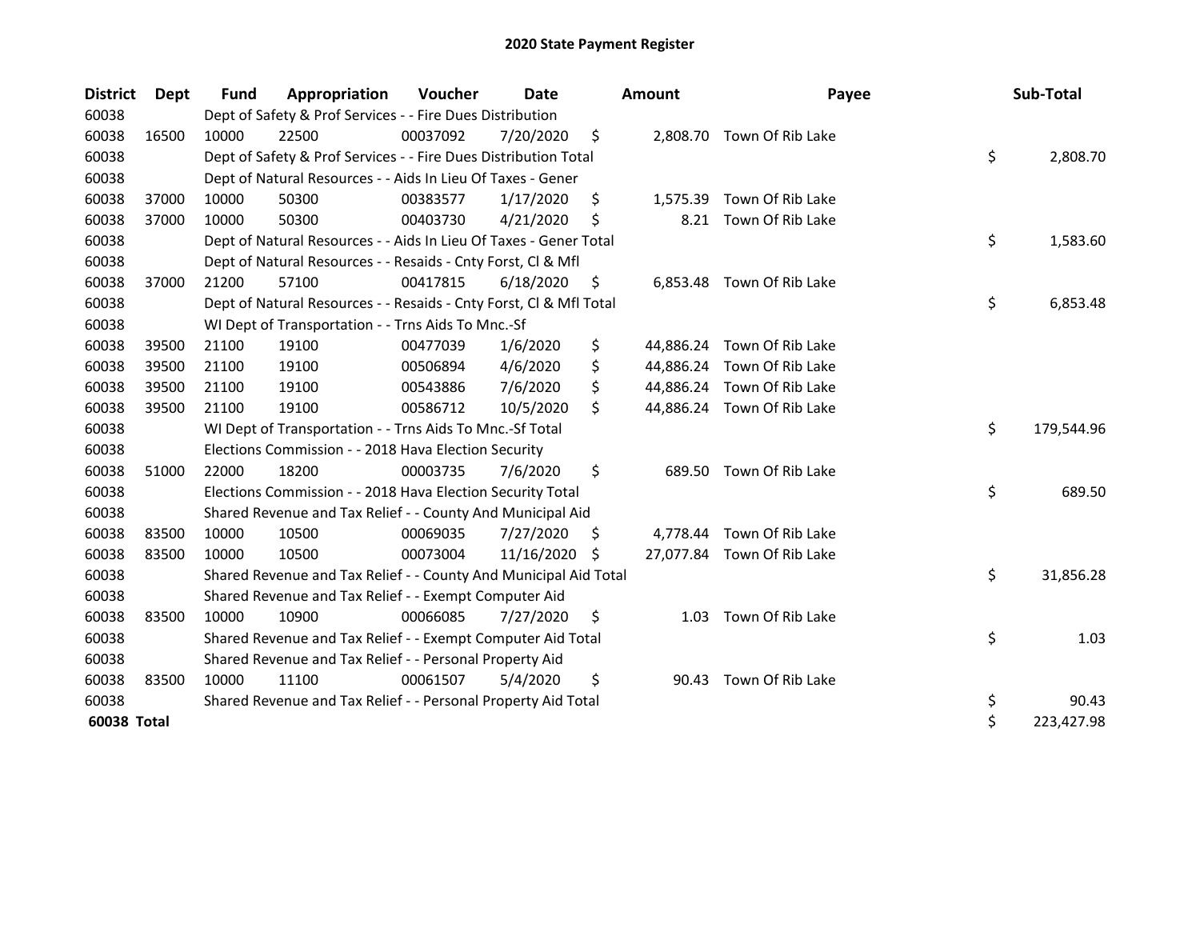# 2020 State Payment Register

| District | Dept | Fund | Appropriation | Voucher | Date | Amount | Payee | Sub-Total |
|---|---|---|---|---|---|---|---|---|
| 60038 | | Dept of Safety & Prof Services - - Fire Dues Distribution | | | | | | |
| 60038 | 16500 | 10000 | 22500 | 00037092 | 7/20/2020 | $ 2,808.70 | Town Of Rib Lake | |
| 60038 | | Dept of Safety & Prof Services - - Fire Dues Distribution Total | | | | | | $ 2,808.70 |
| 60038 | | Dept of Natural Resources - - Aids In Lieu Of Taxes - Gener | | | | | | |
| 60038 | 37000 | 10000 | 50300 | 00383577 | 1/17/2020 | $ 1,575.39 | Town Of Rib Lake | |
| 60038 | 37000 | 10000 | 50300 | 00403730 | 4/21/2020 | $ 8.21 | Town Of Rib Lake | |
| 60038 | | Dept of Natural Resources - - Aids In Lieu Of Taxes - Gener Total | | | | | | $ 1,583.60 |
| 60038 | | Dept of Natural Resources - - Resaids - Cnty Forst, Cl & Mfl | | | | | | |
| 60038 | 37000 | 21200 | 57100 | 00417815 | 6/18/2020 | $ 6,853.48 | Town Of Rib Lake | |
| 60038 | | Dept of Natural Resources - - Resaids - Cnty Forst, Cl & Mfl Total | | | | | | $ 6,853.48 |
| 60038 | | WI Dept of Transportation - - Trns Aids To Mnc.-Sf | | | | | | |
| 60038 | 39500 | 21100 | 19100 | 00477039 | 1/6/2020 | $ 44,886.24 | Town Of Rib Lake | |
| 60038 | 39500 | 21100 | 19100 | 00506894 | 4/6/2020 | $ 44,886.24 | Town Of Rib Lake | |
| 60038 | 39500 | 21100 | 19100 | 00543886 | 7/6/2020 | $ 44,886.24 | Town Of Rib Lake | |
| 60038 | 39500 | 21100 | 19100 | 00586712 | 10/5/2020 | $ 44,886.24 | Town Of Rib Lake | |
| 60038 | | WI Dept of Transportation - - Trns Aids To Mnc.-Sf Total | | | | | | $ 179,544.96 |
| 60038 | | Elections Commission - - 2018 Hava Election Security | | | | | | |
| 60038 | 51000 | 22000 | 18200 | 00003735 | 7/6/2020 | $ 689.50 | Town Of Rib Lake | |
| 60038 | | Elections Commission - - 2018 Hava Election Security Total | | | | | | $ 689.50 |
| 60038 | | Shared Revenue and Tax Relief - - County And Municipal Aid | | | | | | |
| 60038 | 83500 | 10000 | 10500 | 00069035 | 7/27/2020 | $ 4,778.44 | Town Of Rib Lake | |
| 60038 | 83500 | 10000 | 10500 | 00073004 | 11/16/2020 | $ 27,077.84 | Town Of Rib Lake | |
| 60038 | | Shared Revenue and Tax Relief - - County And Municipal Aid Total | | | | | | $ 31,856.28 |
| 60038 | | Shared Revenue and Tax Relief - - Exempt Computer Aid | | | | | | |
| 60038 | 83500 | 10000 | 10900 | 00066085 | 7/27/2020 | $ 1.03 | Town Of Rib Lake | |
| 60038 | | Shared Revenue and Tax Relief - - Exempt Computer Aid Total | | | | | | $ 1.03 |
| 60038 | | Shared Revenue and Tax Relief - - Personal Property Aid | | | | | | |
| 60038 | 83500 | 10000 | 11100 | 00061507 | 5/4/2020 | $ 90.43 | Town Of Rib Lake | |
| 60038 | | Shared Revenue and Tax Relief - - Personal Property Aid Total | | | | | | $ 90.43 |
| **60038 Total** | | | | | | | | $ 223,427.98 |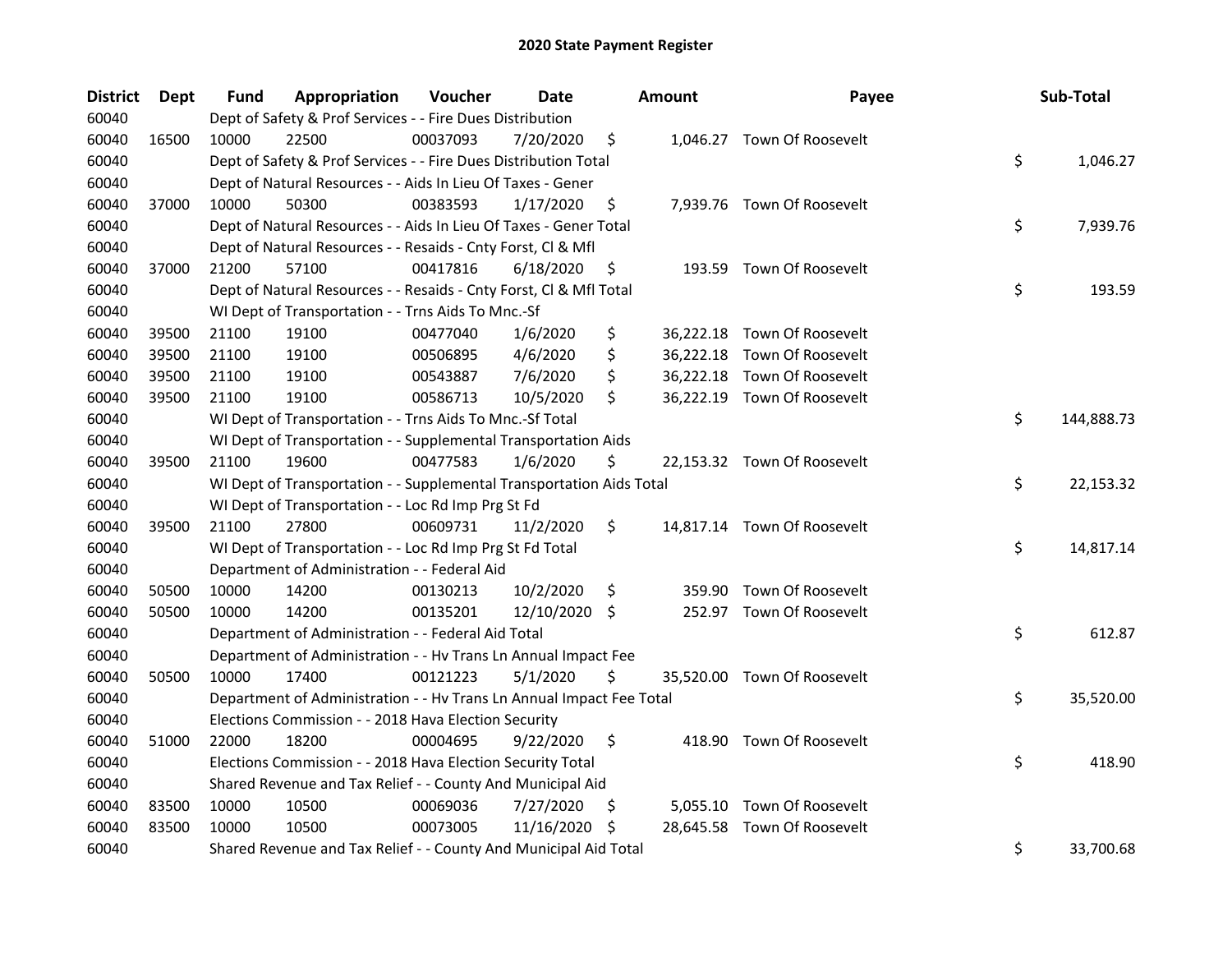# 2020 State Payment Register

| District | Dept | Fund | Appropriation | Voucher | Date | Amount | Payee | Sub-Total |
|---|---|---|---|---|---|---|---|---|
| 60040 | | Dept of Safety & Prof Services - - Fire Dues Distribution | | | | | | |
| 60040 | 16500 | 10000 | 22500 | 00037093 | 7/20/2020 | $ 1,046.27 | Town Of Roosevelt | |
| 60040 | | Dept of Safety & Prof Services - - Fire Dues Distribution Total | | | | | | $ 1,046.27 |
| 60040 | | Dept of Natural Resources - - Aids In Lieu Of Taxes - Gener | | | | | | |
| 60040 | 37000 | 10000 | 50300 | 00383593 | 1/17/2020 | $ 7,939.76 | Town Of Roosevelt | |
| 60040 | | Dept of Natural Resources - - Aids In Lieu Of Taxes - Gener Total | | | | | | $ 7,939.76 |
| 60040 | | Dept of Natural Resources - - Resaids - Cnty Forst, Cl & Mfl | | | | | | |
| 60040 | 37000 | 21200 | 57100 | 00417816 | 6/18/2020 | $ 193.59 | Town Of Roosevelt | |
| 60040 | | Dept of Natural Resources - - Resaids - Cnty Forst, Cl & Mfl Total | | | | | | $ 193.59 |
| 60040 | | WI Dept of Transportation - - Trns Aids To Mnc.-Sf | | | | | | |
| 60040 | 39500 | 21100 | 19100 | 00477040 | 1/6/2020 | $ 36,222.18 | Town Of Roosevelt | |
| 60040 | 39500 | 21100 | 19100 | 00506895 | 4/6/2020 | $ 36,222.18 | Town Of Roosevelt | |
| 60040 | 39500 | 21100 | 19100 | 00543887 | 7/6/2020 | $ 36,222.18 | Town Of Roosevelt | |
| 60040 | 39500 | 21100 | 19100 | 00586713 | 10/5/2020 | $ 36,222.19 | Town Of Roosevelt | |
| 60040 | | WI Dept of Transportation - - Trns Aids To Mnc.-Sf Total | | | | | | $ 144,888.73 |
| 60040 | | WI Dept of Transportation - - Supplemental Transportation Aids | | | | | | |
| 60040 | 39500 | 21100 | 19600 | 00477583 | 1/6/2020 | $ 22,153.32 | Town Of Roosevelt | |
| 60040 | | WI Dept of Transportation - - Supplemental Transportation Aids Total | | | | | | $ 22,153.32 |
| 60040 | | WI Dept of Transportation - - Loc Rd Imp Prg St Fd | | | | | | |
| 60040 | 39500 | 21100 | 27800 | 00609731 | 11/2/2020 | $ 14,817.14 | Town Of Roosevelt | |
| 60040 | | WI Dept of Transportation - - Loc Rd Imp Prg St Fd Total | | | | | | $ 14,817.14 |
| 60040 | | Department of Administration - - Federal Aid | | | | | | |
| 60040 | 50500 | 10000 | 14200 | 00130213 | 10/2/2020 | $ 359.90 | Town Of Roosevelt | |
| 60040 | 50500 | 10000 | 14200 | 00135201 | 12/10/2020 | $ 252.97 | Town Of Roosevelt | |
| 60040 | | Department of Administration - - Federal Aid Total | | | | | | $ 612.87 |
| 60040 | | Department of Administration - - Hv Trans Ln Annual Impact Fee | | | | | | |
| 60040 | 50500 | 10000 | 17400 | 00121223 | 5/1/2020 | $ 35,520.00 | Town Of Roosevelt | |
| 60040 | | Department of Administration - - Hv Trans Ln Annual Impact Fee Total | | | | | | $ 35,520.00 |
| 60040 | | Elections Commission - - 2018 Hava Election Security | | | | | | |
| 60040 | 51000 | 22000 | 18200 | 00004695 | 9/22/2020 | $ 418.90 | Town Of Roosevelt | |
| 60040 | | Elections Commission - - 2018 Hava Election Security Total | | | | | | $ 418.90 |
| 60040 | | Shared Revenue and Tax Relief - - County And Municipal Aid | | | | | | |
| 60040 | 83500 | 10000 | 10500 | 00069036 | 7/27/2020 | $ 5,055.10 | Town Of Roosevelt | |
| 60040 | 83500 | 10000 | 10500 | 00073005 | 11/16/2020 | $ 28,645.58 | Town Of Roosevelt | |
| 60040 | | Shared Revenue and Tax Relief - - County And Municipal Aid Total | | | | | | $ 33,700.68 |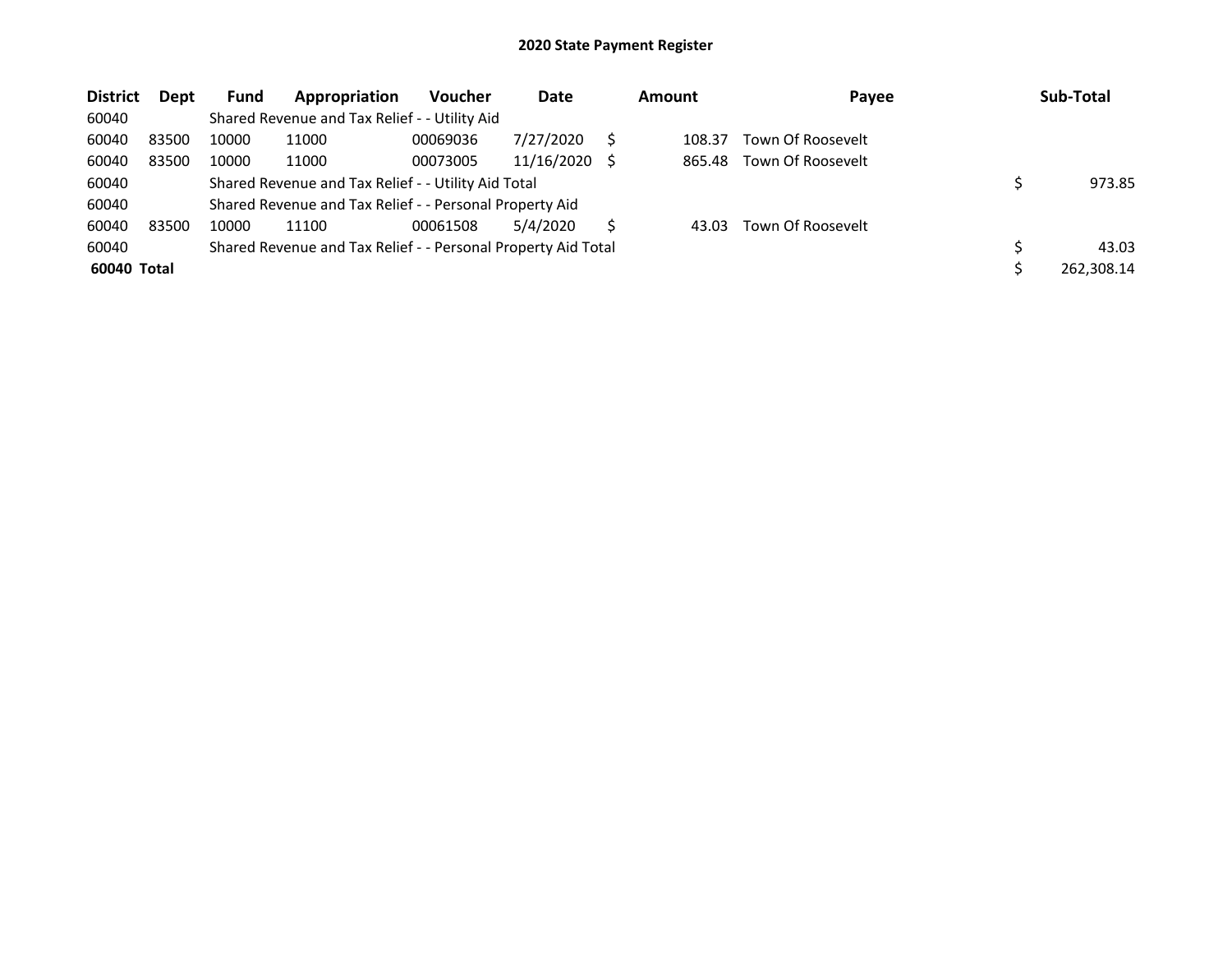## 2020 State Payment Register

| District | Dept | Fund | Appropriation | Voucher | Date | Amount | Payee | Sub-Total |
|---|---|---|---|---|---|---|---|---|
| 60040 | | Shared Revenue and Tax Relief - - Utility Aid | | | | | | |
| 60040 | 83500 | 10000 | 11000 | 00069036 | 7/27/2020 | $ 108.37 | Town Of Roosevelt | |
| 60040 | 83500 | 10000 | 11000 | 00073005 | 11/16/2020 | $ 865.48 | Town Of Roosevelt | |
| 60040 | | Shared Revenue and Tax Relief - - Utility Aid Total | | | | | | $ 973.85 |
| 60040 | | Shared Revenue and Tax Relief - - Personal Property Aid | | | | | | |
| 60040 | 83500 | 10000 | 11100 | 00061508 | 5/4/2020 | $ 43.03 | Town Of Roosevelt | |
| 60040 | | Shared Revenue and Tax Relief - - Personal Property Aid Total | | | | | | $ 43.03 |
| **60040 Total** | | | | | | | | $ 262,308.14 |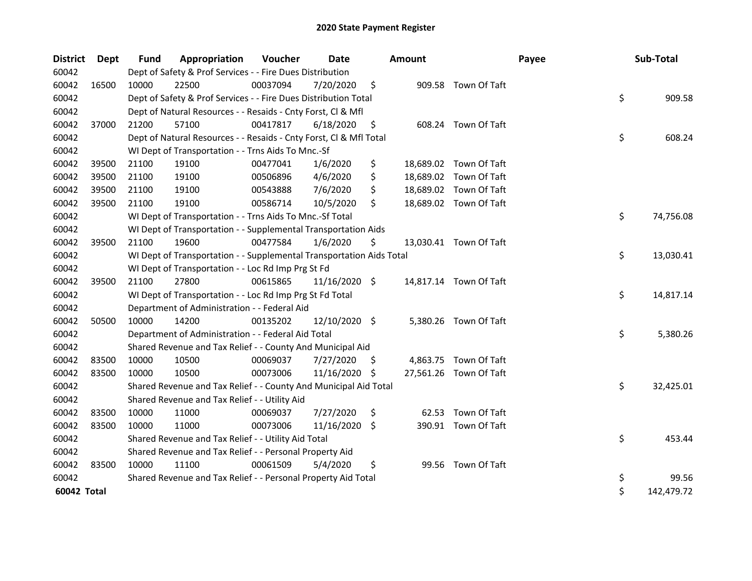# 2020 State Payment Register

| District | Dept | Fund | Appropriation | Voucher | Date | Amount | Payee | Sub-Total |
|---|---|---|---|---|---|---|---|---|
| 60042 | | Dept of Safety & Prof Services - - Fire Dues Distribution | | | | | | |
| 60042 | 16500 | 10000 | 22500 | 00037094 | 7/20/2020 | $ 909.58 | Town Of Taft | |
| 60042 | | Dept of Safety & Prof Services - - Fire Dues Distribution Total | | | | | | $ 909.58 |
| 60042 | | Dept of Natural Resources - - Resaids - Cnty Forst, Cl & Mfl | | | | | | |
| 60042 | 37000 | 21200 | 57100 | 00417817 | 6/18/2020 | $ 608.24 | Town Of Taft | |
| 60042 | | Dept of Natural Resources - - Resaids - Cnty Forst, Cl & Mfl Total | | | | | | $ 608.24 |
| 60042 | | WI Dept of Transportation - - Trns Aids To Mnc.-Sf | | | | | | |
| 60042 | 39500 | 21100 | 19100 | 00477041 | 1/6/2020 | $ 18,689.02 | Town Of Taft | |
| 60042 | 39500 | 21100 | 19100 | 00506896 | 4/6/2020 | $ 18,689.02 | Town Of Taft | |
| 60042 | 39500 | 21100 | 19100 | 00543888 | 7/6/2020 | $ 18,689.02 | Town Of Taft | |
| 60042 | 39500 | 21100 | 19100 | 00586714 | 10/5/2020 | $ 18,689.02 | Town Of Taft | |
| 60042 | | WI Dept of Transportation - - Trns Aids To Mnc.-Sf Total | | | | | | $ 74,756.08 |
| 60042 | | WI Dept of Transportation - - Supplemental Transportation Aids | | | | | | |
| 60042 | 39500 | 21100 | 19600 | 00477584 | 1/6/2020 | $ 13,030.41 | Town Of Taft | |
| 60042 | | WI Dept of Transportation - - Supplemental Transportation Aids Total | | | | | | $ 13,030.41 |
| 60042 | | WI Dept of Transportation - - Loc Rd Imp Prg St Fd | | | | | | |
| 60042 | 39500 | 21100 | 27800 | 00615865 | 11/16/2020 | $ 14,817.14 | Town Of Taft | |
| 60042 | | WI Dept of Transportation - - Loc Rd Imp Prg St Fd Total | | | | | | $ 14,817.14 |
| 60042 | | Department of Administration - - Federal Aid | | | | | | |
| 60042 | 50500 | 10000 | 14200 | 00135202 | 12/10/2020 | $ 5,380.26 | Town Of Taft | |
| 60042 | | Department of Administration - - Federal Aid Total | | | | | | $ 5,380.26 |
| 60042 | | Shared Revenue and Tax Relief - - County And Municipal Aid | | | | | | |
| 60042 | 83500 | 10000 | 10500 | 00069037 | 7/27/2020 | $ 4,863.75 | Town Of Taft | |
| 60042 | 83500 | 10000 | 10500 | 00073006 | 11/16/2020 | $ 27,561.26 | Town Of Taft | |
| 60042 | | Shared Revenue and Tax Relief - - County And Municipal Aid Total | | | | | | $ 32,425.01 |
| 60042 | | Shared Revenue and Tax Relief - - Utility Aid | | | | | | |
| 60042 | 83500 | 10000 | 11000 | 00069037 | 7/27/2020 | $ 62.53 | Town Of Taft | |
| 60042 | 83500 | 10000 | 11000 | 00073006 | 11/16/2020 | $ 390.91 | Town Of Taft | |
| 60042 | | Shared Revenue and Tax Relief - - Utility Aid Total | | | | | | $ 453.44 |
| 60042 | | Shared Revenue and Tax Relief - - Personal Property Aid | | | | | | |
| 60042 | 83500 | 10000 | 11100 | 00061509 | 5/4/2020 | $ 99.56 | Town Of Taft | |
| 60042 | | Shared Revenue and Tax Relief - - Personal Property Aid Total | | | | | | $ 99.56 |
| **60042 Total** | | | | | | | | $ 142,479.72 |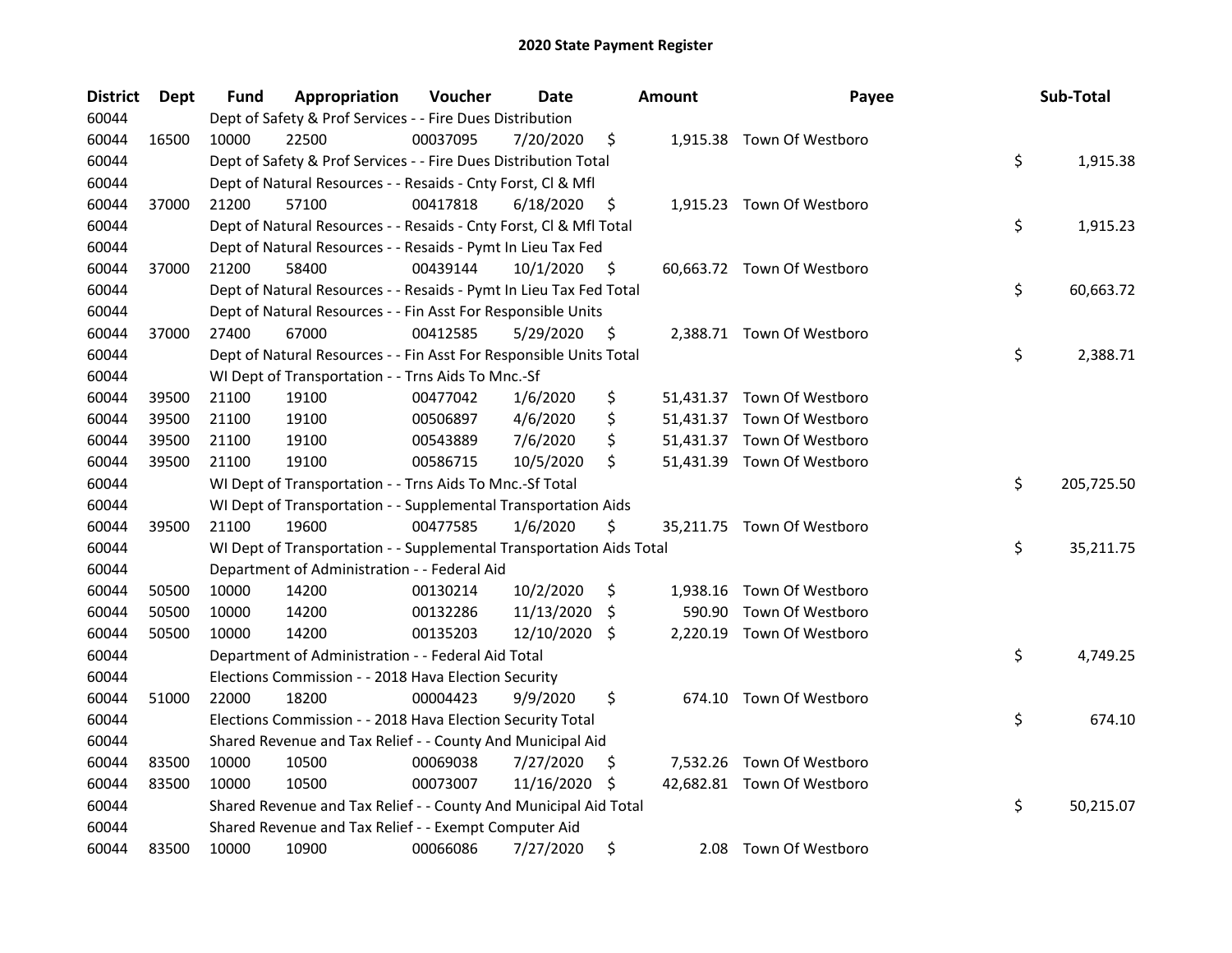# 2020 State Payment Register

| District | Dept | Fund | Appropriation | Voucher | Date | Amount | Payee | Sub-Total |
|---|---|---|---|---|---|---|---|---|
| 60044 | | Dept of Safety & Prof Services - - Fire Dues Distribution | | | | | | |
| 60044 | 16500 | 10000 | 22500 | 00037095 | 7/20/2020 | $ 1,915.38 | Town Of Westboro | |
| 60044 | | Dept of Safety & Prof Services - - Fire Dues Distribution Total | | | | | | $ 1,915.38 |
| 60044 | | Dept of Natural Resources - - Resaids - Cnty Forst, Cl & Mfl | | | | | | |
| 60044 | 37000 | 21200 | 57100 | 00417818 | 6/18/2020 | $ 1,915.23 | Town Of Westboro | |
| 60044 | | Dept of Natural Resources - - Resaids - Cnty Forst, Cl & Mfl Total | | | | | | $ 1,915.23 |
| 60044 | | Dept of Natural Resources - - Resaids - Pymt In Lieu Tax Fed | | | | | | |
| 60044 | 37000 | 21200 | 58400 | 00439144 | 10/1/2020 | $ 60,663.72 | Town Of Westboro | |
| 60044 | | Dept of Natural Resources - - Resaids - Pymt In Lieu Tax Fed Total | | | | | | $ 60,663.72 |
| 60044 | | Dept of Natural Resources - - Fin Asst For Responsible Units | | | | | | |
| 60044 | 37000 | 27400 | 67000 | 00412585 | 5/29/2020 | $ 2,388.71 | Town Of Westboro | |
| 60044 | | Dept of Natural Resources - - Fin Asst For Responsible Units Total | | | | | | $ 2,388.71 |
| 60044 | | WI Dept of Transportation - - Trns Aids To Mnc.-Sf | | | | | | |
| 60044 | 39500 | 21100 | 19100 | 00477042 | 1/6/2020 | $ 51,431.37 | Town Of Westboro | |
| 60044 | 39500 | 21100 | 19100 | 00506897 | 4/6/2020 | $ 51,431.37 | Town Of Westboro | |
| 60044 | 39500 | 21100 | 19100 | 00543889 | 7/6/2020 | $ 51,431.37 | Town Of Westboro | |
| 60044 | 39500 | 21100 | 19100 | 00586715 | 10/5/2020 | $ 51,431.39 | Town Of Westboro | |
| 60044 | | WI Dept of Transportation - - Trns Aids To Mnc.-Sf Total | | | | | | $ 205,725.50 |
| 60044 | | WI Dept of Transportation - - Supplemental Transportation Aids | | | | | | |
| 60044 | 39500 | 21100 | 19600 | 00477585 | 1/6/2020 | $ 35,211.75 | Town Of Westboro | |
| 60044 | | WI Dept of Transportation - - Supplemental Transportation Aids Total | | | | | | $ 35,211.75 |
| 60044 | | Department of Administration - - Federal Aid | | | | | | |
| 60044 | 50500 | 10000 | 14200 | 00130214 | 10/2/2020 | $ 1,938.16 | Town Of Westboro | |
| 60044 | 50500 | 10000 | 14200 | 00132286 | 11/13/2020 | $ 590.90 | Town Of Westboro | |
| 60044 | 50500 | 10000 | 14200 | 00135203 | 12/10/2020 | $ 2,220.19 | Town Of Westboro | |
| 60044 | | Department of Administration - - Federal Aid Total | | | | | | $ 4,749.25 |
| 60044 | | Elections Commission - - 2018 Hava Election Security | | | | | | |
| 60044 | 51000 | 22000 | 18200 | 00004423 | 9/9/2020 | $ 674.10 | Town Of Westboro | |
| 60044 | | Elections Commission - - 2018 Hava Election Security Total | | | | | | $ 674.10 |
| 60044 | | Shared Revenue and Tax Relief - - County And Municipal Aid | | | | | | |
| 60044 | 83500 | 10000 | 10500 | 00069038 | 7/27/2020 | $ 7,532.26 | Town Of Westboro | |
| 60044 | 83500 | 10000 | 10500 | 00073007 | 11/16/2020 | $ 42,682.81 | Town Of Westboro | |
| 60044 | | Shared Revenue and Tax Relief - - County And Municipal Aid Total | | | | | | $ 50,215.07 |
| 60044 | | Shared Revenue and Tax Relief - - Exempt Computer Aid | | | | | | |
| 60044 | 83500 | 10000 | 10900 | 00066086 | 7/27/2020 | $ 2.08 | Town Of Westboro | |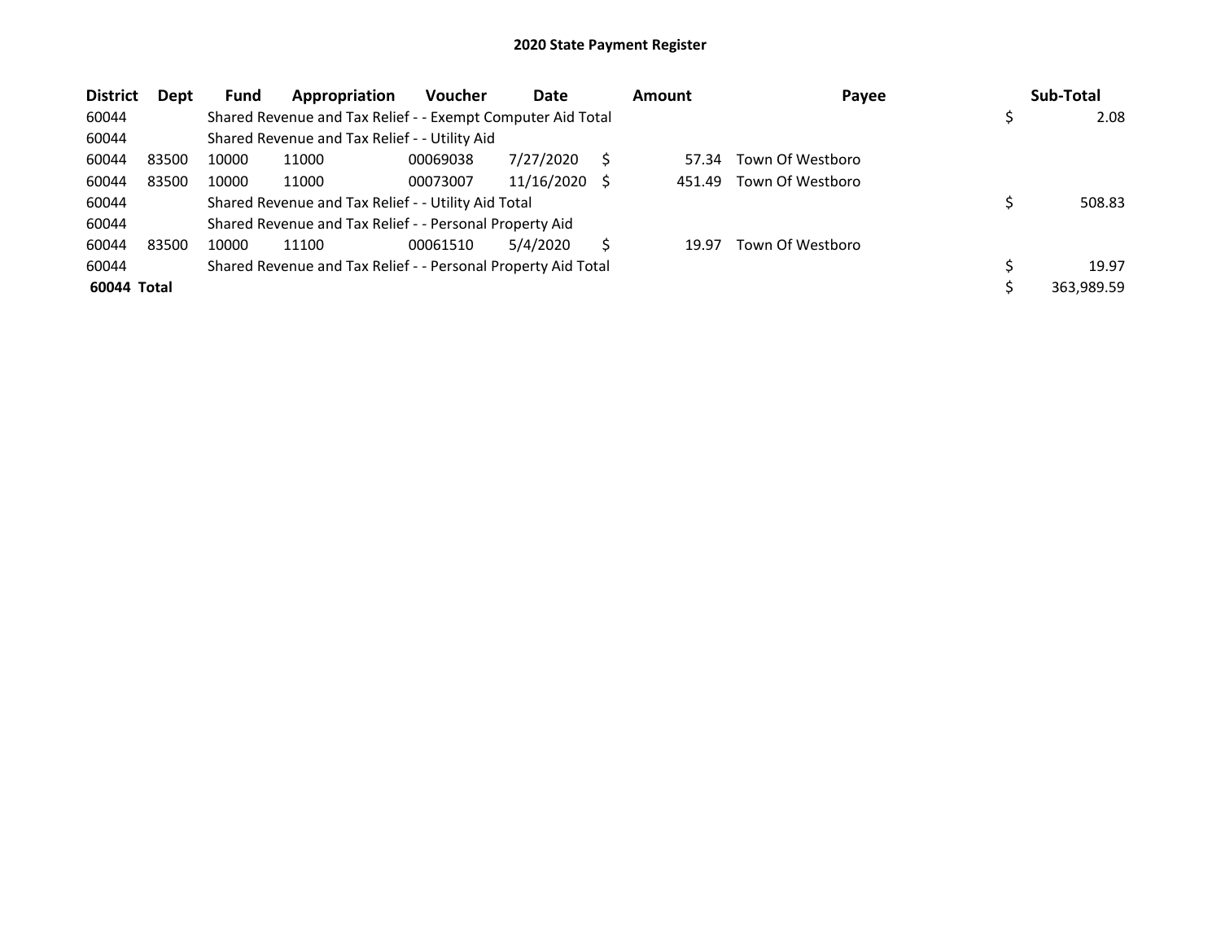# 2020 State Payment Register

| District | Dept | Fund | Appropriation | Voucher | Date | Amount | Payee | Sub-Total |
|---|---|---|---|---|---|---|---|---|
| 60044 | | Shared Revenue and Tax Relief - - Exempt Computer Aid Total | | | | | | $ 2.08 |
| 60044 | | Shared Revenue and Tax Relief - - Utility Aid | | | | | | |
| 60044 | 83500 | 10000 | 11000 | 00069038 | 7/27/2020 | $ 57.34 | Town Of Westboro | |
| 60044 | 83500 | 10000 | 11000 | 00073007 | 11/16/2020 | $ 451.49 | Town Of Westboro | |
| 60044 | | Shared Revenue and Tax Relief - - Utility Aid Total | | | | | | $ 508.83 |
| 60044 | | Shared Revenue and Tax Relief - - Personal Property Aid | | | | | | |
| 60044 | 83500 | 10000 | 11100 | 00061510 | 5/4/2020 | $ 19.97 | Town Of Westboro | |
| 60044 | | Shared Revenue and Tax Relief - - Personal Property Aid Total | | | | | | $ 19.97 |
| **60044 Total** | | | | | | | | $ 363,989.59 |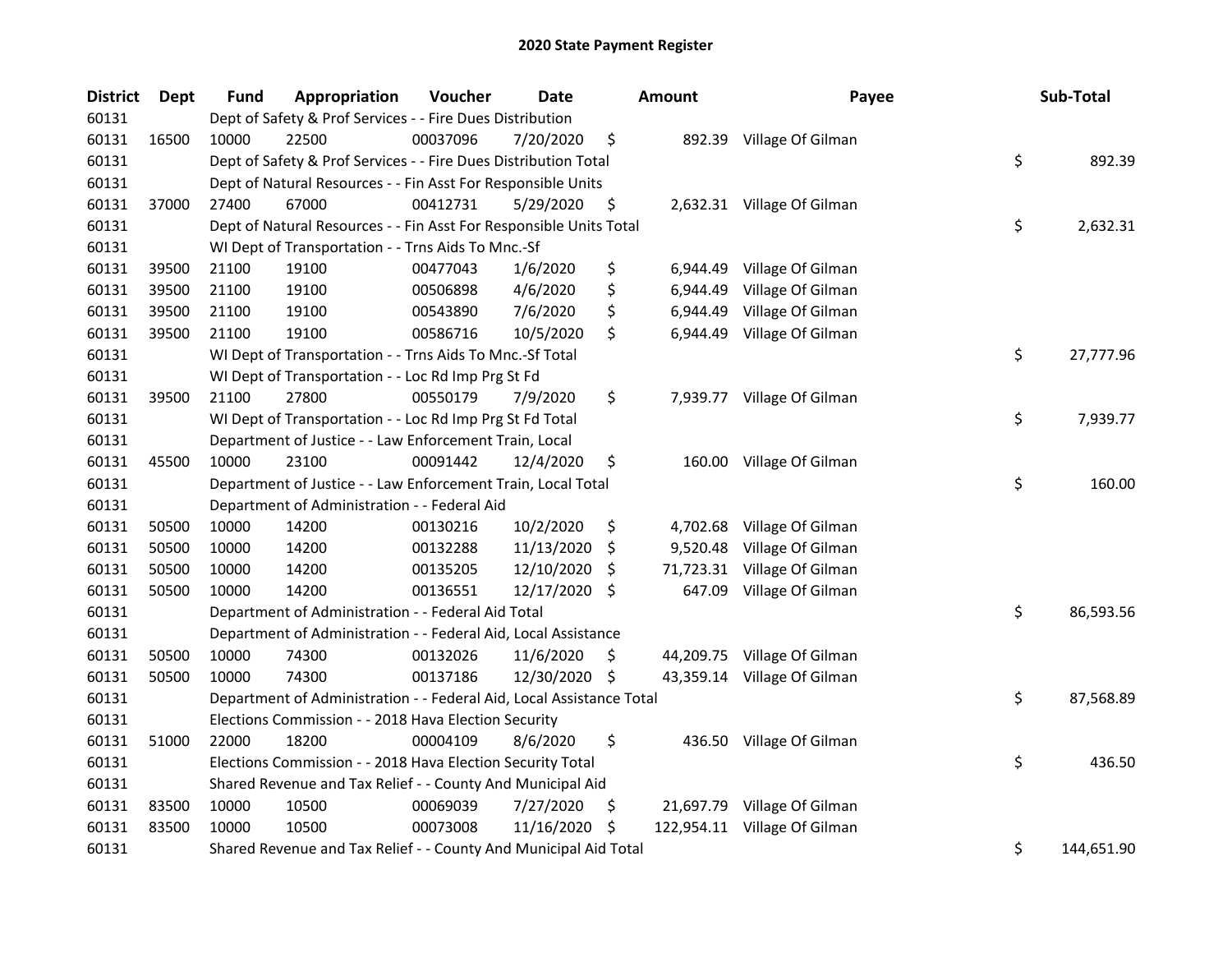# 2020 State Payment Register

| District | Dept | Fund | Appropriation | Voucher | Date | Amount | Payee | Sub-Total |
|---|---|---|---|---|---|---|---|---|
| 60131 | | Dept of Safety & Prof Services - - Fire Dues Distribution | | | | | | |
| 60131 | 16500 | 10000 | 22500 | 00037096 | 7/20/2020 | $ 892.39 | Village Of Gilman | |
| 60131 | | Dept of Safety & Prof Services - - Fire Dues Distribution Total | | | | | | $ 892.39 |
| 60131 | | Dept of Natural Resources - - Fin Asst For Responsible Units | | | | | | |
| 60131 | 37000 | 27400 | 67000 | 00412731 | 5/29/2020 | $ 2,632.31 | Village Of Gilman | |
| 60131 | | Dept of Natural Resources - - Fin Asst For Responsible Units Total | | | | | | $ 2,632.31 |
| 60131 | | WI Dept of Transportation - - Trns Aids To Mnc.-Sf | | | | | | |
| 60131 | 39500 | 21100 | 19100 | 00477043 | 1/6/2020 | $ 6,944.49 | Village Of Gilman | |
| 60131 | 39500 | 21100 | 19100 | 00506898 | 4/6/2020 | $ 6,944.49 | Village Of Gilman | |
| 60131 | 39500 | 21100 | 19100 | 00543890 | 7/6/2020 | $ 6,944.49 | Village Of Gilman | |
| 60131 | 39500 | 21100 | 19100 | 00586716 | 10/5/2020 | $ 6,944.49 | Village Of Gilman | |
| 60131 | | WI Dept of Transportation - - Trns Aids To Mnc.-Sf Total | | | | | | $ 27,777.96 |
| 60131 | | WI Dept of Transportation - - Loc Rd Imp Prg St Fd | | | | | | |
| 60131 | 39500 | 21100 | 27800 | 00550179 | 7/9/2020 | $ 7,939.77 | Village Of Gilman | |
| 60131 | | WI Dept of Transportation - - Loc Rd Imp Prg St Fd Total | | | | | | $ 7,939.77 |
| 60131 | | Department of Justice - - Law Enforcement Train, Local | | | | | | |
| 60131 | 45500 | 10000 | 23100 | 00091442 | 12/4/2020 | $ 160.00 | Village Of Gilman | |
| 60131 | | Department of Justice - - Law Enforcement Train, Local Total | | | | | | $ 160.00 |
| 60131 | | Department of Administration - - Federal Aid | | | | | | |
| 60131 | 50500 | 10000 | 14200 | 00130216 | 10/2/2020 | $ 4,702.68 | Village Of Gilman | |
| 60131 | 50500 | 10000 | 14200 | 00132288 | 11/13/2020 | $ 9,520.48 | Village Of Gilman | |
| 60131 | 50500 | 10000 | 14200 | 00135205 | 12/10/2020 | $ 71,723.31 | Village Of Gilman | |
| 60131 | 50500 | 10000 | 14200 | 00136551 | 12/17/2020 | $ 647.09 | Village Of Gilman | |
| 60131 | | Department of Administration - - Federal Aid Total | | | | | | $ 86,593.56 |
| 60131 | | Department of Administration - - Federal Aid, Local Assistance | | | | | | |
| 60131 | 50500 | 10000 | 74300 | 00132026 | 11/6/2020 | $ 44,209.75 | Village Of Gilman | |
| 60131 | 50500 | 10000 | 74300 | 00137186 | 12/30/2020 | $ 43,359.14 | Village Of Gilman | |
| 60131 | | Department of Administration - - Federal Aid, Local Assistance Total | | | | | | $ 87,568.89 |
| 60131 | | Elections Commission - - 2018 Hava Election Security | | | | | | |
| 60131 | 51000 | 22000 | 18200 | 00004109 | 8/6/2020 | $ 436.50 | Village Of Gilman | |
| 60131 | | Elections Commission - - 2018 Hava Election Security Total | | | | | | $ 436.50 |
| 60131 | | Shared Revenue and Tax Relief - - County And Municipal Aid | | | | | | |
| 60131 | 83500 | 10000 | 10500 | 00069039 | 7/27/2020 | $ 21,697.79 | Village Of Gilman | |
| 60131 | 83500 | 10000 | 10500 | 00073008 | 11/16/2020 | $ 122,954.11 | Village Of Gilman | |
| 60131 | | Shared Revenue and Tax Relief - - County And Municipal Aid Total | | | | | | $ 144,651.90 |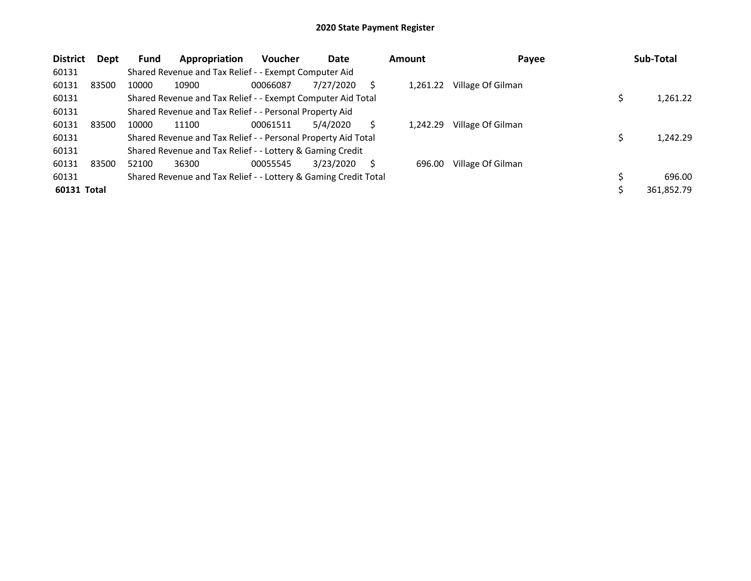## 2020 State Payment Register

| District | Dept | Fund | Appropriation | Voucher | Date | Amount | Payee | Sub-Total |
|---|---|---|---|---|---|---|---|---|
| 60131 | | Shared Revenue and Tax Relief - - Exempt Computer Aid | | | | | | |
| 60131 | 83500 | 10000 | 10900 | 00066087 | 7/27/2020 | $ 1,261.22 | Village Of Gilman | |
| 60131 | | Shared Revenue and Tax Relief - - Exempt Computer Aid Total | | | | | | $ 1,261.22 |
| 60131 | | Shared Revenue and Tax Relief - - Personal Property Aid | | | | | | |
| 60131 | 83500 | 10000 | 11100 | 00061511 | 5/4/2020 | $ 1,242.29 | Village Of Gilman | |
| 60131 | | Shared Revenue and Tax Relief - - Personal Property Aid Total | | | | | | $ 1,242.29 |
| 60131 | | Shared Revenue and Tax Relief - - Lottery & Gaming Credit | | | | | | |
| 60131 | 83500 | 52100 | 36300 | 00055545 | 3/23/2020 | $ 696.00 | Village Of Gilman | |
| 60131 | | Shared Revenue and Tax Relief - - Lottery & Gaming Credit Total | | | | | | $ 696.00 |
| **60131 Total** | | | | | | | | $ 361,852.79 |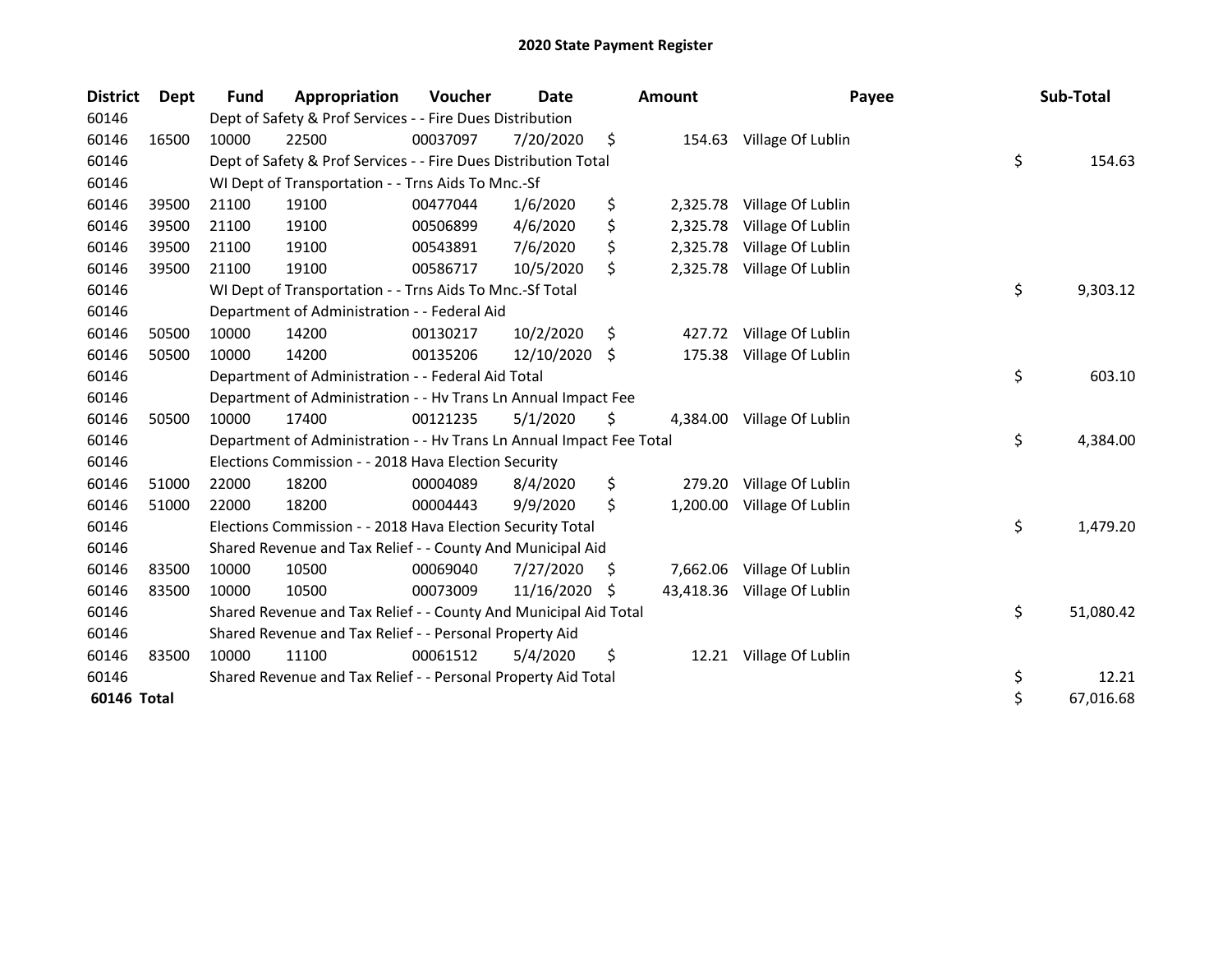# 2020 State Payment Register

| District | Dept | Fund | Appropriation | Voucher | Date | Amount | Payee | Sub-Total |
|---|---|---|---|---|---|---|---|---|
| 60146 | | Dept of Safety & Prof Services - - Fire Dues Distribution | | | | | | |
| 60146 | 16500 | 10000 | 22500 | 00037097 | 7/20/2020 | $ 154.63 | Village Of Lublin | |
| 60146 | | Dept of Safety & Prof Services - - Fire Dues Distribution Total | | | | | | $ 154.63 |
| 60146 | | WI Dept of Transportation - - Trns Aids To Mnc.-Sf | | | | | | |
| 60146 | 39500 | 21100 | 19100 | 00477044 | 1/6/2020 | $ 2,325.78 | Village Of Lublin | |
| 60146 | 39500 | 21100 | 19100 | 00506899 | 4/6/2020 | $ 2,325.78 | Village Of Lublin | |
| 60146 | 39500 | 21100 | 19100 | 00543891 | 7/6/2020 | $ 2,325.78 | Village Of Lublin | |
| 60146 | 39500 | 21100 | 19100 | 00586717 | 10/5/2020 | $ 2,325.78 | Village Of Lublin | |
| 60146 | | WI Dept of Transportation - - Trns Aids To Mnc.-Sf Total | | | | | | $ 9,303.12 |
| 60146 | | Department of Administration - - Federal Aid | | | | | | |
| 60146 | 50500 | 10000 | 14200 | 00130217 | 10/2/2020 | $ 427.72 | Village Of Lublin | |
| 60146 | 50500 | 10000 | 14200 | 00135206 | 12/10/2020 | $ 175.38 | Village Of Lublin | |
| 60146 | | Department of Administration - - Federal Aid Total | | | | | | $ 603.10 |
| 60146 | | Department of Administration - - Hv Trans Ln Annual Impact Fee | | | | | | |
| 60146 | 50500 | 10000 | 17400 | 00121235 | 5/1/2020 | $ 4,384.00 | Village Of Lublin | |
| 60146 | | Department of Administration - - Hv Trans Ln Annual Impact Fee Total | | | | | | $ 4,384.00 |
| 60146 | | Elections Commission - - 2018 Hava Election Security | | | | | | |
| 60146 | 51000 | 22000 | 18200 | 00004089 | 8/4/2020 | $ 279.20 | Village Of Lublin | |
| 60146 | 51000 | 22000 | 18200 | 00004443 | 9/9/2020 | $ 1,200.00 | Village Of Lublin | |
| 60146 | | Elections Commission - - 2018 Hava Election Security Total | | | | | | $ 1,479.20 |
| 60146 | | Shared Revenue and Tax Relief - - County And Municipal Aid | | | | | | |
| 60146 | 83500 | 10000 | 10500 | 00069040 | 7/27/2020 | $ 7,662.06 | Village Of Lublin | |
| 60146 | 83500 | 10000 | 10500 | 00073009 | 11/16/2020 | $ 43,418.36 | Village Of Lublin | |
| 60146 | | Shared Revenue and Tax Relief - - County And Municipal Aid Total | | | | | | $ 51,080.42 |
| 60146 | | Shared Revenue and Tax Relief - - Personal Property Aid | | | | | | |
| 60146 | 83500 | 10000 | 11100 | 00061512 | 5/4/2020 | $ 12.21 | Village Of Lublin | |
| 60146 | | Shared Revenue and Tax Relief - - Personal Property Aid Total | | | | | | $ 12.21 |
| **60146 Total** | | | | | | | | $ 67,016.68 |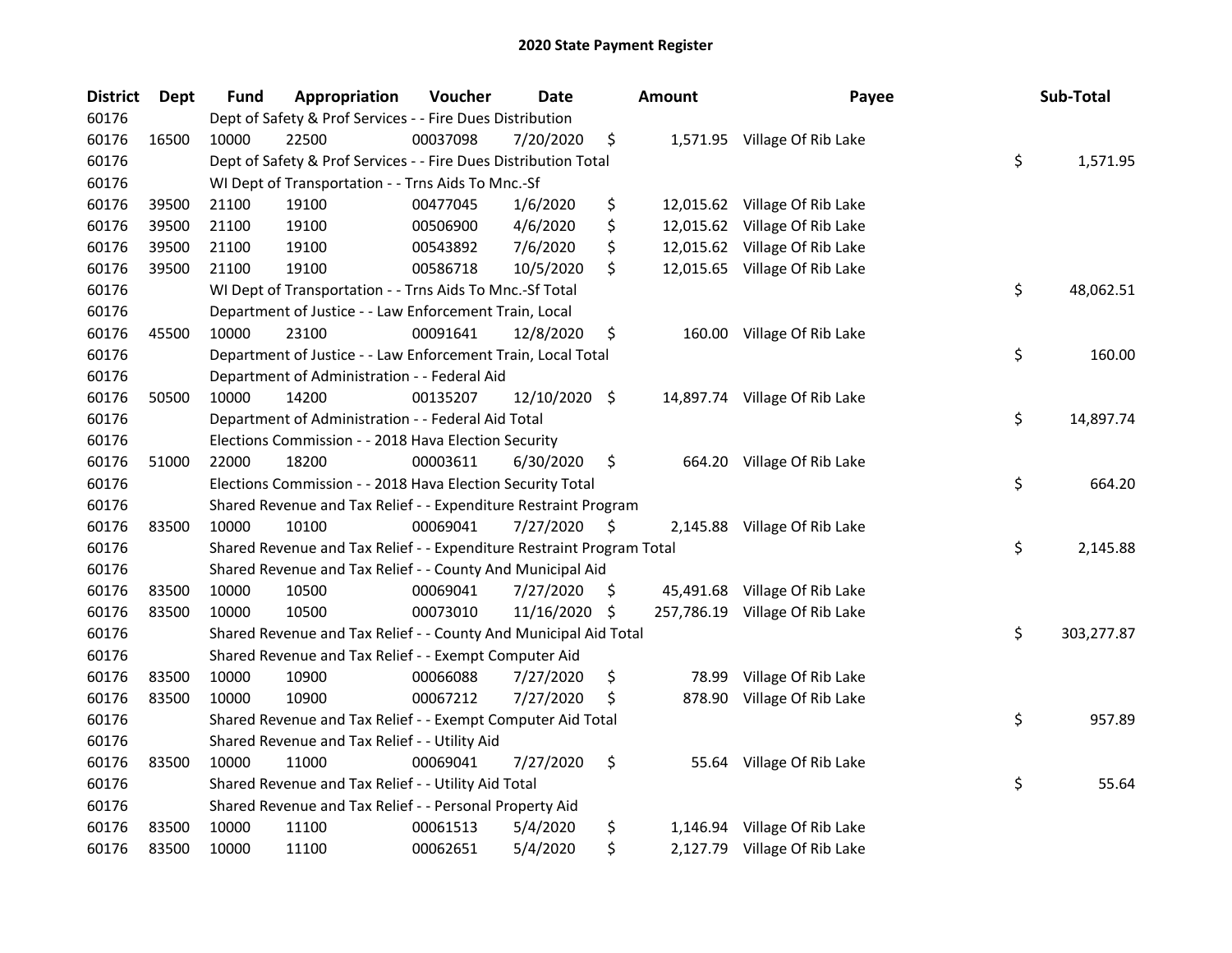# 2020 State Payment Register

| District | Dept | Fund | Appropriation | Voucher | Date | Amount | Payee | Sub-Total |
|---|---|---|---|---|---|---|---|---|
| 60176 | | Dept of Safety & Prof Services - - Fire Dues Distribution | | | | | | |
| 60176 | 16500 | 10000 | 22500 | 00037098 | 7/20/2020 | $ 1,571.95 | Village Of Rib Lake | |
| 60176 | | Dept of Safety & Prof Services - - Fire Dues Distribution Total | | | | | | $ 1,571.95 |
| 60176 | | WI Dept of Transportation - - Trns Aids To Mnc.-Sf | | | | | | |
| 60176 | 39500 | 21100 | 19100 | 00477045 | 1/6/2020 | $ 12,015.62 | Village Of Rib Lake | |
| 60176 | 39500 | 21100 | 19100 | 00506900 | 4/6/2020 | $ 12,015.62 | Village Of Rib Lake | |
| 60176 | 39500 | 21100 | 19100 | 00543892 | 7/6/2020 | $ 12,015.62 | Village Of Rib Lake | |
| 60176 | 39500 | 21100 | 19100 | 00586718 | 10/5/2020 | $ 12,015.65 | Village Of Rib Lake | |
| 60176 | | WI Dept of Transportation - - Trns Aids To Mnc.-Sf Total | | | | | | $ 48,062.51 |
| 60176 | | Department of Justice - - Law Enforcement Train, Local | | | | | | |
| 60176 | 45500 | 10000 | 23100 | 00091641 | 12/8/2020 | $ 160.00 | Village Of Rib Lake | |
| 60176 | | Department of Justice - - Law Enforcement Train, Local Total | | | | | | $ 160.00 |
| 60176 | | Department of Administration - - Federal Aid | | | | | | |
| 60176 | 50500 | 10000 | 14200 | 00135207 | 12/10/2020 | $ 14,897.74 | Village Of Rib Lake | |
| 60176 | | Department of Administration - - Federal Aid Total | | | | | | $ 14,897.74 |
| 60176 | | Elections Commission - - 2018 Hava Election Security | | | | | | |
| 60176 | 51000 | 22000 | 18200 | 00003611 | 6/30/2020 | $ 664.20 | Village Of Rib Lake | |
| 60176 | | Elections Commission - - 2018 Hava Election Security Total | | | | | | $ 664.20 |
| 60176 | | Shared Revenue and Tax Relief - - Expenditure Restraint Program | | | | | | |
| 60176 | 83500 | 10000 | 10100 | 00069041 | 7/27/2020 | $ 2,145.88 | Village Of Rib Lake | |
| 60176 | | Shared Revenue and Tax Relief - - Expenditure Restraint Program Total | | | | | | $ 2,145.88 |
| 60176 | | Shared Revenue and Tax Relief - - County And Municipal Aid | | | | | | |
| 60176 | 83500 | 10000 | 10500 | 00069041 | 7/27/2020 | $ 45,491.68 | Village Of Rib Lake | |
| 60176 | 83500 | 10000 | 10500 | 00073010 | 11/16/2020 | $ 257,786.19 | Village Of Rib Lake | |
| 60176 | | Shared Revenue and Tax Relief - - County And Municipal Aid Total | | | | | | $ 303,277.87 |
| 60176 | | Shared Revenue and Tax Relief - - Exempt Computer Aid | | | | | | |
| 60176 | 83500 | 10000 | 10900 | 00066088 | 7/27/2020 | $ 78.99 | Village Of Rib Lake | |
| 60176 | 83500 | 10000 | 10900 | 00067212 | 7/27/2020 | $ 878.90 | Village Of Rib Lake | |
| 60176 | | Shared Revenue and Tax Relief - - Exempt Computer Aid Total | | | | | | $ 957.89 |
| 60176 | | Shared Revenue and Tax Relief - - Utility Aid | | | | | | |
| 60176 | 83500 | 10000 | 11000 | 00069041 | 7/27/2020 | $ 55.64 | Village Of Rib Lake | |
| 60176 | | Shared Revenue and Tax Relief - - Utility Aid Total | | | | | | $ 55.64 |
| 60176 | | Shared Revenue and Tax Relief - - Personal Property Aid | | | | | | |
| 60176 | 83500 | 10000 | 11100 | 00061513 | 5/4/2020 | $ 1,146.94 | Village Of Rib Lake | |
| 60176 | 83500 | 10000 | 11100 | 00062651 | 5/4/2020 | $ 2,127.79 | Village Of Rib Lake | |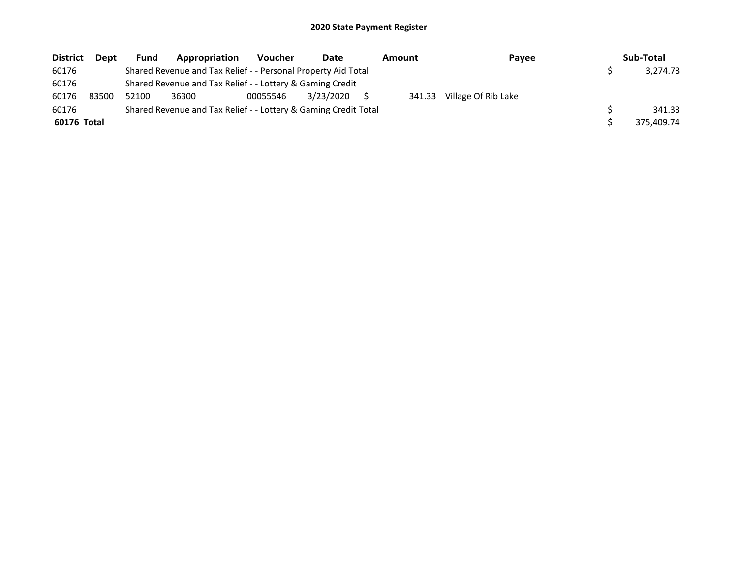# 2020 State Payment Register

| District | Dept | Fund | Appropriation | Voucher | Date | Amount | Payee | Sub-Total |
|---|---|---|---|---|---|---|---|---|
| 60176 | | Shared Revenue and Tax Relief - - Personal Property Aid Total | | | | | | $ 3,274.73 |
| 60176 | | Shared Revenue and Tax Relief - - Lottery & Gaming Credit | | | | | | |
| 60176 | 83500 | 52100 | 36300 | 00055546 | 3/23/2020 | $ 341.33 | Village Of Rib Lake | |
| 60176 | | Shared Revenue and Tax Relief - - Lottery & Gaming Credit Total | | | | | | $ 341.33 |
| **60176 Total** | | | | | | | | $ 375,409.74 |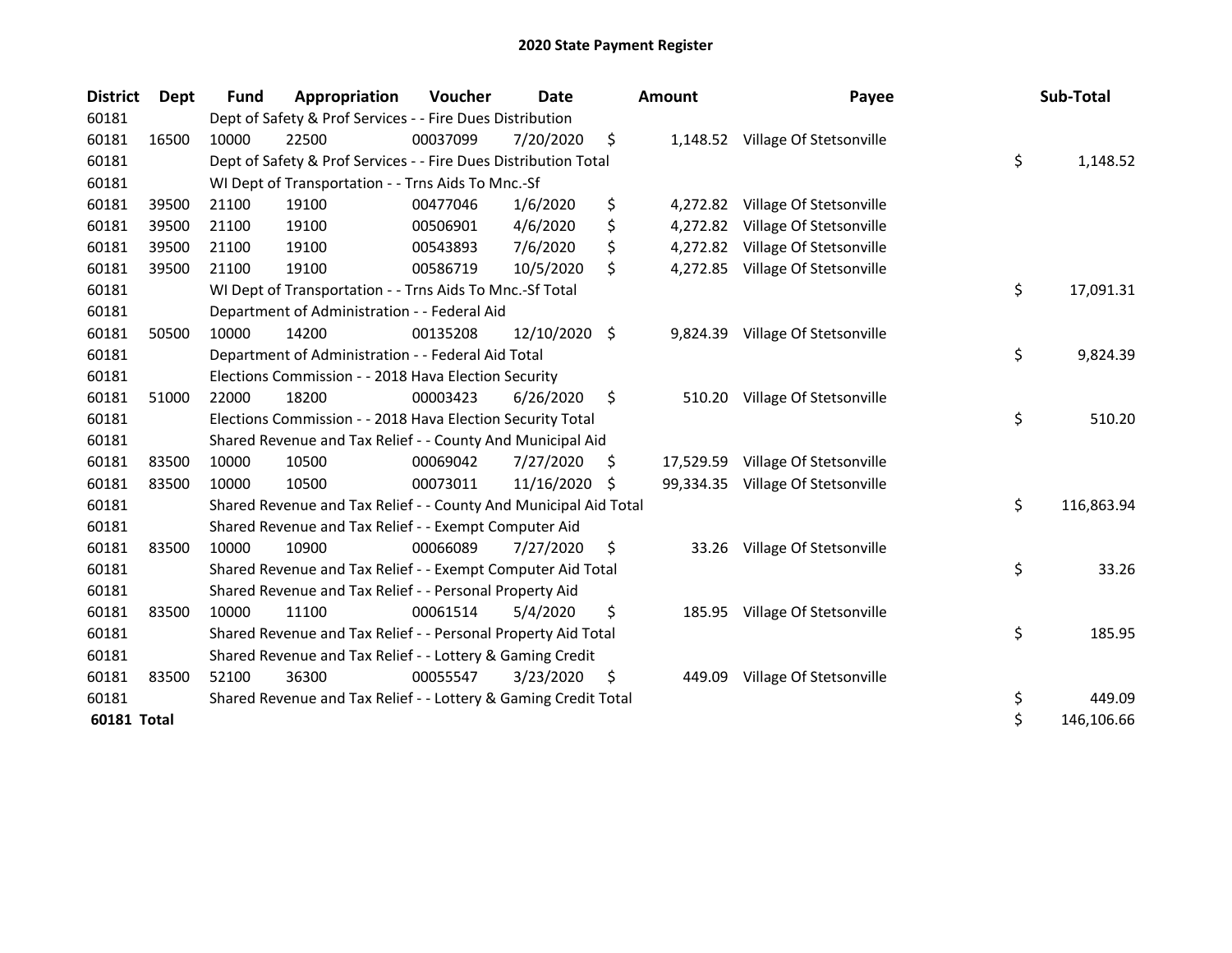# 2020 State Payment Register

| District | Dept | Fund | Appropriation | Voucher | Date | Amount | Payee | Sub-Total |
|---|---|---|---|---|---|---|---|---|
| 60181 | | Dept of Safety & Prof Services - - Fire Dues Distribution | | | | | | |
| 60181 | 16500 | 10000 | 22500 | 00037099 | 7/20/2020 | $ 1,148.52 | Village Of Stetsonville | |
| 60181 | | Dept of Safety & Prof Services - - Fire Dues Distribution Total | | | | | | $ 1,148.52 |
| 60181 | | WI Dept of Transportation - - Trns Aids To Mnc.-Sf | | | | | | |
| 60181 | 39500 | 21100 | 19100 | 00477046 | 1/6/2020 | $ 4,272.82 | Village Of Stetsonville | |
| 60181 | 39500 | 21100 | 19100 | 00506901 | 4/6/2020 | $ 4,272.82 | Village Of Stetsonville | |
| 60181 | 39500 | 21100 | 19100 | 00543893 | 7/6/2020 | $ 4,272.82 | Village Of Stetsonville | |
| 60181 | 39500 | 21100 | 19100 | 00586719 | 10/5/2020 | $ 4,272.85 | Village Of Stetsonville | |
| 60181 | | WI Dept of Transportation - - Trns Aids To Mnc.-Sf Total | | | | | | $ 17,091.31 |
| 60181 | | Department of Administration - - Federal Aid | | | | | | |
| 60181 | 50500 | 10000 | 14200 | 00135208 | 12/10/2020 | $ 9,824.39 | Village Of Stetsonville | |
| 60181 | | Department of Administration - - Federal Aid Total | | | | | | $ 9,824.39 |
| 60181 | | Elections Commission - - 2018 Hava Election Security | | | | | | |
| 60181 | 51000 | 22000 | 18200 | 00003423 | 6/26/2020 | $ 510.20 | Village Of Stetsonville | |
| 60181 | | Elections Commission - - 2018 Hava Election Security Total | | | | | | $ 510.20 |
| 60181 | | Shared Revenue and Tax Relief - - County And Municipal Aid | | | | | | |
| 60181 | 83500 | 10000 | 10500 | 00069042 | 7/27/2020 | $ 17,529.59 | Village Of Stetsonville | |
| 60181 | 83500 | 10000 | 10500 | 00073011 | 11/16/2020 | $ 99,334.35 | Village Of Stetsonville | |
| 60181 | | Shared Revenue and Tax Relief - - County And Municipal Aid Total | | | | | | $ 116,863.94 |
| 60181 | | Shared Revenue and Tax Relief - - Exempt Computer Aid | | | | | | |
| 60181 | 83500 | 10000 | 10900 | 00066089 | 7/27/2020 | $ 33.26 | Village Of Stetsonville | |
| 60181 | | Shared Revenue and Tax Relief - - Exempt Computer Aid Total | | | | | | $ 33.26 |
| 60181 | | Shared Revenue and Tax Relief - - Personal Property Aid | | | | | | |
| 60181 | 83500 | 10000 | 11100 | 00061514 | 5/4/2020 | $ 185.95 | Village Of Stetsonville | |
| 60181 | | Shared Revenue and Tax Relief - - Personal Property Aid Total | | | | | | $ 185.95 |
| 60181 | | Shared Revenue and Tax Relief - - Lottery & Gaming Credit | | | | | | |
| 60181 | 83500 | 52100 | 36300 | 00055547 | 3/23/2020 | $ 449.09 | Village Of Stetsonville | |
| 60181 | | Shared Revenue and Tax Relief - - Lottery & Gaming Credit Total | | | | | | $ 449.09 |
| **60181 Total** | | | | | | | | $ 146,106.66 |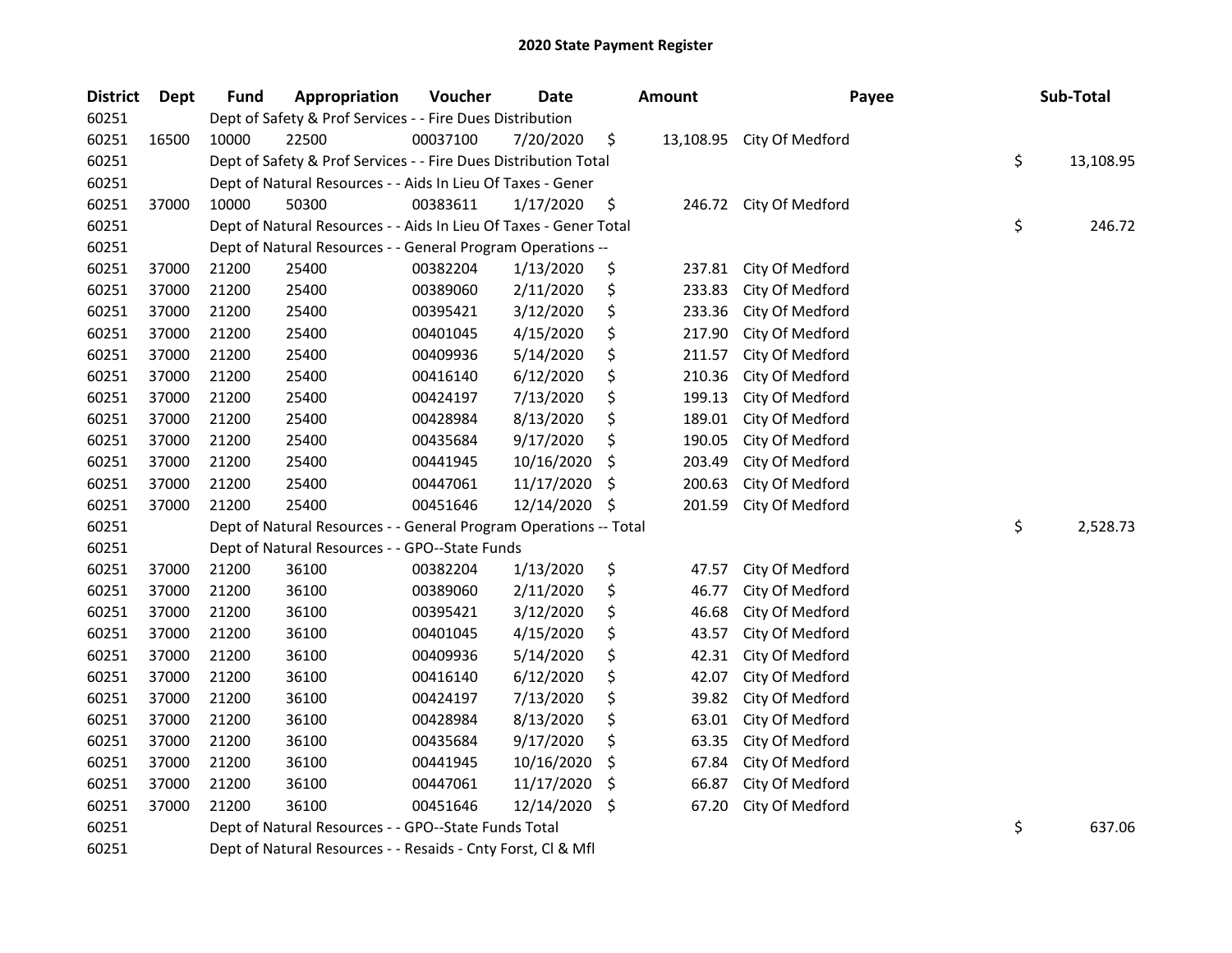# 2020 State Payment Register

| District | Dept | Fund | Appropriation | Voucher | Date | Amount | Payee | Sub-Total |
|---|---|---|---|---|---|---|---|---|
| 60251 | | Dept of Safety & Prof Services - - Fire Dues Distribution | | | | | | |
| 60251 | 16500 | 10000 | 22500 | 00037100 | 7/20/2020 | $ 13,108.95 | City Of Medford | |
| 60251 | | Dept of Safety & Prof Services - - Fire Dues Distribution Total | | | | | | $ 13,108.95 |
| 60251 | | Dept of Natural Resources - - Aids In Lieu Of Taxes - Gener | | | | | | |
| 60251 | 37000 | 10000 | 50300 | 00383611 | 1/17/2020 | $ 246.72 | City Of Medford | |
| 60251 | | Dept of Natural Resources - - Aids In Lieu Of Taxes - Gener Total | | | | | | $ 246.72 |
| 60251 | | Dept of Natural Resources - - General Program Operations -- | | | | | | |
| 60251 | 37000 | 21200 | 25400 | 00382204 | 1/13/2020 | $ 237.81 | City Of Medford | |
| 60251 | 37000 | 21200 | 25400 | 00389060 | 2/11/2020 | $ 233.83 | City Of Medford | |
| 60251 | 37000 | 21200 | 25400 | 00395421 | 3/12/2020 | $ 233.36 | City Of Medford | |
| 60251 | 37000 | 21200 | 25400 | 00401045 | 4/15/2020 | $ 217.90 | City Of Medford | |
| 60251 | 37000 | 21200 | 25400 | 00409936 | 5/14/2020 | $ 211.57 | City Of Medford | |
| 60251 | 37000 | 21200 | 25400 | 00416140 | 6/12/2020 | $ 210.36 | City Of Medford | |
| 60251 | 37000 | 21200 | 25400 | 00424197 | 7/13/2020 | $ 199.13 | City Of Medford | |
| 60251 | 37000 | 21200 | 25400 | 00428984 | 8/13/2020 | $ 189.01 | City Of Medford | |
| 60251 | 37000 | 21200 | 25400 | 00435684 | 9/17/2020 | $ 190.05 | City Of Medford | |
| 60251 | 37000 | 21200 | 25400 | 00441945 | 10/16/2020 | $ 203.49 | City Of Medford | |
| 60251 | 37000 | 21200 | 25400 | 00447061 | 11/17/2020 | $ 200.63 | City Of Medford | |
| 60251 | 37000 | 21200 | 25400 | 00451646 | 12/14/2020 | $ 201.59 | City Of Medford | |
| 60251 | | Dept of Natural Resources - - General Program Operations -- Total | | | | | | $ 2,528.73 |
| 60251 | | Dept of Natural Resources - - GPO--State Funds | | | | | | |
| 60251 | 37000 | 21200 | 36100 | 00382204 | 1/13/2020 | $ 47.57 | City Of Medford | |
| 60251 | 37000 | 21200 | 36100 | 00389060 | 2/11/2020 | $ 46.77 | City Of Medford | |
| 60251 | 37000 | 21200 | 36100 | 00395421 | 3/12/2020 | $ 46.68 | City Of Medford | |
| 60251 | 37000 | 21200 | 36100 | 00401045 | 4/15/2020 | $ 43.57 | City Of Medford | |
| 60251 | 37000 | 21200 | 36100 | 00409936 | 5/14/2020 | $ 42.31 | City Of Medford | |
| 60251 | 37000 | 21200 | 36100 | 00416140 | 6/12/2020 | $ 42.07 | City Of Medford | |
| 60251 | 37000 | 21200 | 36100 | 00424197 | 7/13/2020 | $ 39.82 | City Of Medford | |
| 60251 | 37000 | 21200 | 36100 | 00428984 | 8/13/2020 | $ 63.01 | City Of Medford | |
| 60251 | 37000 | 21200 | 36100 | 00435684 | 9/17/2020 | $ 63.35 | City Of Medford | |
| 60251 | 37000 | 21200 | 36100 | 00441945 | 10/16/2020 | $ 67.84 | City Of Medford | |
| 60251 | 37000 | 21200 | 36100 | 00447061 | 11/17/2020 | $ 66.87 | City Of Medford | |
| 60251 | 37000 | 21200 | 36100 | 00451646 | 12/14/2020 | $ 67.20 | City Of Medford | |
| 60251 | | Dept of Natural Resources - - GPO--State Funds Total | | | | | | $ 637.06 |
| 60251 | | Dept of Natural Resources - - Resaids - Cnty Forst, Cl & Mfl | | | | | | |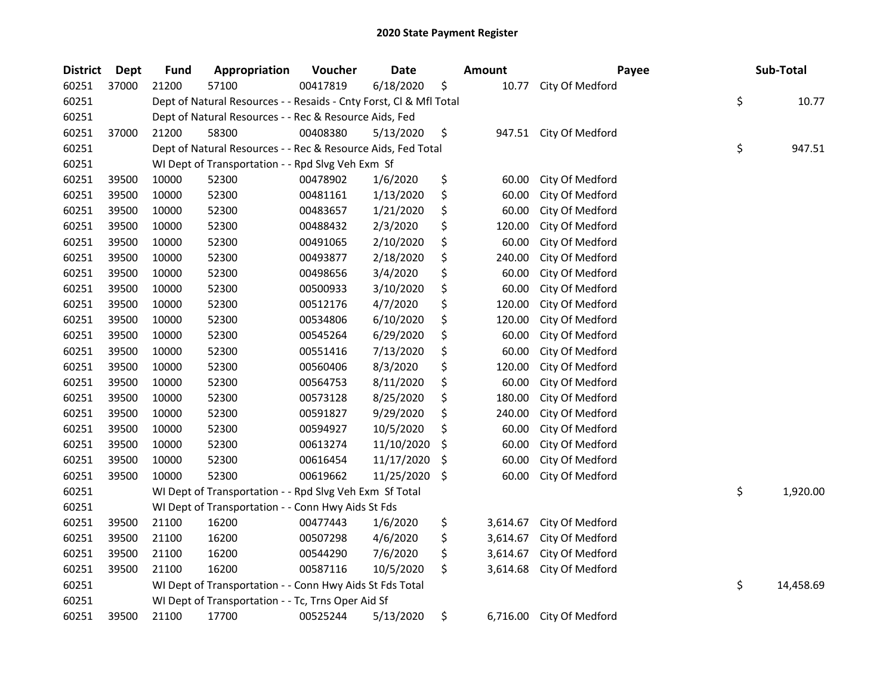# 2020 State Payment Register

| District | Dept | Fund | Appropriation | Voucher | Date | Amount | Payee | Sub-Total |
|---|---|---|---|---|---|---|---|---|
| 60251 | 37000 | 21200 | 57100 | 00417819 | 6/18/2020 | $ 10.77 | City Of Medford | |
| 60251 | | Dept of Natural Resources - - Resaids - Cnty Forst, Cl & Mfl Total | | | | | | $ 10.77 |
| 60251 | | Dept of Natural Resources - - Rec & Resource Aids, Fed | | | | | | |
| 60251 | 37000 | 21200 | 58300 | 00408380 | 5/13/2020 | $ 947.51 | City Of Medford | |
| 60251 | | Dept of Natural Resources - - Rec & Resource Aids, Fed Total | | | | | | $ 947.51 |
| 60251 | | WI Dept of Transportation - - Rpd Slvg Veh Exm Sf | | | | | | |
| 60251 | 39500 | 10000 | 52300 | 00478902 | 1/6/2020 | $ 60.00 | City Of Medford | |
| 60251 | 39500 | 10000 | 52300 | 00481161 | 1/13/2020 | $ 60.00 | City Of Medford | |
| 60251 | 39500 | 10000 | 52300 | 00483657 | 1/21/2020 | $ 60.00 | City Of Medford | |
| 60251 | 39500 | 10000 | 52300 | 00488432 | 2/3/2020 | $ 120.00 | City Of Medford | |
| 60251 | 39500 | 10000 | 52300 | 00491065 | 2/10/2020 | $ 60.00 | City Of Medford | |
| 60251 | 39500 | 10000 | 52300 | 00493877 | 2/18/2020 | $ 240.00 | City Of Medford | |
| 60251 | 39500 | 10000 | 52300 | 00498656 | 3/4/2020 | $ 60.00 | City Of Medford | |
| 60251 | 39500 | 10000 | 52300 | 00500933 | 3/10/2020 | $ 60.00 | City Of Medford | |
| 60251 | 39500 | 10000 | 52300 | 00512176 | 4/7/2020 | $ 120.00 | City Of Medford | |
| 60251 | 39500 | 10000 | 52300 | 00534806 | 6/10/2020 | $ 120.00 | City Of Medford | |
| 60251 | 39500 | 10000 | 52300 | 00545264 | 6/29/2020 | $ 60.00 | City Of Medford | |
| 60251 | 39500 | 10000 | 52300 | 00551416 | 7/13/2020 | $ 60.00 | City Of Medford | |
| 60251 | 39500 | 10000 | 52300 | 00560406 | 8/3/2020 | $ 120.00 | City Of Medford | |
| 60251 | 39500 | 10000 | 52300 | 00564753 | 8/11/2020 | $ 60.00 | City Of Medford | |
| 60251 | 39500 | 10000 | 52300 | 00573128 | 8/25/2020 | $ 180.00 | City Of Medford | |
| 60251 | 39500 | 10000 | 52300 | 00591827 | 9/29/2020 | $ 240.00 | City Of Medford | |
| 60251 | 39500 | 10000 | 52300 | 00594927 | 10/5/2020 | $ 60.00 | City Of Medford | |
| 60251 | 39500 | 10000 | 52300 | 00613274 | 11/10/2020 | $ 60.00 | City Of Medford | |
| 60251 | 39500 | 10000 | 52300 | 00616454 | 11/17/2020 | $ 60.00 | City Of Medford | |
| 60251 | 39500 | 10000 | 52300 | 00619662 | 11/25/2020 | $ 60.00 | City Of Medford | |
| 60251 | | WI Dept of Transportation - - Rpd Slvg Veh Exm Sf Total | | | | | | $ 1,920.00 |
| 60251 | | WI Dept of Transportation - - Conn Hwy Aids St Fds | | | | | | |
| 60251 | 39500 | 21100 | 16200 | 00477443 | 1/6/2020 | $ 3,614.67 | City Of Medford | |
| 60251 | 39500 | 21100 | 16200 | 00507298 | 4/6/2020 | $ 3,614.67 | City Of Medford | |
| 60251 | 39500 | 21100 | 16200 | 00544290 | 7/6/2020 | $ 3,614.67 | City Of Medford | |
| 60251 | 39500 | 21100 | 16200 | 00587116 | 10/5/2020 | $ 3,614.68 | City Of Medford | |
| 60251 | | WI Dept of Transportation - - Conn Hwy Aids St Fds Total | | | | | | $ 14,458.69 |
| 60251 | | WI Dept of Transportation - - Tc, Trns Oper Aid Sf | | | | | | |
| 60251 | 39500 | 21100 | 17700 | 00525244 | 5/13/2020 | $ 6,716.00 | City Of Medford | |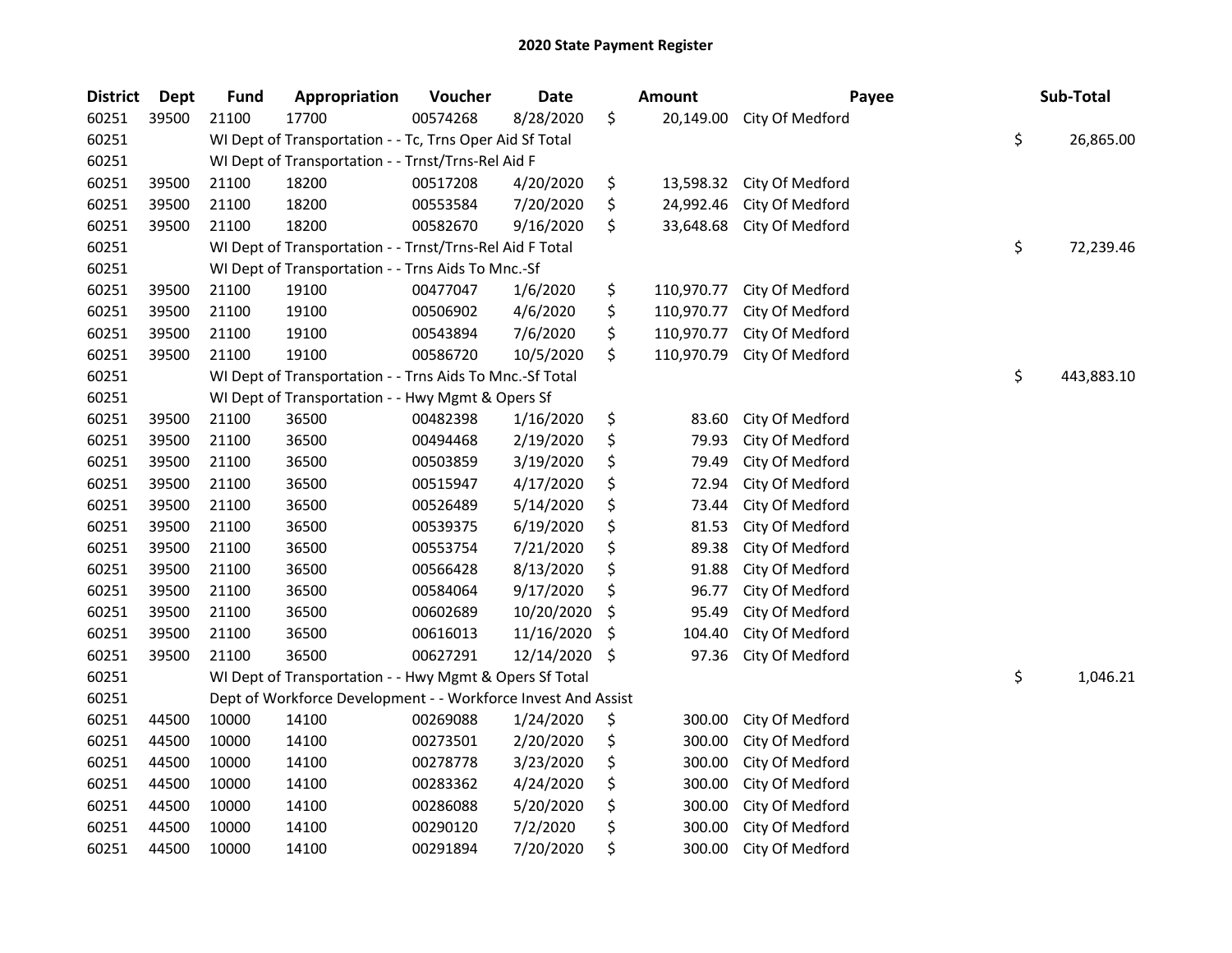# 2020 State Payment Register

| District | Dept | Fund | Appropriation | Voucher | Date | Amount | Payee | Sub-Total |
|---|---|---|---|---|---|---|---|---|
| 60251 | 39500 | 21100 | 17700 | 00574268 | 8/28/2020 | $ 20,149.00 | City Of Medford | |
| 60251 | | WI Dept of Transportation - - Tc, Trns Oper Aid Sf Total | | | | | | $ 26,865.00 |
| 60251 | | WI Dept of Transportation - - Trnst/Trns-Rel Aid F | | | | | | |
| 60251 | 39500 | 21100 | 18200 | 00517208 | 4/20/2020 | $ 13,598.32 | City Of Medford | |
| 60251 | 39500 | 21100 | 18200 | 00553584 | 7/20/2020 | $ 24,992.46 | City Of Medford | |
| 60251 | 39500 | 21100 | 18200 | 00582670 | 9/16/2020 | $ 33,648.68 | City Of Medford | |
| 60251 | | WI Dept of Transportation - - Trnst/Trns-Rel Aid F Total | | | | | | $ 72,239.46 |
| 60251 | | WI Dept of Transportation - - Trns Aids To Mnc.-Sf | | | | | | |
| 60251 | 39500 | 21100 | 19100 | 00477047 | 1/6/2020 | $ 110,970.77 | City Of Medford | |
| 60251 | 39500 | 21100 | 19100 | 00506902 | 4/6/2020 | $ 110,970.77 | City Of Medford | |
| 60251 | 39500 | 21100 | 19100 | 00543894 | 7/6/2020 | $ 110,970.77 | City Of Medford | |
| 60251 | 39500 | 21100 | 19100 | 00586720 | 10/5/2020 | $ 110,970.79 | City Of Medford | |
| 60251 | | WI Dept of Transportation - - Trns Aids To Mnc.-Sf Total | | | | | | $ 443,883.10 |
| 60251 | | WI Dept of Transportation - - Hwy Mgmt & Opers Sf | | | | | | |
| 60251 | 39500 | 21100 | 36500 | 00482398 | 1/16/2020 | $ 83.60 | City Of Medford | |
| 60251 | 39500 | 21100 | 36500 | 00494468 | 2/19/2020 | $ 79.93 | City Of Medford | |
| 60251 | 39500 | 21100 | 36500 | 00503859 | 3/19/2020 | $ 79.49 | City Of Medford | |
| 60251 | 39500 | 21100 | 36500 | 00515947 | 4/17/2020 | $ 72.94 | City Of Medford | |
| 60251 | 39500 | 21100 | 36500 | 00526489 | 5/14/2020 | $ 73.44 | City Of Medford | |
| 60251 | 39500 | 21100 | 36500 | 00539375 | 6/19/2020 | $ 81.53 | City Of Medford | |
| 60251 | 39500 | 21100 | 36500 | 00553754 | 7/21/2020 | $ 89.38 | City Of Medford | |
| 60251 | 39500 | 21100 | 36500 | 00566428 | 8/13/2020 | $ 91.88 | City Of Medford | |
| 60251 | 39500 | 21100 | 36500 | 00584064 | 9/17/2020 | $ 96.77 | City Of Medford | |
| 60251 | 39500 | 21100 | 36500 | 00602689 | 10/20/2020 | $ 95.49 | City Of Medford | |
| 60251 | 39500 | 21100 | 36500 | 00616013 | 11/16/2020 | $ 104.40 | City Of Medford | |
| 60251 | 39500 | 21100 | 36500 | 00627291 | 12/14/2020 | $ 97.36 | City Of Medford | |
| 60251 | | WI Dept of Transportation - - Hwy Mgmt & Opers Sf Total | | | | | | $ 1,046.21 |
| 60251 | | Dept of Workforce Development - - Workforce Invest And Assist | | | | | | |
| 60251 | 44500 | 10000 | 14100 | 00269088 | 1/24/2020 | $ 300.00 | City Of Medford | |
| 60251 | 44500 | 10000 | 14100 | 00273501 | 2/20/2020 | $ 300.00 | City Of Medford | |
| 60251 | 44500 | 10000 | 14100 | 00278778 | 3/23/2020 | $ 300.00 | City Of Medford | |
| 60251 | 44500 | 10000 | 14100 | 00283362 | 4/24/2020 | $ 300.00 | City Of Medford | |
| 60251 | 44500 | 10000 | 14100 | 00286088 | 5/20/2020 | $ 300.00 | City Of Medford | |
| 60251 | 44500 | 10000 | 14100 | 00290120 | 7/2/2020 | $ 300.00 | City Of Medford | |
| 60251 | 44500 | 10000 | 14100 | 00291894 | 7/20/2020 | $ 300.00 | City Of Medford | |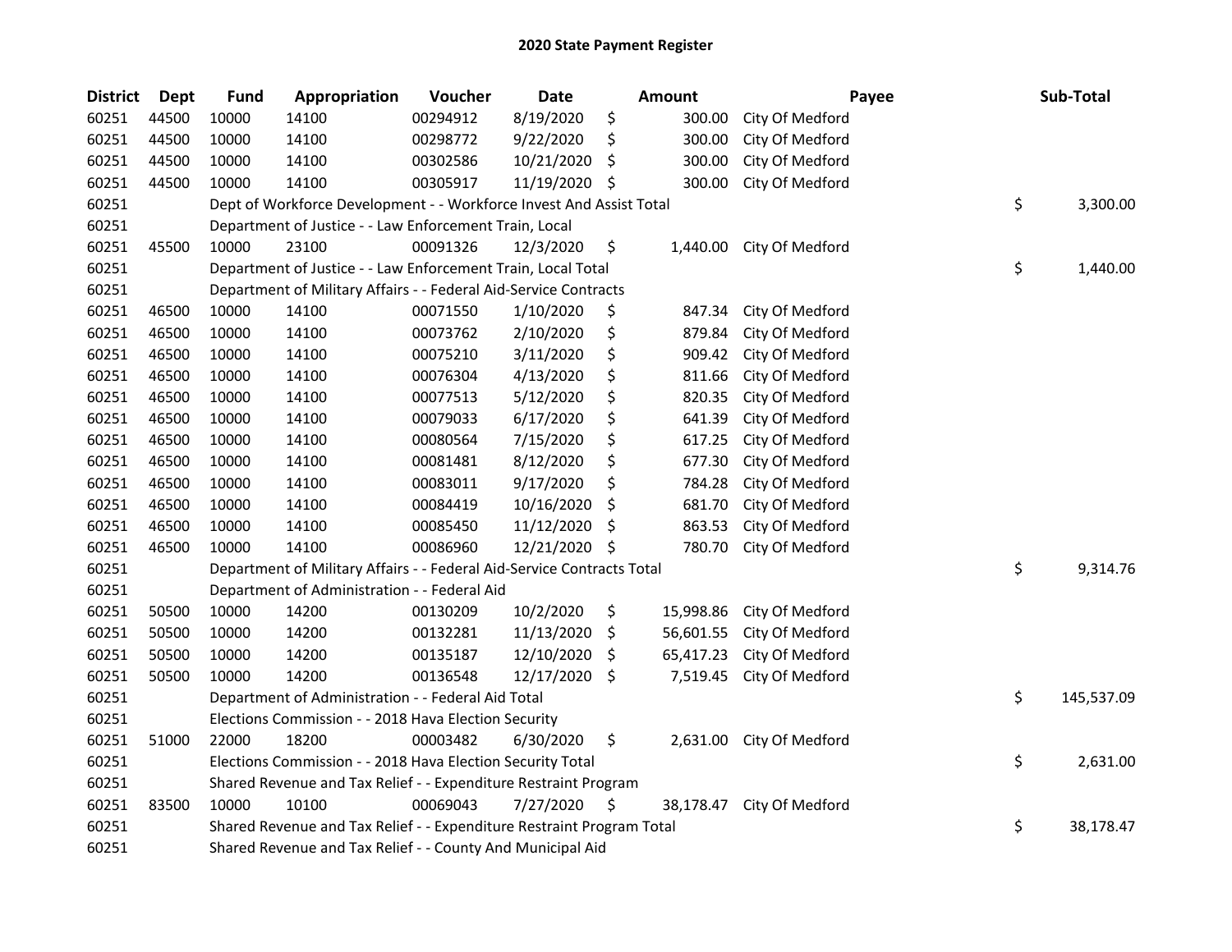# 2020 State Payment Register

| District | Dept | Fund | Appropriation | Voucher | Date | Amount | Payee | Sub-Total |
|---|---|---|---|---|---|---|---|---|
| 60251 | 44500 | 10000 | 14100 | 00294912 | 8/19/2020 | $ 300.00 | City Of Medford | |
| 60251 | 44500 | 10000 | 14100 | 00298772 | 9/22/2020 | $ 300.00 | City Of Medford | |
| 60251 | 44500 | 10000 | 14100 | 00302586 | 10/21/2020 | $ 300.00 | City Of Medford | |
| 60251 | 44500 | 10000 | 14100 | 00305917 | 11/19/2020 | $ 300.00 | City Of Medford | |
| 60251 | | Dept of Workforce Development - - Workforce Invest And Assist Total | | | | | | $ 3,300.00 |
| 60251 | | Department of Justice - - Law Enforcement Train, Local | | | | | | |
| 60251 | 45500 | 10000 | 23100 | 00091326 | 12/3/2020 | $ 1,440.00 | City Of Medford | |
| 60251 | | Department of Justice - - Law Enforcement Train, Local Total | | | | | | $ 1,440.00 |
| 60251 | | Department of Military Affairs - - Federal Aid-Service Contracts | | | | | | |
| 60251 | 46500 | 10000 | 14100 | 00071550 | 1/10/2020 | $ 847.34 | City Of Medford | |
| 60251 | 46500 | 10000 | 14100 | 00073762 | 2/10/2020 | $ 879.84 | City Of Medford | |
| 60251 | 46500 | 10000 | 14100 | 00075210 | 3/11/2020 | $ 909.42 | City Of Medford | |
| 60251 | 46500 | 10000 | 14100 | 00076304 | 4/13/2020 | $ 811.66 | City Of Medford | |
| 60251 | 46500 | 10000 | 14100 | 00077513 | 5/12/2020 | $ 820.35 | City Of Medford | |
| 60251 | 46500 | 10000 | 14100 | 00079033 | 6/17/2020 | $ 641.39 | City Of Medford | |
| 60251 | 46500 | 10000 | 14100 | 00080564 | 7/15/2020 | $ 617.25 | City Of Medford | |
| 60251 | 46500 | 10000 | 14100 | 00081481 | 8/12/2020 | $ 677.30 | City Of Medford | |
| 60251 | 46500 | 10000 | 14100 | 00083011 | 9/17/2020 | $ 784.28 | City Of Medford | |
| 60251 | 46500 | 10000 | 14100 | 00084419 | 10/16/2020 | $ 681.70 | City Of Medford | |
| 60251 | 46500 | 10000 | 14100 | 00085450 | 11/12/2020 | $ 863.53 | City Of Medford | |
| 60251 | 46500 | 10000 | 14100 | 00086960 | 12/21/2020 | $ 780.70 | City Of Medford | |
| 60251 | | Department of Military Affairs - - Federal Aid-Service Contracts Total | | | | | | $ 9,314.76 |
| 60251 | | Department of Administration - - Federal Aid | | | | | | |
| 60251 | 50500 | 10000 | 14200 | 00130209 | 10/2/2020 | $ 15,998.86 | City Of Medford | |
| 60251 | 50500 | 10000 | 14200 | 00132281 | 11/13/2020 | $ 56,601.55 | City Of Medford | |
| 60251 | 50500 | 10000 | 14200 | 00135187 | 12/10/2020 | $ 65,417.23 | City Of Medford | |
| 60251 | 50500 | 10000 | 14200 | 00136548 | 12/17/2020 | $ 7,519.45 | City Of Medford | |
| 60251 | | Department of Administration - - Federal Aid Total | | | | | | $ 145,537.09 |
| 60251 | | Elections Commission - - 2018 Hava Election Security | | | | | | |
| 60251 | 51000 | 22000 | 18200 | 00003482 | 6/30/2020 | $ 2,631.00 | City Of Medford | |
| 60251 | | Elections Commission - - 2018 Hava Election Security Total | | | | | | $ 2,631.00 |
| 60251 | | Shared Revenue and Tax Relief - - Expenditure Restraint Program | | | | | | |
| 60251 | 83500 | 10000 | 10100 | 00069043 | 7/27/2020 | $ 38,178.47 | City Of Medford | |
| 60251 | | Shared Revenue and Tax Relief - - Expenditure Restraint Program Total | | | | | | $ 38,178.47 |
| 60251 | | Shared Revenue and Tax Relief - - County And Municipal Aid | | | | | | |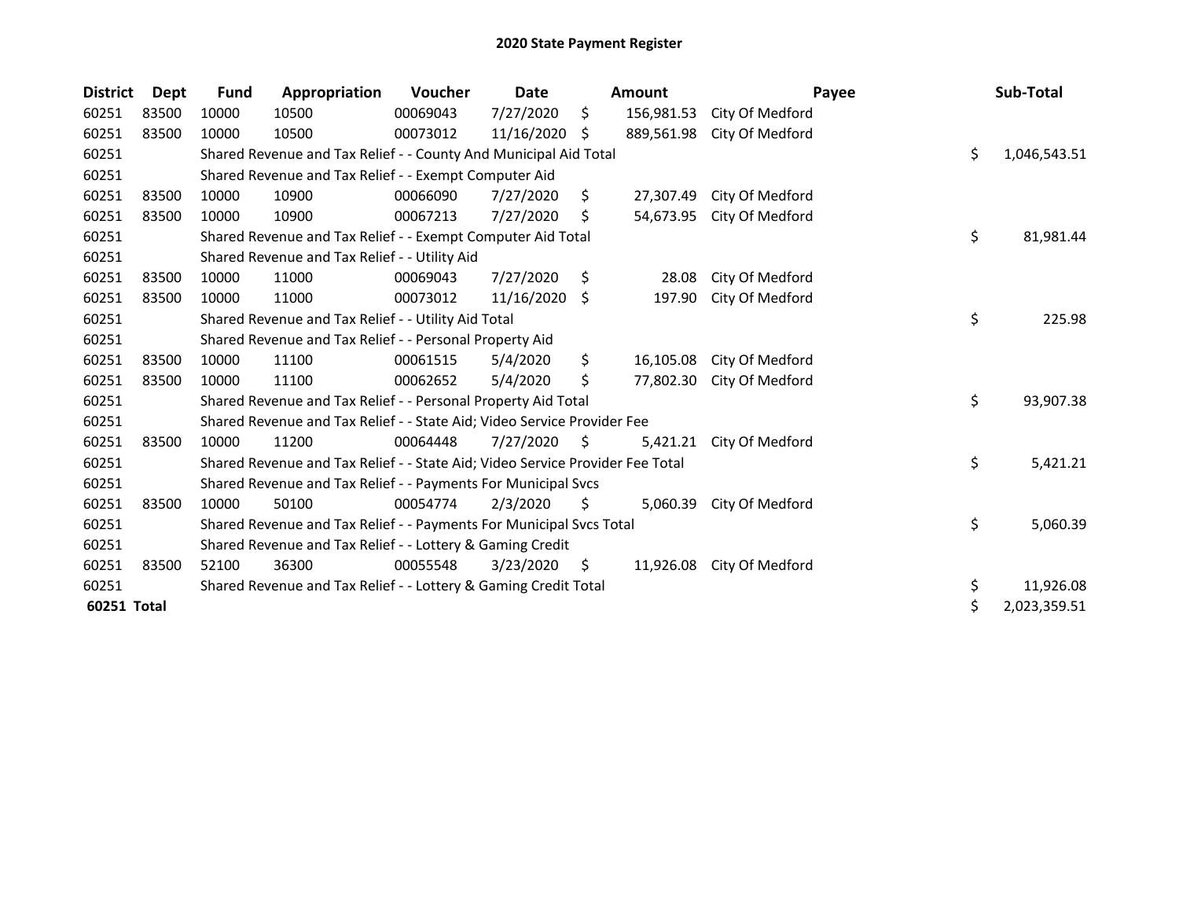# 2020 State Payment Register

| District | Dept | Fund | Appropriation | Voucher | Date | Amount | Payee | Sub-Total |
|---|---|---|---|---|---|---|---|---|
| 60251 | 83500 | 10000 | 10500 | 00069043 | 7/27/2020 | $ 156,981.53 | City Of Medford | |
| 60251 | 83500 | 10000 | 10500 | 00073012 | 11/16/2020 | $ 889,561.98 | City Of Medford | |
| 60251 | | Shared Revenue and Tax Relief - - County And Municipal Aid Total | | | | | | $ 1,046,543.51 |
| 60251 | | Shared Revenue and Tax Relief - - Exempt Computer Aid | | | | | | |
| 60251 | 83500 | 10000 | 10900 | 00066090 | 7/27/2020 | $ 27,307.49 | City Of Medford | |
| 60251 | 83500 | 10000 | 10900 | 00067213 | 7/27/2020 | $ 54,673.95 | City Of Medford | |
| 60251 | | Shared Revenue and Tax Relief - - Exempt Computer Aid Total | | | | | | $ 81,981.44 |
| 60251 | | Shared Revenue and Tax Relief - - Utility Aid | | | | | | |
| 60251 | 83500 | 10000 | 11000 | 00069043 | 7/27/2020 | $ 28.08 | City Of Medford | |
| 60251 | 83500 | 10000 | 11000 | 00073012 | 11/16/2020 | $ 197.90 | City Of Medford | |
| 60251 | | Shared Revenue and Tax Relief - - Utility Aid Total | | | | | | $ 225.98 |
| 60251 | | Shared Revenue and Tax Relief - - Personal Property Aid | | | | | | |
| 60251 | 83500 | 10000 | 11100 | 00061515 | 5/4/2020 | $ 16,105.08 | City Of Medford | |
| 60251 | 83500 | 10000 | 11100 | 00062652 | 5/4/2020 | $ 77,802.30 | City Of Medford | |
| 60251 | | Shared Revenue and Tax Relief - - Personal Property Aid Total | | | | | | $ 93,907.38 |
| 60251 | | Shared Revenue and Tax Relief - - State Aid; Video Service Provider Fee | | | | | | |
| 60251 | 83500 | 10000 | 11200 | 00064448 | 7/27/2020 | $ 5,421.21 | City Of Medford | |
| 60251 | | Shared Revenue and Tax Relief - - State Aid; Video Service Provider Fee Total | | | | | | $ 5,421.21 |
| 60251 | | Shared Revenue and Tax Relief - - Payments For Municipal Svcs | | | | | | |
| 60251 | 83500 | 10000 | 50100 | 00054774 | 2/3/2020 | $ 5,060.39 | City Of Medford | |
| 60251 | | Shared Revenue and Tax Relief - - Payments For Municipal Svcs Total | | | | | | $ 5,060.39 |
| 60251 | | Shared Revenue and Tax Relief - - Lottery & Gaming Credit | | | | | | |
| 60251 | 83500 | 52100 | 36300 | 00055548 | 3/23/2020 | $ 11,926.08 | City Of Medford | |
| 60251 | | Shared Revenue and Tax Relief - - Lottery & Gaming Credit Total | | | | | | $ 11,926.08 |
| **60251 Total** | | | | | | | | $ 2,023,359.51 |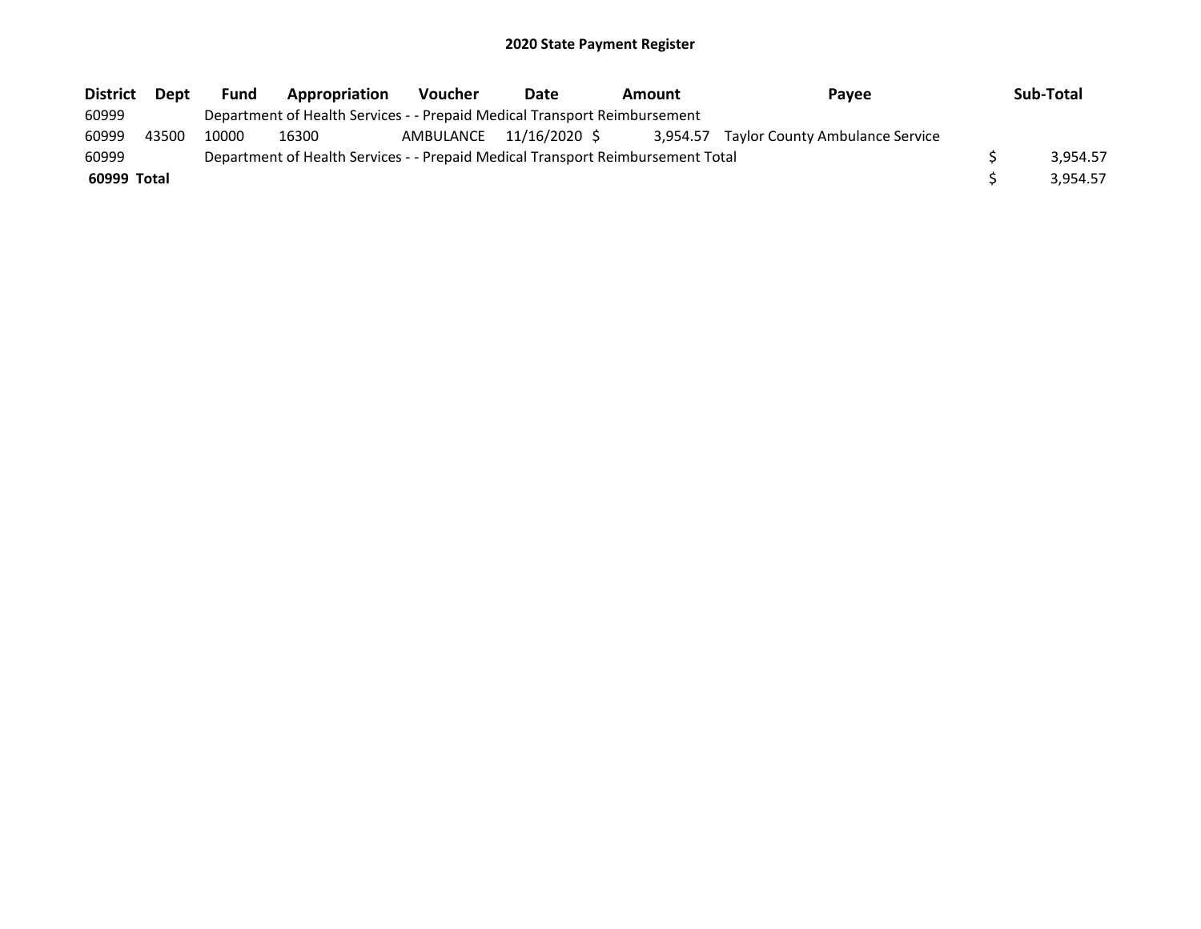# 2020 State Payment Register

| District | Dept | Fund | Appropriation | Voucher | Date | Amount | Payee | Sub-Total |
|---|---|---|---|---|---|---|---|---|
| 60999 | | Department of Health Services - - Prepaid Medical Transport Reimbursement | | | | | | |
| 60999 | 43500 | 10000 | 16300 | AMBULANCE | 11/16/2020 | $ 3,954.57 | Taylor County Ambulance Service | |
| 60999 | | Department of Health Services - - Prepaid Medical Transport Reimbursement Total | | | | | | $ 3,954.57 |
| **60999 Total** | | | | | | | | $ 3,954.57 |